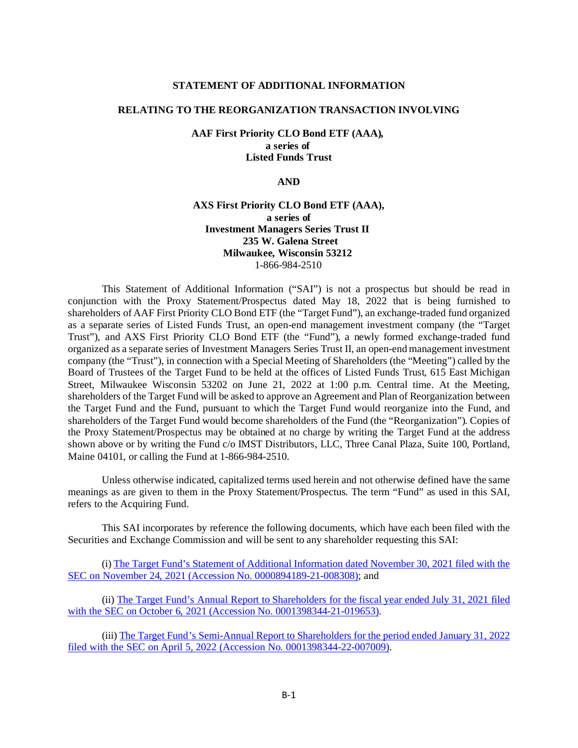# STATEMENT OF ADDITIONAL INFORMATION

## RELATING TO THE REORGANIZATION TRANSACTION INVOLVING

**AAF First Priority CLO Bond ETF (AAA),**
**a series of**
**Listed Funds Trust**

**AND**

**AXS First Priority CLO Bond ETF (AAA),**
**a series of**
**Investment Managers Series Trust II**
**235 W. Galena Street**
**Milwaukee, Wisconsin 53212**
1-866-984-2510

This Statement of Additional Information ("SAI") is not a prospectus but should be read in conjunction with the Proxy Statement/Prospectus dated May 18, 2022 that is being furnished to shareholders of AAF First Priority CLO Bond ETF (the "Target Fund"), an exchange-traded fund organized as a separate series of Listed Funds Trust, an open-end management investment company (the "Target Trust"), and AXS First Priority CLO Bond ETF (the "Fund"), a newly formed exchange-traded fund organized as a separate series of Investment Managers Series Trust II, an open-end management investment company (the "Trust"), in connection with a Special Meeting of Shareholders (the "Meeting") called by the Board of Trustees of the Target Fund to be held at the offices of Listed Funds Trust, 615 East Michigan Street, Milwaukee Wisconsin 53202 on June 21, 2022 at 1:00 p.m. Central time. At the Meeting, shareholders of the Target Fund will be asked to approve an Agreement and Plan of Reorganization between the Target Fund and the Fund, pursuant to which the Target Fund would reorganize into the Fund, and shareholders of the Target Fund would become shareholders of the Fund (the "Reorganization"). Copies of the Proxy Statement/Prospectus may be obtained at no charge by writing the Target Fund at the address shown above or by writing the Fund c/o IMST Distributors, LLC, Three Canal Plaza, Suite 100, Portland, Maine 04101, or calling the Fund at 1-866-984-2510.

Unless otherwise indicated, capitalized terms used herein and not otherwise defined have the same meanings as are given to them in the Proxy Statement/Prospectus. The term "Fund" as used in this SAI, refers to the Acquiring Fund.

This SAI incorporates by reference the following documents, which have each been filed with the Securities and Exchange Commission and will be sent to any shareholder requesting this SAI:

(i) The Target Fund's Statement of Additional Information dated November 30, 2021 filed with the SEC on November 24, 2021 (Accession No. 0000894189-21-008308); and

(ii) The Target Fund's Annual Report to Shareholders for the fiscal year ended July 31, 2021 filed with the SEC on October 6, 2021 (Accession No. 0001398344-21-019653).

(iii) The Target Fund's Semi-Annual Report to Shareholders for the period ended January 31, 2022 filed with the SEC on April 5, 2022 (Accession No. 0001398344-22-007009).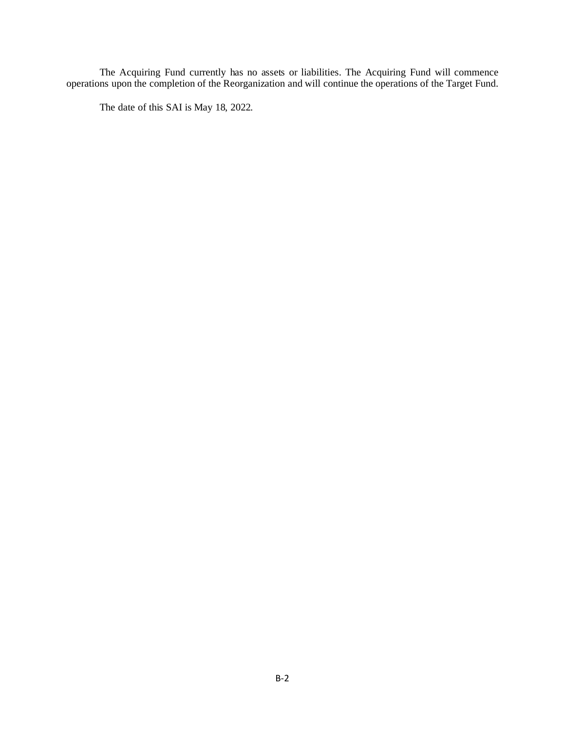The Acquiring Fund currently has no assets or liabilities. The Acquiring Fund will commence operations upon the completion of the Reorganization and will continue the operations of the Target Fund.

The date of this SAI is May 18, 2022.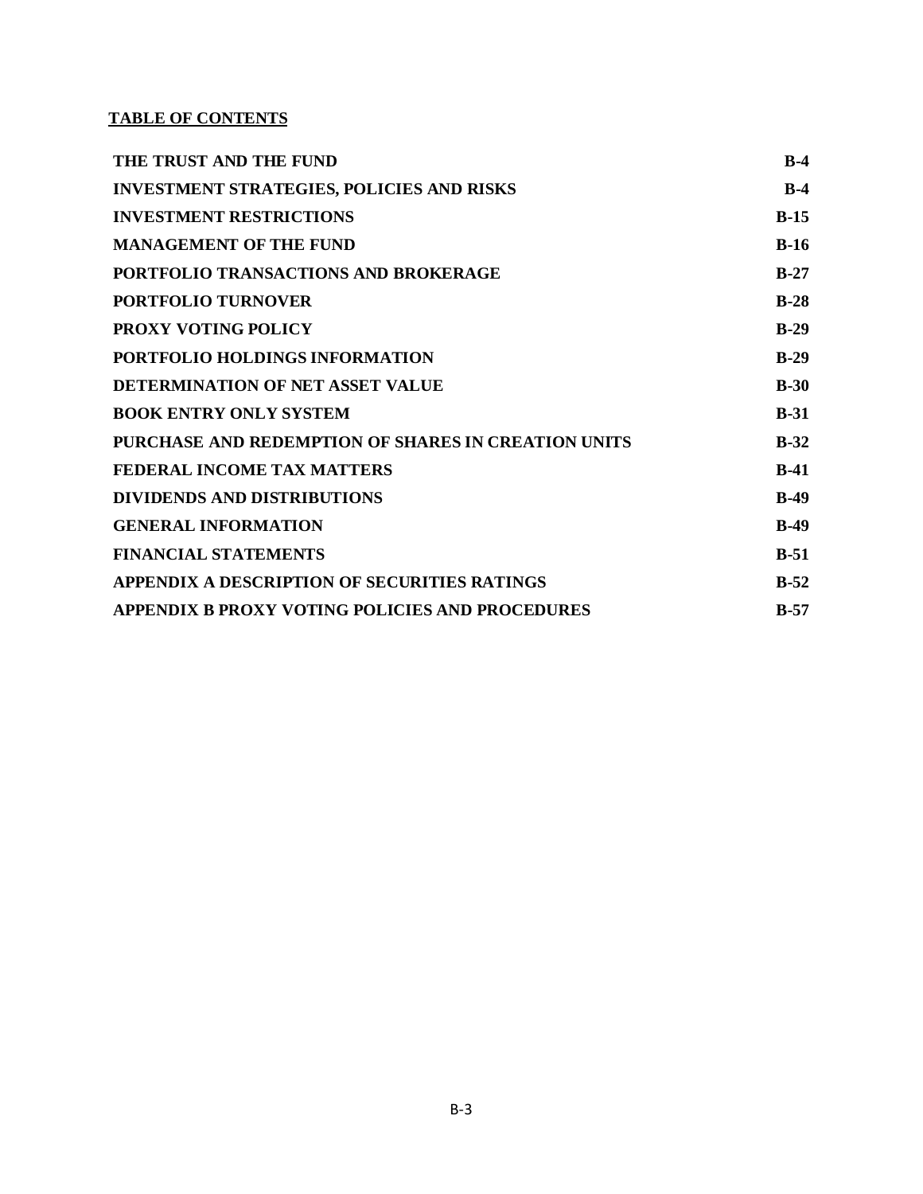**TABLE OF CONTENTS**

| | |
|---|---|
| **THE TRUST AND THE FUND** | **B-4** |
| **INVESTMENT STRATEGIES, POLICIES AND RISKS** | **B-4** |
| **INVESTMENT RESTRICTIONS** | **B-15** |
| **MANAGEMENT OF THE FUND** | **B-16** |
| **PORTFOLIO TRANSACTIONS AND BROKERAGE** | **B-27** |
| **PORTFOLIO TURNOVER** | **B-28** |
| **PROXY VOTING POLICY** | **B-29** |
| **PORTFOLIO HOLDINGS INFORMATION** | **B-29** |
| **DETERMINATION OF NET ASSET VALUE** | **B-30** |
| **BOOK ENTRY ONLY SYSTEM** | **B-31** |
| **PURCHASE AND REDEMPTION OF SHARES IN CREATION UNITS** | **B-32** |
| **FEDERAL INCOME TAX MATTERS** | **B-41** |
| **DIVIDENDS AND DISTRIBUTIONS** | **B-49** |
| **GENERAL INFORMATION** | **B-49** |
| **FINANCIAL STATEMENTS** | **B-51** |
| **APPENDIX A DESCRIPTION OF SECURITIES RATINGS** | **B-52** |
| **APPENDIX B PROXY VOTING POLICIES AND PROCEDURES** | **B-57** |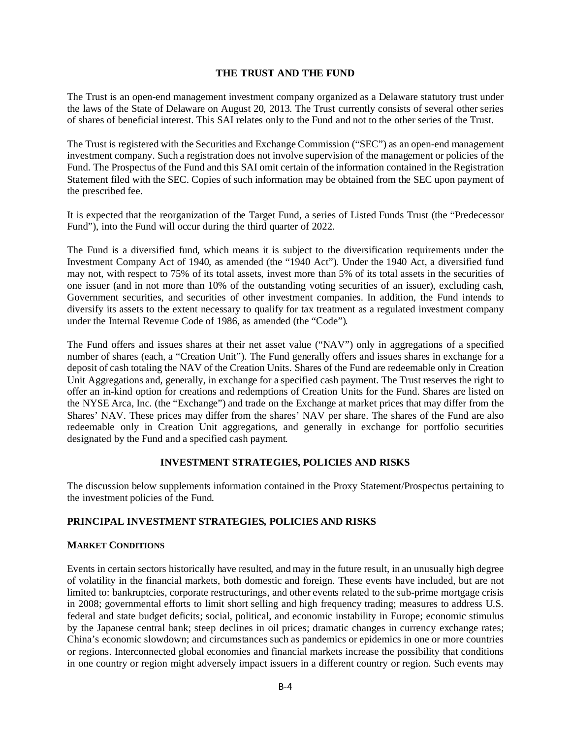## THE TRUST AND THE FUND

The Trust is an open-end management investment company organized as a Delaware statutory trust under the laws of the State of Delaware on August 20, 2013. The Trust currently consists of several other series of shares of beneficial interest. This SAI relates only to the Fund and not to the other series of the Trust.

The Trust is registered with the Securities and Exchange Commission ("SEC") as an open-end management investment company. Such a registration does not involve supervision of the management or policies of the Fund. The Prospectus of the Fund and this SAI omit certain of the information contained in the Registration Statement filed with the SEC. Copies of such information may be obtained from the SEC upon payment of the prescribed fee.

It is expected that the reorganization of the Target Fund, a series of Listed Funds Trust (the "Predecessor Fund"), into the Fund will occur during the third quarter of 2022.

The Fund is a diversified fund, which means it is subject to the diversification requirements under the Investment Company Act of 1940, as amended (the "1940 Act"). Under the 1940 Act, a diversified fund may not, with respect to 75% of its total assets, invest more than 5% of its total assets in the securities of one issuer (and in not more than 10% of the outstanding voting securities of an issuer), excluding cash, Government securities, and securities of other investment companies. In addition, the Fund intends to diversify its assets to the extent necessary to qualify for tax treatment as a regulated investment company under the Internal Revenue Code of 1986, as amended (the "Code").

The Fund offers and issues shares at their net asset value ("NAV") only in aggregations of a specified number of shares (each, a "Creation Unit"). The Fund generally offers and issues shares in exchange for a deposit of cash totaling the NAV of the Creation Units. Shares of the Fund are redeemable only in Creation Unit Aggregations and, generally, in exchange for a specified cash payment. The Trust reserves the right to offer an in-kind option for creations and redemptions of Creation Units for the Fund. Shares are listed on the NYSE Arca, Inc. (the "Exchange") and trade on the Exchange at market prices that may differ from the Shares' NAV. These prices may differ from the shares' NAV per share. The shares of the Fund are also redeemable only in Creation Unit aggregations, and generally in exchange for portfolio securities designated by the Fund and a specified cash payment.

## INVESTMENT STRATEGIES, POLICIES AND RISKS

The discussion below supplements information contained in the Proxy Statement/Prospectus pertaining to the investment policies of the Fund.

### PRINCIPAL INVESTMENT STRATEGIES, POLICIES AND RISKS

#### MARKET CONDITIONS

Events in certain sectors historically have resulted, and may in the future result, in an unusually high degree of volatility in the financial markets, both domestic and foreign. These events have included, but are not limited to: bankruptcies, corporate restructurings, and other events related to the sub-prime mortgage crisis in 2008; governmental efforts to limit short selling and high frequency trading; measures to address U.S. federal and state budget deficits; social, political, and economic instability in Europe; economic stimulus by the Japanese central bank; steep declines in oil prices; dramatic changes in currency exchange rates; China's economic slowdown; and circumstances such as pandemics or epidemics in one or more countries or regions. Interconnected global economies and financial markets increase the possibility that conditions in one country or region might adversely impact issuers in a different country or region. Such events may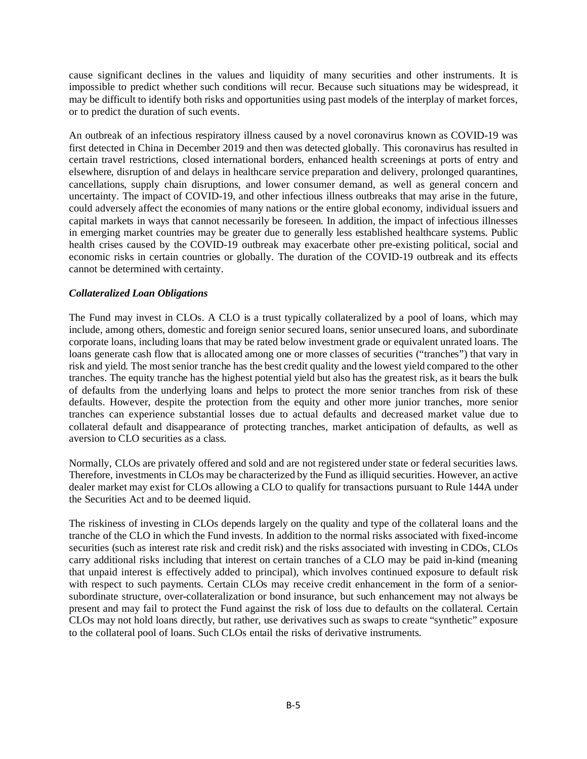cause significant declines in the values and liquidity of many securities and other instruments. It is impossible to predict whether such conditions will recur. Because such situations may be widespread, it may be difficult to identify both risks and opportunities using past models of the interplay of market forces, or to predict the duration of such events.

An outbreak of an infectious respiratory illness caused by a novel coronavirus known as COVID-19 was first detected in China in December 2019 and then was detected globally. This coronavirus has resulted in certain travel restrictions, closed international borders, enhanced health screenings at ports of entry and elsewhere, disruption of and delays in healthcare service preparation and delivery, prolonged quarantines, cancellations, supply chain disruptions, and lower consumer demand, as well as general concern and uncertainty. The impact of COVID-19, and other infectious illness outbreaks that may arise in the future, could adversely affect the economies of many nations or the entire global economy, individual issuers and capital markets in ways that cannot necessarily be foreseen. In addition, the impact of infectious illnesses in emerging market countries may be greater due to generally less established healthcare systems. Public health crises caused by the COVID-19 outbreak may exacerbate other pre-existing political, social and economic risks in certain countries or globally. The duration of the COVID-19 outbreak and its effects cannot be determined with certainty.

***Collateralized Loan Obligations***

The Fund may invest in CLOs. A CLO is a trust typically collateralized by a pool of loans, which may include, among others, domestic and foreign senior secured loans, senior unsecured loans, and subordinate corporate loans, including loans that may be rated below investment grade or equivalent unrated loans. The loans generate cash flow that is allocated among one or more classes of securities ("tranches") that vary in risk and yield. The most senior tranche has the best credit quality and the lowest yield compared to the other tranches. The equity tranche has the highest potential yield but also has the greatest risk, as it bears the bulk of defaults from the underlying loans and helps to protect the more senior tranches from risk of these defaults. However, despite the protection from the equity and other more junior tranches, more senior tranches can experience substantial losses due to actual defaults and decreased market value due to collateral default and disappearance of protecting tranches, market anticipation of defaults, as well as aversion to CLO securities as a class.

Normally, CLOs are privately offered and sold and are not registered under state or federal securities laws. Therefore, investments in CLOs may be characterized by the Fund as illiquid securities. However, an active dealer market may exist for CLOs allowing a CLO to qualify for transactions pursuant to Rule 144A under the Securities Act and to be deemed liquid.

The riskiness of investing in CLOs depends largely on the quality and type of the collateral loans and the tranche of the CLO in which the Fund invests. In addition to the normal risks associated with fixed-income securities (such as interest rate risk and credit risk) and the risks associated with investing in CDOs, CLOs carry additional risks including that interest on certain tranches of a CLO may be paid in-kind (meaning that unpaid interest is effectively added to principal), which involves continued exposure to default risk with respect to such payments. Certain CLOs may receive credit enhancement in the form of a senior-subordinate structure, over-collateralization or bond insurance, but such enhancement may not always be present and may fail to protect the Fund against the risk of loss due to defaults on the collateral. Certain CLOs may not hold loans directly, but rather, use derivatives such as swaps to create "synthetic" exposure to the collateral pool of loans. Such CLOs entail the risks of derivative instruments.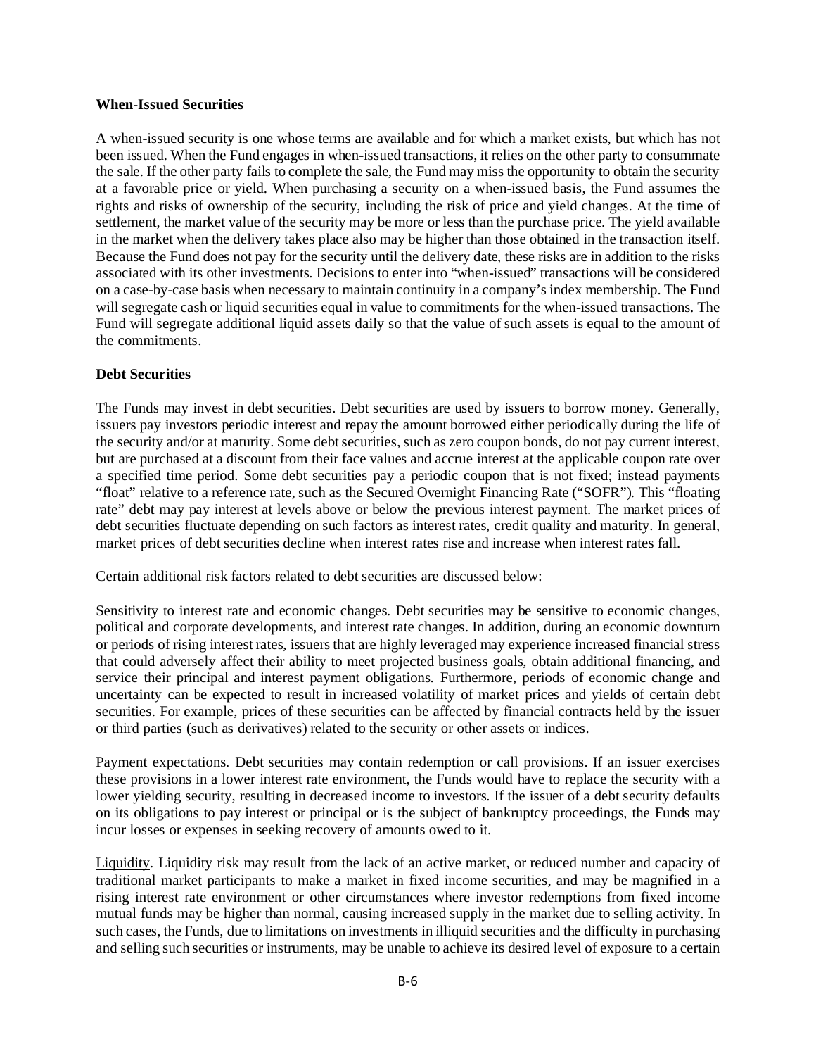**When-Issued Securities**

A when-issued security is one whose terms are available and for which a market exists, but which has not been issued. When the Fund engages in when-issued transactions, it relies on the other party to consummate the sale. If the other party fails to complete the sale, the Fund may miss the opportunity to obtain the security at a favorable price or yield. When purchasing a security on a when-issued basis, the Fund assumes the rights and risks of ownership of the security, including the risk of price and yield changes. At the time of settlement, the market value of the security may be more or less than the purchase price. The yield available in the market when the delivery takes place also may be higher than those obtained in the transaction itself. Because the Fund does not pay for the security until the delivery date, these risks are in addition to the risks associated with its other investments. Decisions to enter into "when-issued" transactions will be considered on a case-by-case basis when necessary to maintain continuity in a company's index membership. The Fund will segregate cash or liquid securities equal in value to commitments for the when-issued transactions. The Fund will segregate additional liquid assets daily so that the value of such assets is equal to the amount of the commitments.

**Debt Securities**

The Funds may invest in debt securities. Debt securities are used by issuers to borrow money. Generally, issuers pay investors periodic interest and repay the amount borrowed either periodically during the life of the security and/or at maturity. Some debt securities, such as zero coupon bonds, do not pay current interest, but are purchased at a discount from their face values and accrue interest at the applicable coupon rate over a specified time period. Some debt securities pay a periodic coupon that is not fixed; instead payments "float" relative to a reference rate, such as the Secured Overnight Financing Rate ("SOFR"). This "floating rate" debt may pay interest at levels above or below the previous interest payment. The market prices of debt securities fluctuate depending on such factors as interest rates, credit quality and maturity. In general, market prices of debt securities decline when interest rates rise and increase when interest rates fall.

Certain additional risk factors related to debt securities are discussed below:

Sensitivity to interest rate and economic changes. Debt securities may be sensitive to economic changes, political and corporate developments, and interest rate changes. In addition, during an economic downturn or periods of rising interest rates, issuers that are highly leveraged may experience increased financial stress that could adversely affect their ability to meet projected business goals, obtain additional financing, and service their principal and interest payment obligations. Furthermore, periods of economic change and uncertainty can be expected to result in increased volatility of market prices and yields of certain debt securities. For example, prices of these securities can be affected by financial contracts held by the issuer or third parties (such as derivatives) related to the security or other assets or indices.

Payment expectations. Debt securities may contain redemption or call provisions. If an issuer exercises these provisions in a lower interest rate environment, the Funds would have to replace the security with a lower yielding security, resulting in decreased income to investors. If the issuer of a debt security defaults on its obligations to pay interest or principal or is the subject of bankruptcy proceedings, the Funds may incur losses or expenses in seeking recovery of amounts owed to it.

Liquidity. Liquidity risk may result from the lack of an active market, or reduced number and capacity of traditional market participants to make a market in fixed income securities, and may be magnified in a rising interest rate environment or other circumstances where investor redemptions from fixed income mutual funds may be higher than normal, causing increased supply in the market due to selling activity. In such cases, the Funds, due to limitations on investments in illiquid securities and the difficulty in purchasing and selling such securities or instruments, may be unable to achieve its desired level of exposure to a certain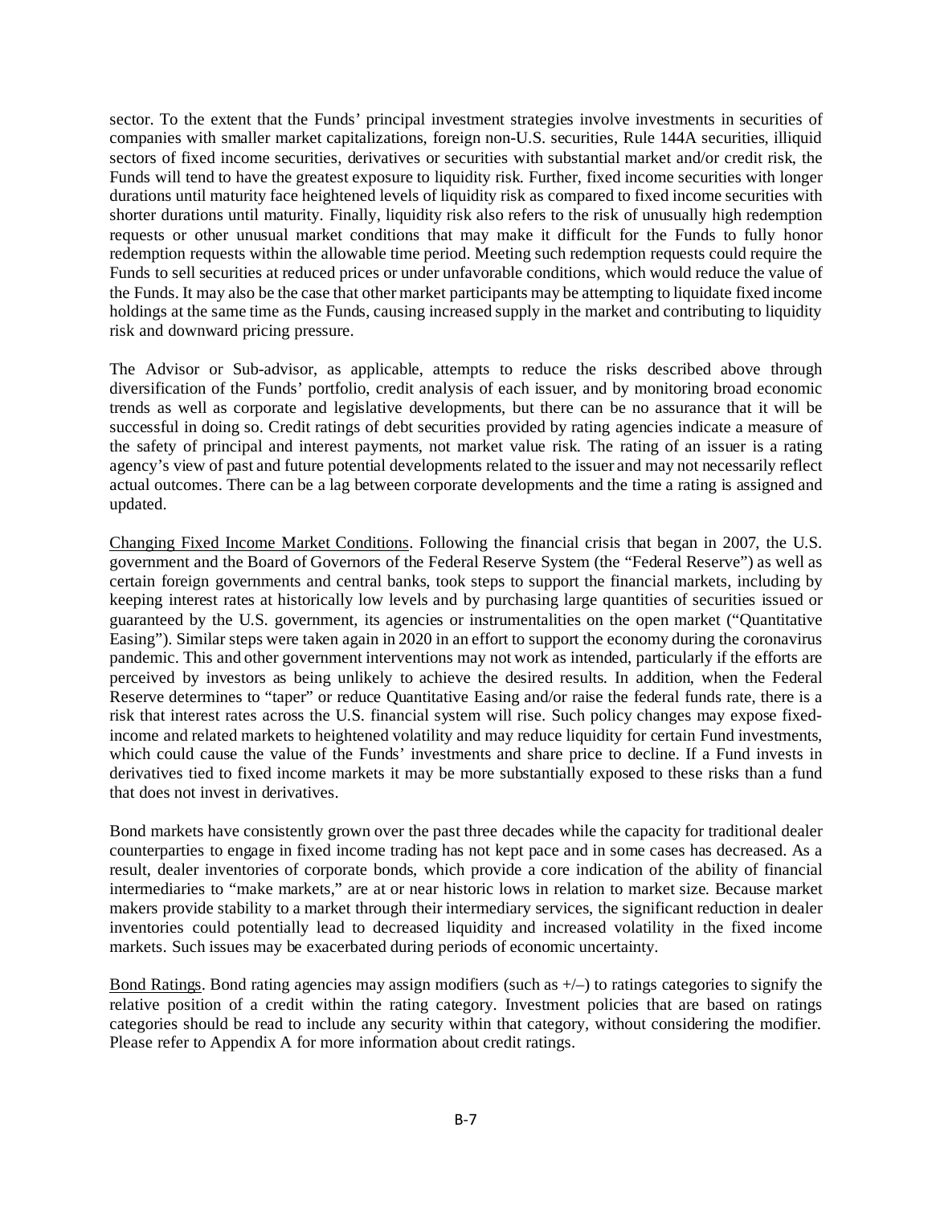sector. To the extent that the Funds' principal investment strategies involve investments in securities of companies with smaller market capitalizations, foreign non-U.S. securities, Rule 144A securities, illiquid sectors of fixed income securities, derivatives or securities with substantial market and/or credit risk, the Funds will tend to have the greatest exposure to liquidity risk. Further, fixed income securities with longer durations until maturity face heightened levels of liquidity risk as compared to fixed income securities with shorter durations until maturity. Finally, liquidity risk also refers to the risk of unusually high redemption requests or other unusual market conditions that may make it difficult for the Funds to fully honor redemption requests within the allowable time period. Meeting such redemption requests could require the Funds to sell securities at reduced prices or under unfavorable conditions, which would reduce the value of the Funds. It may also be the case that other market participants may be attempting to liquidate fixed income holdings at the same time as the Funds, causing increased supply in the market and contributing to liquidity risk and downward pricing pressure.

The Advisor or Sub-advisor, as applicable, attempts to reduce the risks described above through diversification of the Funds' portfolio, credit analysis of each issuer, and by monitoring broad economic trends as well as corporate and legislative developments, but there can be no assurance that it will be successful in doing so. Credit ratings of debt securities provided by rating agencies indicate a measure of the safety of principal and interest payments, not market value risk. The rating of an issuer is a rating agency's view of past and future potential developments related to the issuer and may not necessarily reflect actual outcomes. There can be a lag between corporate developments and the time a rating is assigned and updated.

Changing Fixed Income Market Conditions. Following the financial crisis that began in 2007, the U.S. government and the Board of Governors of the Federal Reserve System (the "Federal Reserve") as well as certain foreign governments and central banks, took steps to support the financial markets, including by keeping interest rates at historically low levels and by purchasing large quantities of securities issued or guaranteed by the U.S. government, its agencies or instrumentalities on the open market ("Quantitative Easing"). Similar steps were taken again in 2020 in an effort to support the economy during the coronavirus pandemic. This and other government interventions may not work as intended, particularly if the efforts are perceived by investors as being unlikely to achieve the desired results. In addition, when the Federal Reserve determines to "taper" or reduce Quantitative Easing and/or raise the federal funds rate, there is a risk that interest rates across the U.S. financial system will rise. Such policy changes may expose fixed-income and related markets to heightened volatility and may reduce liquidity for certain Fund investments, which could cause the value of the Funds' investments and share price to decline. If a Fund invests in derivatives tied to fixed income markets it may be more substantially exposed to these risks than a fund that does not invest in derivatives.

Bond markets have consistently grown over the past three decades while the capacity for traditional dealer counterparties to engage in fixed income trading has not kept pace and in some cases has decreased. As a result, dealer inventories of corporate bonds, which provide a core indication of the ability of financial intermediaries to "make markets," are at or near historic lows in relation to market size. Because market makers provide stability to a market through their intermediary services, the significant reduction in dealer inventories could potentially lead to decreased liquidity and increased volatility in the fixed income markets. Such issues may be exacerbated during periods of economic uncertainty.

Bond Ratings. Bond rating agencies may assign modifiers (such as +/–) to ratings categories to signify the relative position of a credit within the rating category. Investment policies that are based on ratings categories should be read to include any security within that category, without considering the modifier. Please refer to Appendix A for more information about credit ratings.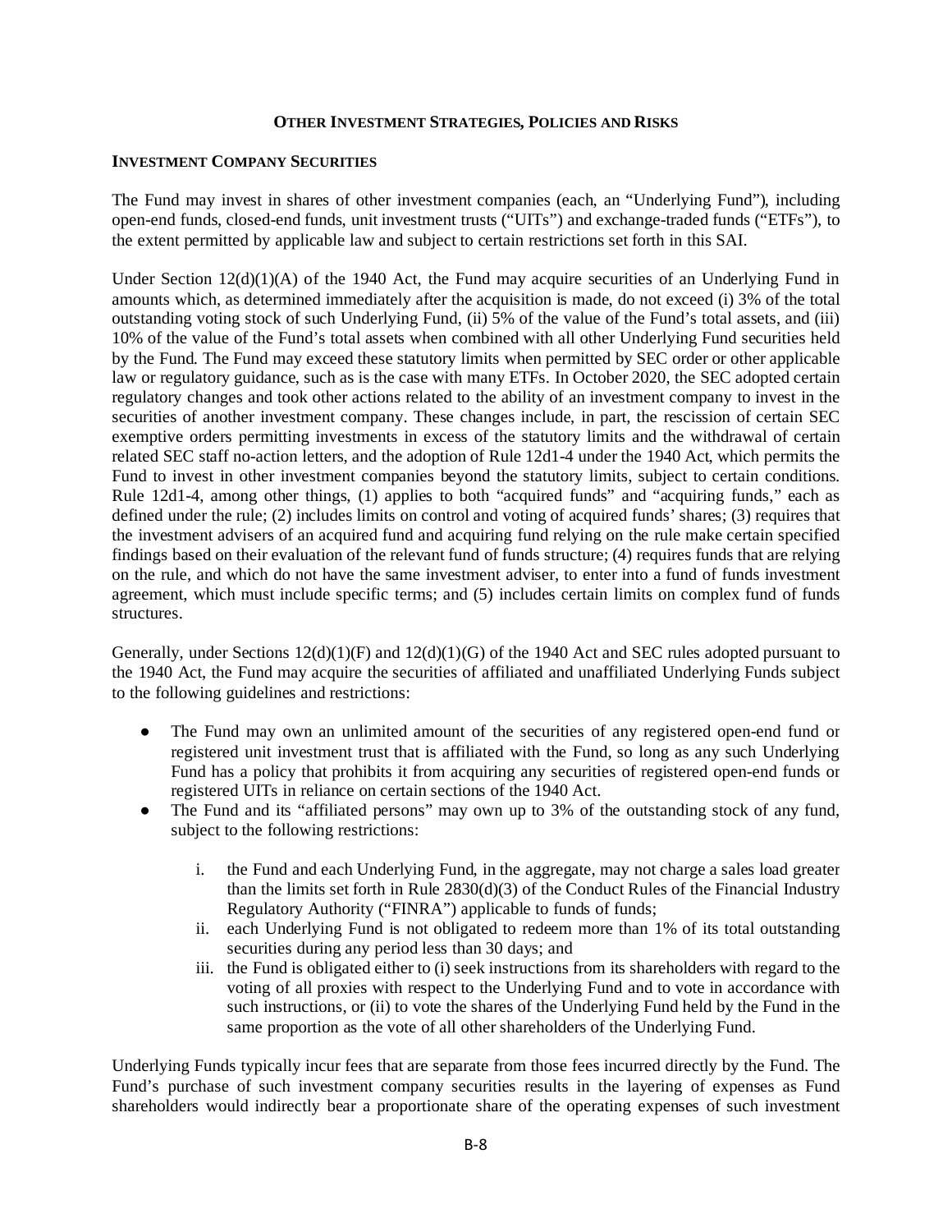## Other Investment Strategies, Policies and Risks

### Investment Company Securities

The Fund may invest in shares of other investment companies (each, an "Underlying Fund"), including open-end funds, closed-end funds, unit investment trusts ("UITs") and exchange-traded funds ("ETFs"), to the extent permitted by applicable law and subject to certain restrictions set forth in this SAI.

Under Section 12(d)(1)(A) of the 1940 Act, the Fund may acquire securities of an Underlying Fund in amounts which, as determined immediately after the acquisition is made, do not exceed (i) 3% of the total outstanding voting stock of such Underlying Fund, (ii) 5% of the value of the Fund's total assets, and (iii) 10% of the value of the Fund's total assets when combined with all other Underlying Fund securities held by the Fund. The Fund may exceed these statutory limits when permitted by SEC order or other applicable law or regulatory guidance, such as is the case with many ETFs. In October 2020, the SEC adopted certain regulatory changes and took other actions related to the ability of an investment company to invest in the securities of another investment company. These changes include, in part, the rescission of certain SEC exemptive orders permitting investments in excess of the statutory limits and the withdrawal of certain related SEC staff no-action letters, and the adoption of Rule 12d1-4 under the 1940 Act, which permits the Fund to invest in other investment companies beyond the statutory limits, subject to certain conditions. Rule 12d1-4, among other things, (1) applies to both "acquired funds" and "acquiring funds," each as defined under the rule; (2) includes limits on control and voting of acquired funds' shares; (3) requires that the investment advisers of an acquired fund and acquiring fund relying on the rule make certain specified findings based on their evaluation of the relevant fund of funds structure; (4) requires funds that are relying on the rule, and which do not have the same investment adviser, to enter into a fund of funds investment agreement, which must include specific terms; and (5) includes certain limits on complex fund of funds structures.

Generally, under Sections 12(d)(1)(F) and 12(d)(1)(G) of the 1940 Act and SEC rules adopted pursuant to the 1940 Act, the Fund may acquire the securities of affiliated and unaffiliated Underlying Funds subject to the following guidelines and restrictions:

- The Fund may own an unlimited amount of the securities of any registered open-end fund or registered unit investment trust that is affiliated with the Fund, so long as any such Underlying Fund has a policy that prohibits it from acquiring any securities of registered open-end funds or registered UITs in reliance on certain sections of the 1940 Act.
- The Fund and its "affiliated persons" may own up to 3% of the outstanding stock of any fund, subject to the following restrictions:
    1. the Fund and each Underlying Fund, in the aggregate, may not charge a sales load greater than the limits set forth in Rule 2830(d)(3) of the Conduct Rules of the Financial Industry Regulatory Authority ("FINRA") applicable to funds of funds;
    2. each Underlying Fund is not obligated to redeem more than 1% of its total outstanding securities during any period less than 30 days; and
    3. the Fund is obligated either to (i) seek instructions from its shareholders with regard to the voting of all proxies with respect to the Underlying Fund and to vote in accordance with such instructions, or (ii) to vote the shares of the Underlying Fund held by the Fund in the same proportion as the vote of all other shareholders of the Underlying Fund.

Underlying Funds typically incur fees that are separate from those fees incurred directly by the Fund. The Fund's purchase of such investment company securities results in the layering of expenses as Fund shareholders would indirectly bear a proportionate share of the operating expenses of such investment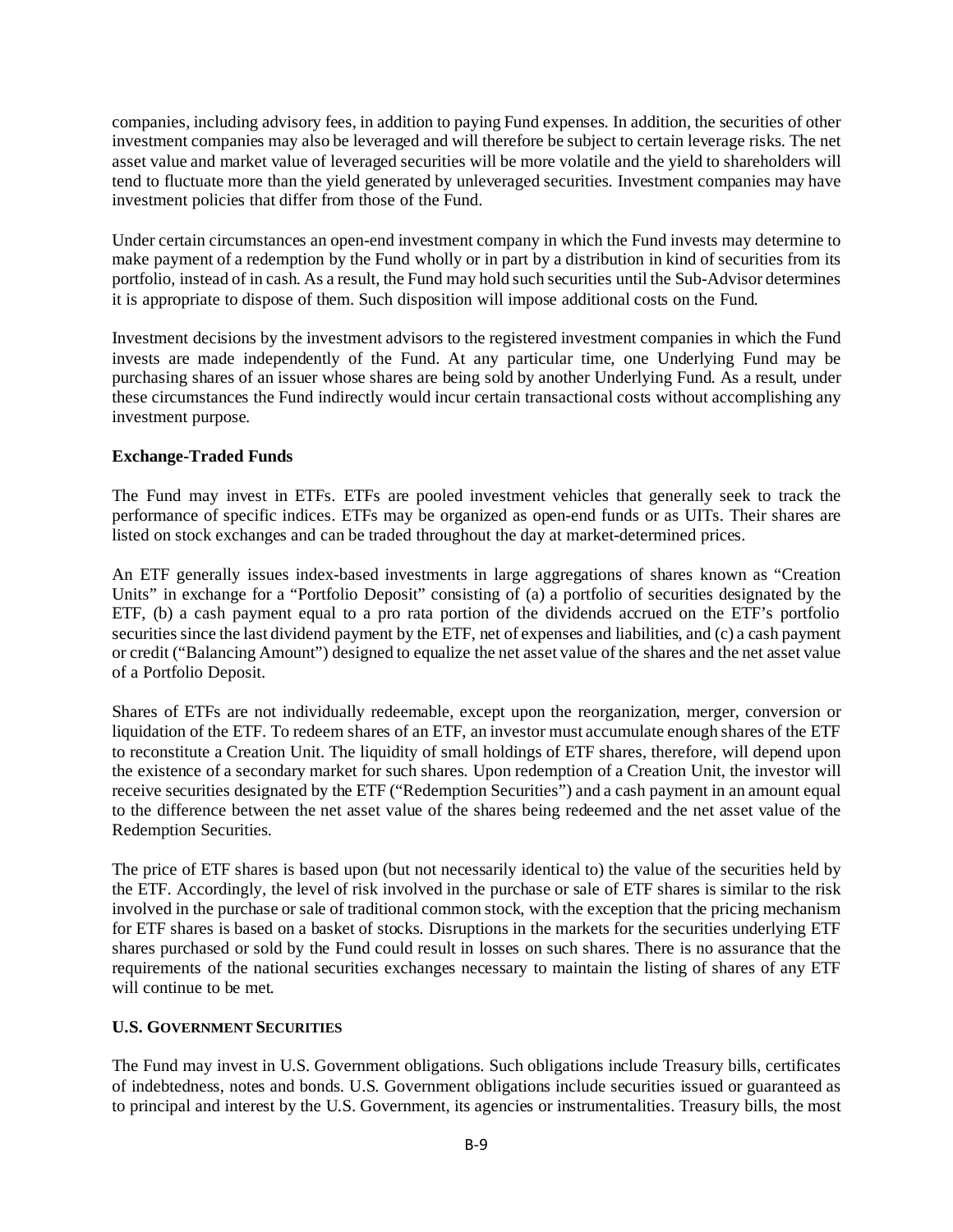companies, including advisory fees, in addition to paying Fund expenses. In addition, the securities of other investment companies may also be leveraged and will therefore be subject to certain leverage risks. The net asset value and market value of leveraged securities will be more volatile and the yield to shareholders will tend to fluctuate more than the yield generated by unleveraged securities. Investment companies may have investment policies that differ from those of the Fund.

Under certain circumstances an open-end investment company in which the Fund invests may determine to make payment of a redemption by the Fund wholly or in part by a distribution in kind of securities from its portfolio, instead of in cash. As a result, the Fund may hold such securities until the Sub-Advisor determines it is appropriate to dispose of them. Such disposition will impose additional costs on the Fund.

Investment decisions by the investment advisors to the registered investment companies in which the Fund invests are made independently of the Fund. At any particular time, one Underlying Fund may be purchasing shares of an issuer whose shares are being sold by another Underlying Fund. As a result, under these circumstances the Fund indirectly would incur certain transactional costs without accomplishing any investment purpose.

**Exchange-Traded Funds**

The Fund may invest in ETFs. ETFs are pooled investment vehicles that generally seek to track the performance of specific indices. ETFs may be organized as open-end funds or as UITs. Their shares are listed on stock exchanges and can be traded throughout the day at market-determined prices.

An ETF generally issues index-based investments in large aggregations of shares known as "Creation Units" in exchange for a "Portfolio Deposit" consisting of (a) a portfolio of securities designated by the ETF, (b) a cash payment equal to a pro rata portion of the dividends accrued on the ETF's portfolio securities since the last dividend payment by the ETF, net of expenses and liabilities, and (c) a cash payment or credit ("Balancing Amount") designed to equalize the net asset value of the shares and the net asset value of a Portfolio Deposit.

Shares of ETFs are not individually redeemable, except upon the reorganization, merger, conversion or liquidation of the ETF. To redeem shares of an ETF, an investor must accumulate enough shares of the ETF to reconstitute a Creation Unit. The liquidity of small holdings of ETF shares, therefore, will depend upon the existence of a secondary market for such shares. Upon redemption of a Creation Unit, the investor will receive securities designated by the ETF ("Redemption Securities") and a cash payment in an amount equal to the difference between the net asset value of the shares being redeemed and the net asset value of the Redemption Securities.

The price of ETF shares is based upon (but not necessarily identical to) the value of the securities held by the ETF. Accordingly, the level of risk involved in the purchase or sale of ETF shares is similar to the risk involved in the purchase or sale of traditional common stock, with the exception that the pricing mechanism for ETF shares is based on a basket of stocks. Disruptions in the markets for the securities underlying ETF shares purchased or sold by the Fund could result in losses on such shares. There is no assurance that the requirements of the national securities exchanges necessary to maintain the listing of shares of any ETF will continue to be met.

**U.S. GOVERNMENT SECURITIES**

The Fund may invest in U.S. Government obligations. Such obligations include Treasury bills, certificates of indebtedness, notes and bonds. U.S. Government obligations include securities issued or guaranteed as to principal and interest by the U.S. Government, its agencies or instrumentalities. Treasury bills, the most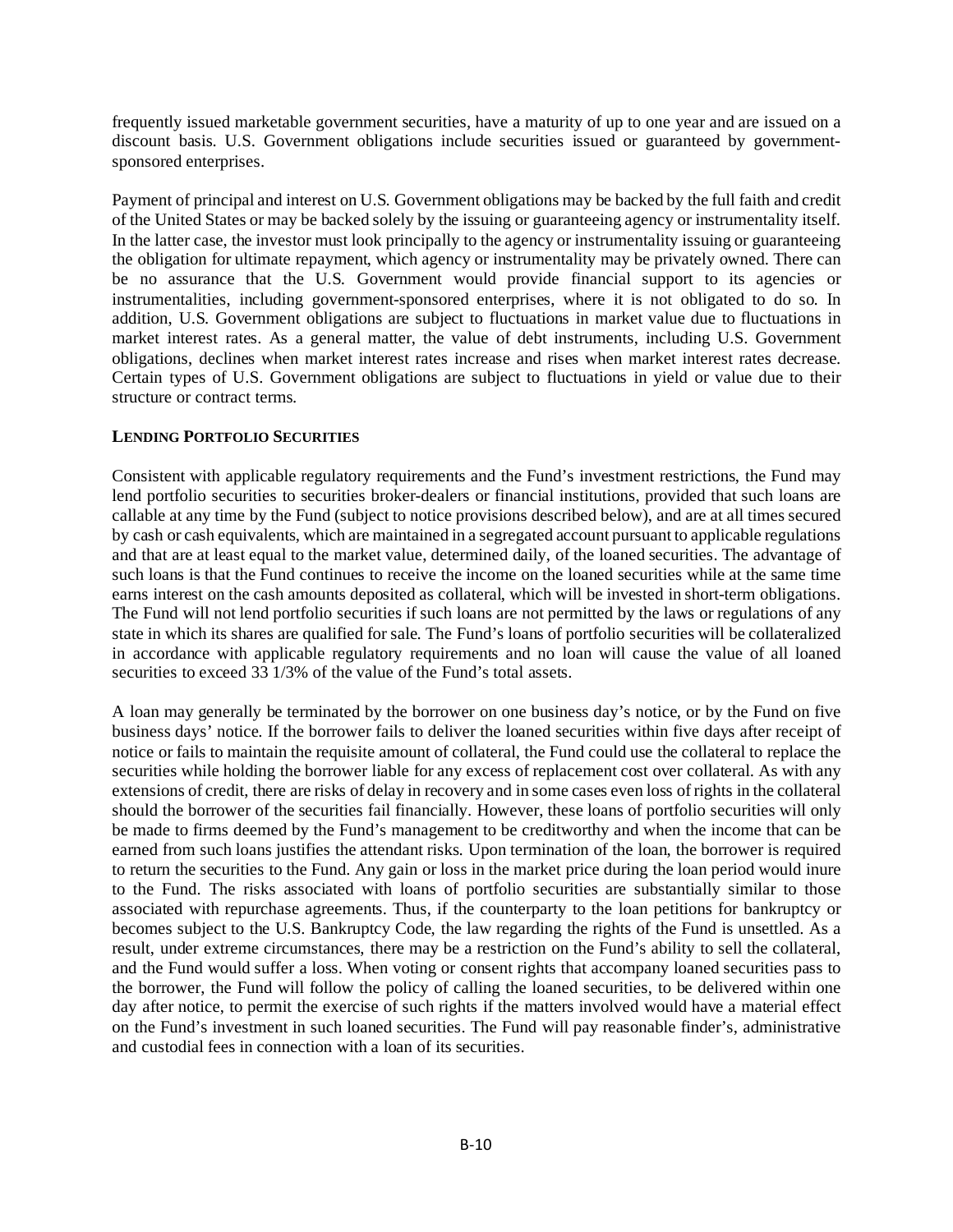frequently issued marketable government securities, have a maturity of up to one year and are issued on a discount basis. U.S. Government obligations include securities issued or guaranteed by government-sponsored enterprises.

Payment of principal and interest on U.S. Government obligations may be backed by the full faith and credit of the United States or may be backed solely by the issuing or guaranteeing agency or instrumentality itself. In the latter case, the investor must look principally to the agency or instrumentality issuing or guaranteeing the obligation for ultimate repayment, which agency or instrumentality may be privately owned. There can be no assurance that the U.S. Government would provide financial support to its agencies or instrumentalities, including government-sponsored enterprises, where it is not obligated to do so. In addition, U.S. Government obligations are subject to fluctuations in market value due to fluctuations in market interest rates. As a general matter, the value of debt instruments, including U.S. Government obligations, declines when market interest rates increase and rises when market interest rates decrease. Certain types of U.S. Government obligations are subject to fluctuations in yield or value due to their structure or contract terms.

**LENDING PORTFOLIO SECURITIES**

Consistent with applicable regulatory requirements and the Fund's investment restrictions, the Fund may lend portfolio securities to securities broker-dealers or financial institutions, provided that such loans are callable at any time by the Fund (subject to notice provisions described below), and are at all times secured by cash or cash equivalents, which are maintained in a segregated account pursuant to applicable regulations and that are at least equal to the market value, determined daily, of the loaned securities. The advantage of such loans is that the Fund continues to receive the income on the loaned securities while at the same time earns interest on the cash amounts deposited as collateral, which will be invested in short-term obligations. The Fund will not lend portfolio securities if such loans are not permitted by the laws or regulations of any state in which its shares are qualified for sale. The Fund's loans of portfolio securities will be collateralized in accordance with applicable regulatory requirements and no loan will cause the value of all loaned securities to exceed 33 1/3% of the value of the Fund's total assets.

A loan may generally be terminated by the borrower on one business day's notice, or by the Fund on five business days' notice. If the borrower fails to deliver the loaned securities within five days after receipt of notice or fails to maintain the requisite amount of collateral, the Fund could use the collateral to replace the securities while holding the borrower liable for any excess of replacement cost over collateral. As with any extensions of credit, there are risks of delay in recovery and in some cases even loss of rights in the collateral should the borrower of the securities fail financially. However, these loans of portfolio securities will only be made to firms deemed by the Fund's management to be creditworthy and when the income that can be earned from such loans justifies the attendant risks. Upon termination of the loan, the borrower is required to return the securities to the Fund. Any gain or loss in the market price during the loan period would inure to the Fund. The risks associated with loans of portfolio securities are substantially similar to those associated with repurchase agreements. Thus, if the counterparty to the loan petitions for bankruptcy or becomes subject to the U.S. Bankruptcy Code, the law regarding the rights of the Fund is unsettled. As a result, under extreme circumstances, there may be a restriction on the Fund's ability to sell the collateral, and the Fund would suffer a loss. When voting or consent rights that accompany loaned securities pass to the borrower, the Fund will follow the policy of calling the loaned securities, to be delivered within one day after notice, to permit the exercise of such rights if the matters involved would have a material effect on the Fund's investment in such loaned securities. The Fund will pay reasonable finder's, administrative and custodial fees in connection with a loan of its securities.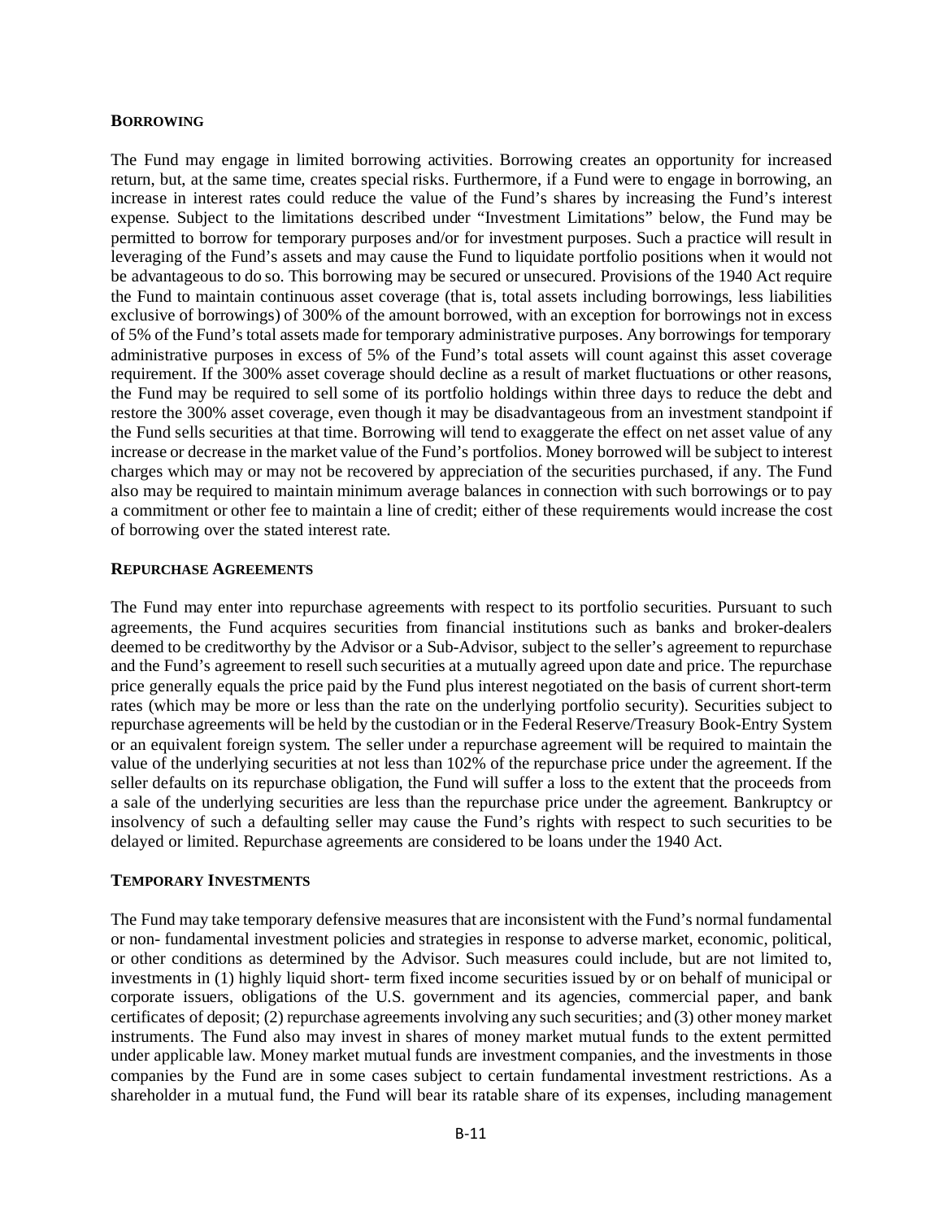### BORROWING

The Fund may engage in limited borrowing activities. Borrowing creates an opportunity for increased return, but, at the same time, creates special risks. Furthermore, if a Fund were to engage in borrowing, an increase in interest rates could reduce the value of the Fund's shares by increasing the Fund's interest expense. Subject to the limitations described under "Investment Limitations" below, the Fund may be permitted to borrow for temporary purposes and/or for investment purposes. Such a practice will result in leveraging of the Fund's assets and may cause the Fund to liquidate portfolio positions when it would not be advantageous to do so. This borrowing may be secured or unsecured. Provisions of the 1940 Act require the Fund to maintain continuous asset coverage (that is, total assets including borrowings, less liabilities exclusive of borrowings) of 300% of the amount borrowed, with an exception for borrowings not in excess of 5% of the Fund's total assets made for temporary administrative purposes. Any borrowings for temporary administrative purposes in excess of 5% of the Fund's total assets will count against this asset coverage requirement. If the 300% asset coverage should decline as a result of market fluctuations or other reasons, the Fund may be required to sell some of its portfolio holdings within three days to reduce the debt and restore the 300% asset coverage, even though it may be disadvantageous from an investment standpoint if the Fund sells securities at that time. Borrowing will tend to exaggerate the effect on net asset value of any increase or decrease in the market value of the Fund's portfolios. Money borrowed will be subject to interest charges which may or may not be recovered by appreciation of the securities purchased, if any. The Fund also may be required to maintain minimum average balances in connection with such borrowings or to pay a commitment or other fee to maintain a line of credit; either of these requirements would increase the cost of borrowing over the stated interest rate.

### REPURCHASE AGREEMENTS

The Fund may enter into repurchase agreements with respect to its portfolio securities. Pursuant to such agreements, the Fund acquires securities from financial institutions such as banks and broker-dealers deemed to be creditworthy by the Advisor or a Sub-Advisor, subject to the seller's agreement to repurchase and the Fund's agreement to resell such securities at a mutually agreed upon date and price. The repurchase price generally equals the price paid by the Fund plus interest negotiated on the basis of current short-term rates (which may be more or less than the rate on the underlying portfolio security). Securities subject to repurchase agreements will be held by the custodian or in the Federal Reserve/Treasury Book-Entry System or an equivalent foreign system. The seller under a repurchase agreement will be required to maintain the value of the underlying securities at not less than 102% of the repurchase price under the agreement. If the seller defaults on its repurchase obligation, the Fund will suffer a loss to the extent that the proceeds from a sale of the underlying securities are less than the repurchase price under the agreement. Bankruptcy or insolvency of such a defaulting seller may cause the Fund's rights with respect to such securities to be delayed or limited. Repurchase agreements are considered to be loans under the 1940 Act.

### TEMPORARY INVESTMENTS

The Fund may take temporary defensive measures that are inconsistent with the Fund's normal fundamental or non- fundamental investment policies and strategies in response to adverse market, economic, political, or other conditions as determined by the Advisor. Such measures could include, but are not limited to, investments in (1) highly liquid short- term fixed income securities issued by or on behalf of municipal or corporate issuers, obligations of the U.S. government and its agencies, commercial paper, and bank certificates of deposit; (2) repurchase agreements involving any such securities; and (3) other money market instruments. The Fund also may invest in shares of money market mutual funds to the extent permitted under applicable law. Money market mutual funds are investment companies, and the investments in those companies by the Fund are in some cases subject to certain fundamental investment restrictions. As a shareholder in a mutual fund, the Fund will bear its ratable share of its expenses, including management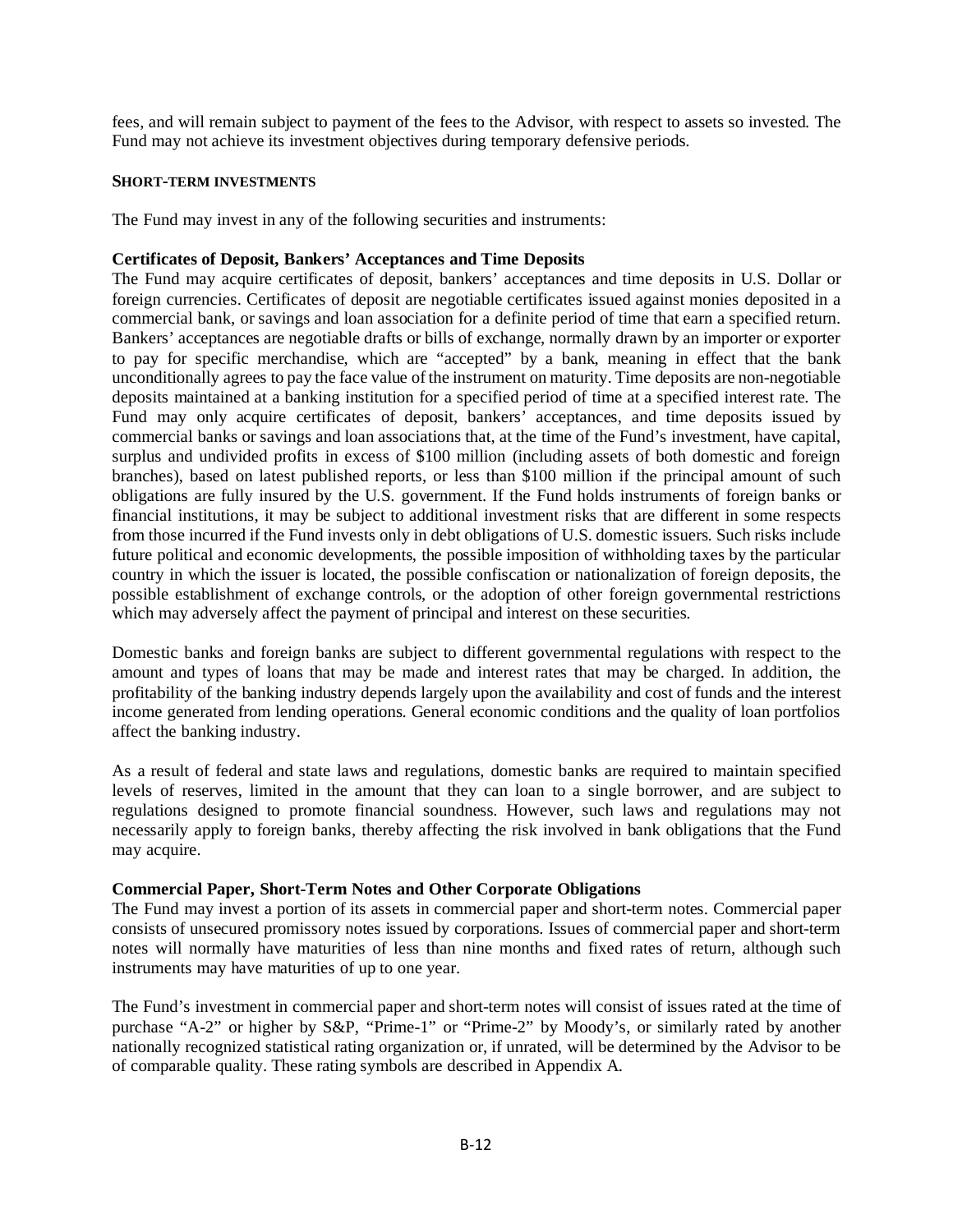fees, and will remain subject to payment of the fees to the Advisor, with respect to assets so invested. The Fund may not achieve its investment objectives during temporary defensive periods.

**SHORT-TERM INVESTMENTS**

The Fund may invest in any of the following securities and instruments:

**Certificates of Deposit, Bankers' Acceptances and Time Deposits**

The Fund may acquire certificates of deposit, bankers' acceptances and time deposits in U.S. Dollar or foreign currencies. Certificates of deposit are negotiable certificates issued against monies deposited in a commercial bank, or savings and loan association for a definite period of time that earn a specified return. Bankers' acceptances are negotiable drafts or bills of exchange, normally drawn by an importer or exporter to pay for specific merchandise, which are "accepted" by a bank, meaning in effect that the bank unconditionally agrees to pay the face value of the instrument on maturity. Time deposits are non-negotiable deposits maintained at a banking institution for a specified period of time at a specified interest rate. The Fund may only acquire certificates of deposit, bankers' acceptances, and time deposits issued by commercial banks or savings and loan associations that, at the time of the Fund's investment, have capital, surplus and undivided profits in excess of $100 million (including assets of both domestic and foreign branches), based on latest published reports, or less than $100 million if the principal amount of such obligations are fully insured by the U.S. government. If the Fund holds instruments of foreign banks or financial institutions, it may be subject to additional investment risks that are different in some respects from those incurred if the Fund invests only in debt obligations of U.S. domestic issuers. Such risks include future political and economic developments, the possible imposition of withholding taxes by the particular country in which the issuer is located, the possible confiscation or nationalization of foreign deposits, the possible establishment of exchange controls, or the adoption of other foreign governmental restrictions which may adversely affect the payment of principal and interest on these securities.

Domestic banks and foreign banks are subject to different governmental regulations with respect to the amount and types of loans that may be made and interest rates that may be charged. In addition, the profitability of the banking industry depends largely upon the availability and cost of funds and the interest income generated from lending operations. General economic conditions and the quality of loan portfolios affect the banking industry.

As a result of federal and state laws and regulations, domestic banks are required to maintain specified levels of reserves, limited in the amount that they can loan to a single borrower, and are subject to regulations designed to promote financial soundness. However, such laws and regulations may not necessarily apply to foreign banks, thereby affecting the risk involved in bank obligations that the Fund may acquire.

**Commercial Paper, Short-Term Notes and Other Corporate Obligations**

The Fund may invest a portion of its assets in commercial paper and short-term notes. Commercial paper consists of unsecured promissory notes issued by corporations. Issues of commercial paper and short-term notes will normally have maturities of less than nine months and fixed rates of return, although such instruments may have maturities of up to one year.

The Fund's investment in commercial paper and short-term notes will consist of issues rated at the time of purchase "A-2" or higher by S&P, "Prime-1" or "Prime-2" by Moody's, or similarly rated by another nationally recognized statistical rating organization or, if unrated, will be determined by the Advisor to be of comparable quality. These rating symbols are described in Appendix A.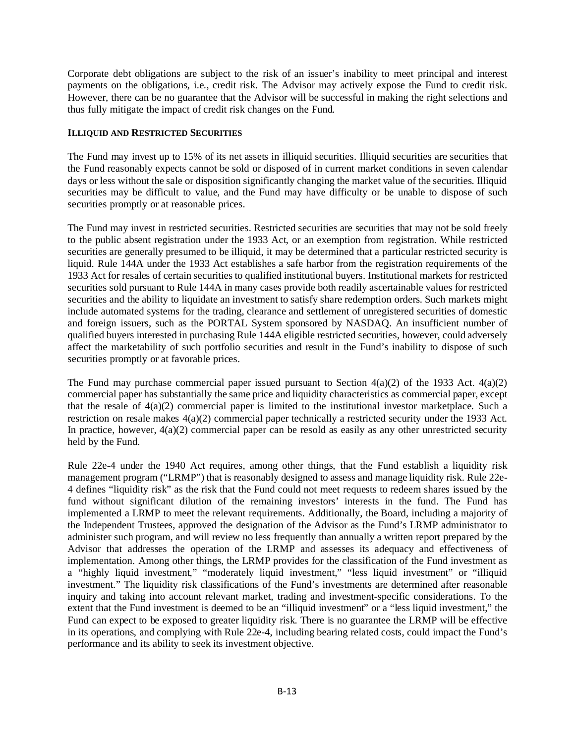Corporate debt obligations are subject to the risk of an issuer's inability to meet principal and interest payments on the obligations, i.e., credit risk. The Advisor may actively expose the Fund to credit risk. However, there can be no guarantee that the Advisor will be successful in making the right selections and thus fully mitigate the impact of credit risk changes on the Fund.

### ILLIQUID AND RESTRICTED SECURITIES

The Fund may invest up to 15% of its net assets in illiquid securities. Illiquid securities are securities that the Fund reasonably expects cannot be sold or disposed of in current market conditions in seven calendar days or less without the sale or disposition significantly changing the market value of the securities. Illiquid securities may be difficult to value, and the Fund may have difficulty or be unable to dispose of such securities promptly or at reasonable prices.

The Fund may invest in restricted securities. Restricted securities are securities that may not be sold freely to the public absent registration under the 1933 Act, or an exemption from registration. While restricted securities are generally presumed to be illiquid, it may be determined that a particular restricted security is liquid. Rule 144A under the 1933 Act establishes a safe harbor from the registration requirements of the 1933 Act for resales of certain securities to qualified institutional buyers. Institutional markets for restricted securities sold pursuant to Rule 144A in many cases provide both readily ascertainable values for restricted securities and the ability to liquidate an investment to satisfy share redemption orders. Such markets might include automated systems for the trading, clearance and settlement of unregistered securities of domestic and foreign issuers, such as the PORTAL System sponsored by NASDAQ. An insufficient number of qualified buyers interested in purchasing Rule 144A eligible restricted securities, however, could adversely affect the marketability of such portfolio securities and result in the Fund's inability to dispose of such securities promptly or at favorable prices.

The Fund may purchase commercial paper issued pursuant to Section 4(a)(2) of the 1933 Act. 4(a)(2) commercial paper has substantially the same price and liquidity characteristics as commercial paper, except that the resale of 4(a)(2) commercial paper is limited to the institutional investor marketplace. Such a restriction on resale makes 4(a)(2) commercial paper technically a restricted security under the 1933 Act. In practice, however, 4(a)(2) commercial paper can be resold as easily as any other unrestricted security held by the Fund.

Rule 22e-4 under the 1940 Act requires, among other things, that the Fund establish a liquidity risk management program ("LRMP") that is reasonably designed to assess and manage liquidity risk. Rule 22e-4 defines "liquidity risk" as the risk that the Fund could not meet requests to redeem shares issued by the fund without significant dilution of the remaining investors' interests in the fund. The Fund has implemented a LRMP to meet the relevant requirements. Additionally, the Board, including a majority of the Independent Trustees, approved the designation of the Advisor as the Fund's LRMP administrator to administer such program, and will review no less frequently than annually a written report prepared by the Advisor that addresses the operation of the LRMP and assesses its adequacy and effectiveness of implementation. Among other things, the LRMP provides for the classification of the Fund investment as a "highly liquid investment," "moderately liquid investment," "less liquid investment" or "illiquid investment." The liquidity risk classifications of the Fund's investments are determined after reasonable inquiry and taking into account relevant market, trading and investment-specific considerations. To the extent that the Fund investment is deemed to be an "illiquid investment" or a "less liquid investment," the Fund can expect to be exposed to greater liquidity risk. There is no guarantee the LRMP will be effective in its operations, and complying with Rule 22e-4, including bearing related costs, could impact the Fund's performance and its ability to seek its investment objective.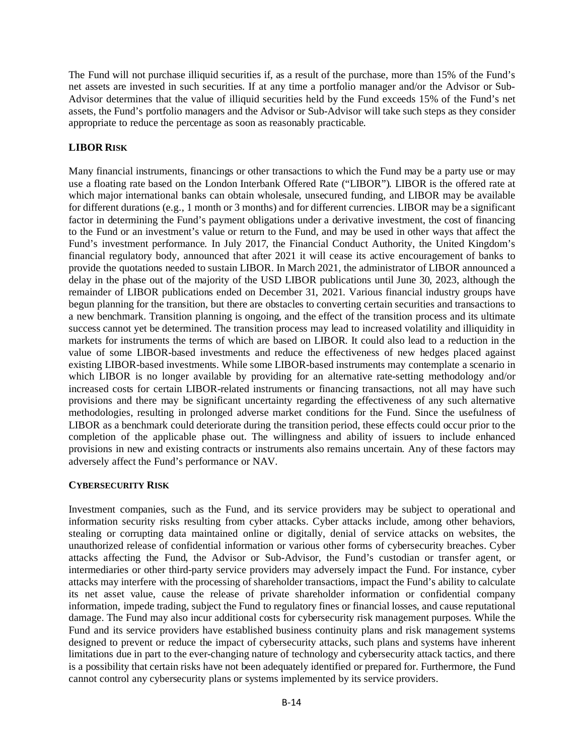The Fund will not purchase illiquid securities if, as a result of the purchase, more than 15% of the Fund's net assets are invested in such securities. If at any time a portfolio manager and/or the Advisor or Sub-Advisor determines that the value of illiquid securities held by the Fund exceeds 15% of the Fund's net assets, the Fund's portfolio managers and the Advisor or Sub-Advisor will take such steps as they consider appropriate to reduce the percentage as soon as reasonably practicable.

### LIBOR RISK

Many financial instruments, financings or other transactions to which the Fund may be a party use or may use a floating rate based on the London Interbank Offered Rate ("LIBOR"). LIBOR is the offered rate at which major international banks can obtain wholesale, unsecured funding, and LIBOR may be available for different durations (e.g., 1 month or 3 months) and for different currencies. LIBOR may be a significant factor in determining the Fund's payment obligations under a derivative investment, the cost of financing to the Fund or an investment's value or return to the Fund, and may be used in other ways that affect the Fund's investment performance. In July 2017, the Financial Conduct Authority, the United Kingdom's financial regulatory body, announced that after 2021 it will cease its active encouragement of banks to provide the quotations needed to sustain LIBOR. In March 2021, the administrator of LIBOR announced a delay in the phase out of the majority of the USD LIBOR publications until June 30, 2023, although the remainder of LIBOR publications ended on December 31, 2021. Various financial industry groups have begun planning for the transition, but there are obstacles to converting certain securities and transactions to a new benchmark. Transition planning is ongoing, and the effect of the transition process and its ultimate success cannot yet be determined. The transition process may lead to increased volatility and illiquidity in markets for instruments the terms of which are based on LIBOR. It could also lead to a reduction in the value of some LIBOR-based investments and reduce the effectiveness of new hedges placed against existing LIBOR-based investments. While some LIBOR-based instruments may contemplate a scenario in which LIBOR is no longer available by providing for an alternative rate-setting methodology and/or increased costs for certain LIBOR-related instruments or financing transactions, not all may have such provisions and there may be significant uncertainty regarding the effectiveness of any such alternative methodologies, resulting in prolonged adverse market conditions for the Fund. Since the usefulness of LIBOR as a benchmark could deteriorate during the transition period, these effects could occur prior to the completion of the applicable phase out. The willingness and ability of issuers to include enhanced provisions in new and existing contracts or instruments also remains uncertain. Any of these factors may adversely affect the Fund's performance or NAV.

### CYBERSECURITY RISK

Investment companies, such as the Fund, and its service providers may be subject to operational and information security risks resulting from cyber attacks. Cyber attacks include, among other behaviors, stealing or corrupting data maintained online or digitally, denial of service attacks on websites, the unauthorized release of confidential information or various other forms of cybersecurity breaches. Cyber attacks affecting the Fund, the Advisor or Sub-Advisor, the Fund's custodian or transfer agent, or intermediaries or other third-party service providers may adversely impact the Fund. For instance, cyber attacks may interfere with the processing of shareholder transactions, impact the Fund's ability to calculate its net asset value, cause the release of private shareholder information or confidential company information, impede trading, subject the Fund to regulatory fines or financial losses, and cause reputational damage. The Fund may also incur additional costs for cybersecurity risk management purposes. While the Fund and its service providers have established business continuity plans and risk management systems designed to prevent or reduce the impact of cybersecurity attacks, such plans and systems have inherent limitations due in part to the ever-changing nature of technology and cybersecurity attack tactics, and there is a possibility that certain risks have not been adequately identified or prepared for. Furthermore, the Fund cannot control any cybersecurity plans or systems implemented by its service providers.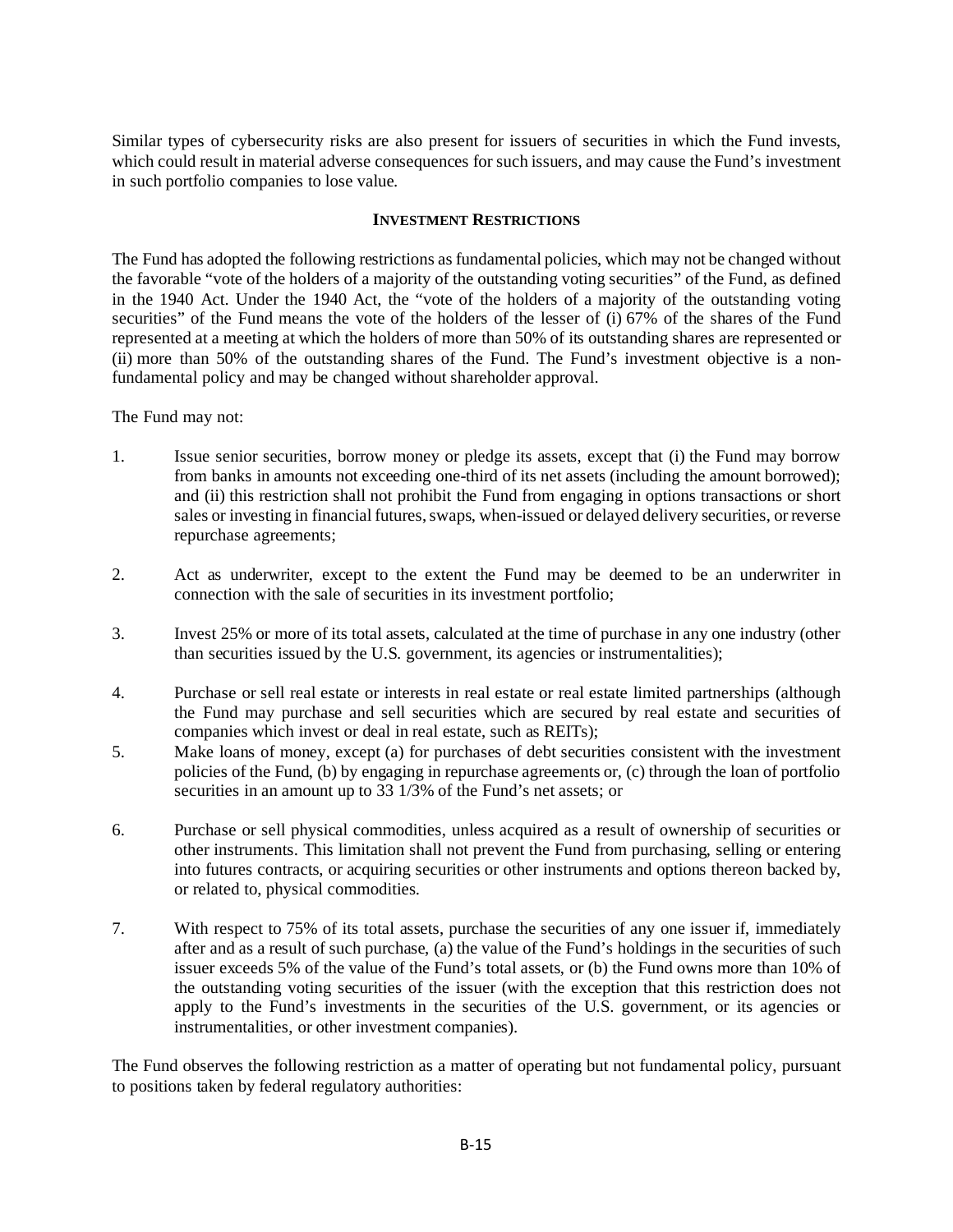Similar types of cybersecurity risks are also present for issuers of securities in which the Fund invests, which could result in material adverse consequences for such issuers, and may cause the Fund's investment in such portfolio companies to lose value.

## INVESTMENT RESTRICTIONS

The Fund has adopted the following restrictions as fundamental policies, which may not be changed without the favorable "vote of the holders of a majority of the outstanding voting securities" of the Fund, as defined in the 1940 Act. Under the 1940 Act, the "vote of the holders of a majority of the outstanding voting securities" of the Fund means the vote of the holders of the lesser of (i) 67% of the shares of the Fund represented at a meeting at which the holders of more than 50% of its outstanding shares are represented or (ii) more than 50% of the outstanding shares of the Fund. The Fund's investment objective is a non-fundamental policy and may be changed without shareholder approval.

The Fund may not:

1. Issue senior securities, borrow money or pledge its assets, except that (i) the Fund may borrow from banks in amounts not exceeding one-third of its net assets (including the amount borrowed); and (ii) this restriction shall not prohibit the Fund from engaging in options transactions or short sales or investing in financial futures, swaps, when-issued or delayed delivery securities, or reverse repurchase agreements;

2. Act as underwriter, except to the extent the Fund may be deemed to be an underwriter in connection with the sale of securities in its investment portfolio;

3. Invest 25% or more of its total assets, calculated at the time of purchase in any one industry (other than securities issued by the U.S. government, its agencies or instrumentalities);

4. Purchase or sell real estate or interests in real estate or real estate limited partnerships (although the Fund may purchase and sell securities which are secured by real estate and securities of companies which invest or deal in real estate, such as REITs);

5. Make loans of money, except (a) for purchases of debt securities consistent with the investment policies of the Fund, (b) by engaging in repurchase agreements or, (c) through the loan of portfolio securities in an amount up to 33 1/3% of the Fund's net assets; or

6. Purchase or sell physical commodities, unless acquired as a result of ownership of securities or other instruments. This limitation shall not prevent the Fund from purchasing, selling or entering into futures contracts, or acquiring securities or other instruments and options thereon backed by, or related to, physical commodities.

7. With respect to 75% of its total assets, purchase the securities of any one issuer if, immediately after and as a result of such purchase, (a) the value of the Fund's holdings in the securities of such issuer exceeds 5% of the value of the Fund's total assets, or (b) the Fund owns more than 10% of the outstanding voting securities of the issuer (with the exception that this restriction does not apply to the Fund's investments in the securities of the U.S. government, or its agencies or instrumentalities, or other investment companies).

The Fund observes the following restriction as a matter of operating but not fundamental policy, pursuant to positions taken by federal regulatory authorities: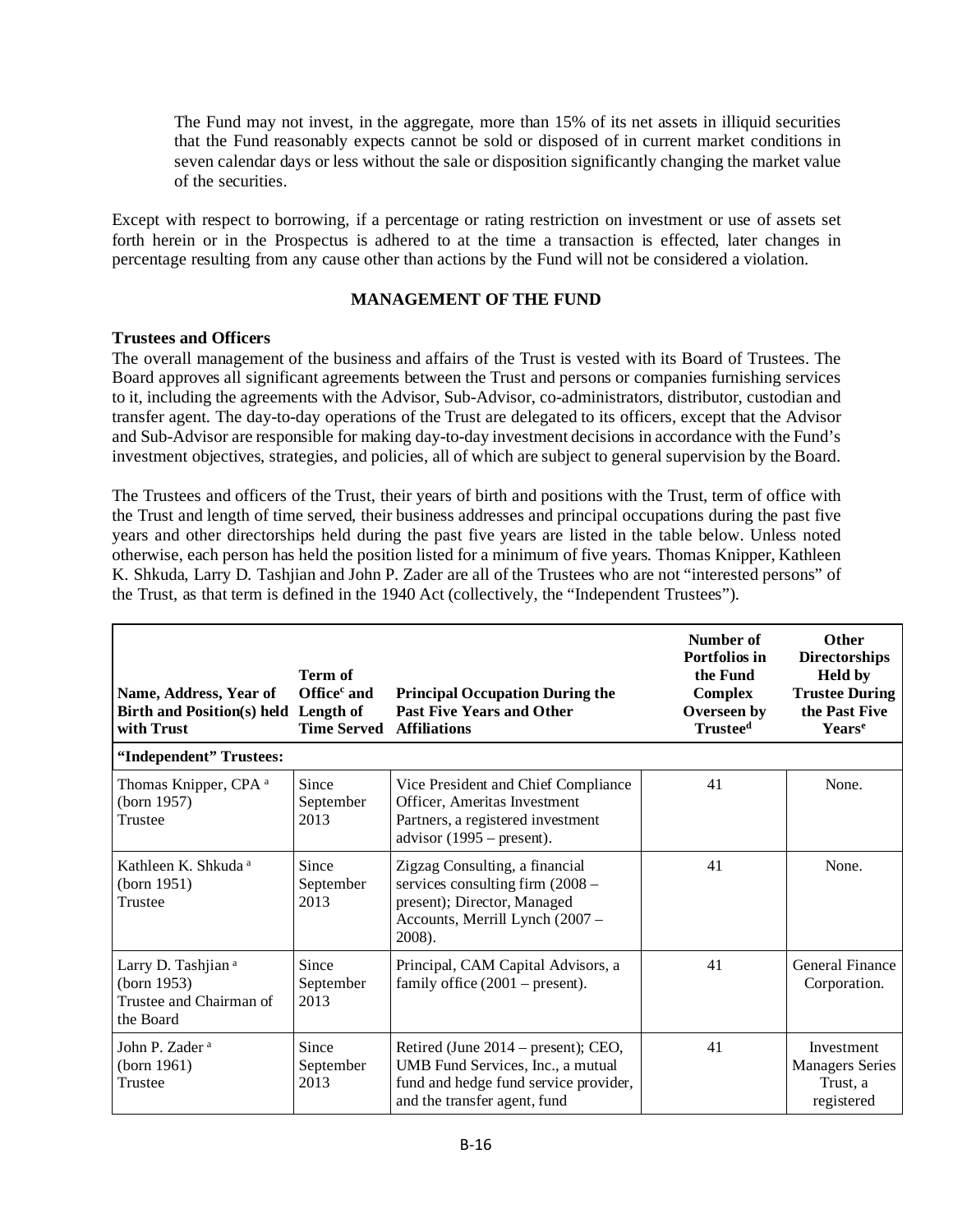The Fund may not invest, in the aggregate, more than 15% of its net assets in illiquid securities that the Fund reasonably expects cannot be sold or disposed of in current market conditions in seven calendar days or less without the sale or disposition significantly changing the market value of the securities.

Except with respect to borrowing, if a percentage or rating restriction on investment or use of assets set forth herein or in the Prospectus is adhered to at the time a transaction is effected, later changes in percentage resulting from any cause other than actions by the Fund will not be considered a violation.

## MANAGEMENT OF THE FUND

### Trustees and Officers

The overall management of the business and affairs of the Trust is vested with its Board of Trustees. The Board approves all significant agreements between the Trust and persons or companies furnishing services to it, including the agreements with the Advisor, Sub-Advisor, co-administrators, distributor, custodian and transfer agent. The day-to-day operations of the Trust are delegated to its officers, except that the Advisor and Sub-Advisor are responsible for making day-to-day investment decisions in accordance with the Fund's investment objectives, strategies, and policies, all of which are subject to general supervision by the Board.

The Trustees and officers of the Trust, their years of birth and positions with the Trust, term of office with the Trust and length of time served, their business addresses and principal occupations during the past five years and other directorships held during the past five years are listed in the table below. Unless noted otherwise, each person has held the position listed for a minimum of five years. Thomas Knipper, Kathleen K. Shkuda, Larry D. Tashjian and John P. Zader are all of the Trustees who are not "interested persons" of the Trust, as that term is defined in the 1940 Act (collectively, the "Independent Trustees").

| Name, Address, Year of Birth and Position(s) held with Trust | Term of Office[c] and Length of Time Served | Principal Occupation During the Past Five Years and Other Affiliations | Number of Portfolios in the Fund Complex Overseen by Trustee[d] | Other Directorships Held by Trustee During the Past Five Years[e] |
|---|---|---|---|---|
| **"Independent" Trustees:** | | | | |
| Thomas Knipper, CPA [a] (born 1957) Trustee | Since September 2013 | Vice President and Chief Compliance Officer, Ameritas Investment Partners, a registered investment advisor (1995 – present). | 41 | None. |
| Kathleen K. Shkuda [a] (born 1951) Trustee | Since September 2013 | Zigzag Consulting, a financial services consulting firm (2008 – present); Director, Managed Accounts, Merrill Lynch (2007 – 2008). | 41 | None. |
| Larry D. Tashjian [a] (born 1953) Trustee and Chairman of the Board | Since September 2013 | Principal, CAM Capital Advisors, a family office (2001 – present). | 41 | General Finance Corporation. |
| John P. Zader [a] (born 1961) Trustee | Since September 2013 | Retired (June 2014 – present); CEO, UMB Fund Services, Inc., a mutual fund and hedge fund service provider, and the transfer agent, fund | 41 | Investment Managers Series Trust, a registered |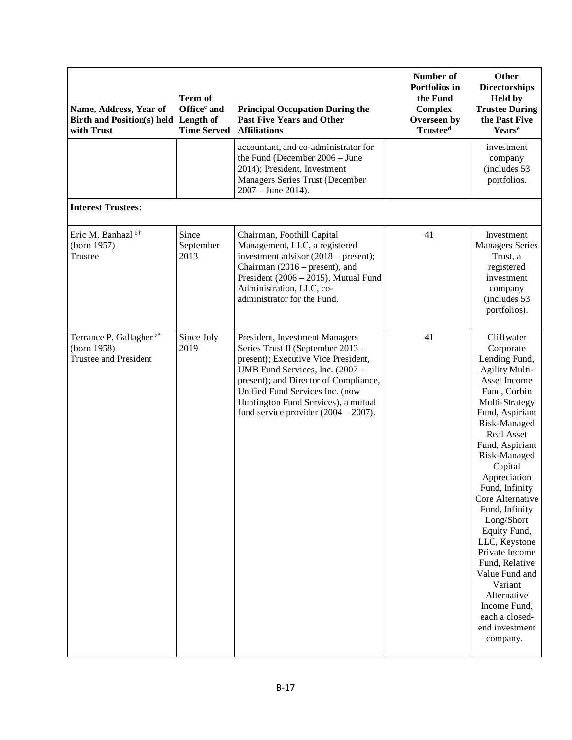| Name, Address, Year of Birth and Position(s) held with Trust | Term of Office[c] and Length of Time Served | Principal Occupation During the Past Five Years and Other Affiliations | Number of Portfolios in the Fund Complex Overseen by Trustee[d] | Other Directorships Held by Trustee During the Past Five Years[e] |
|---|---|---|---|---|
| | | accountant, and co-administrator for the Fund (December 2006 – June 2014); President, Investment Managers Series Trust (December 2007 – June 2014). | | investment company (includes 53 portfolios. |
| **Interest Trustees:** | | | | |
| Eric M. Banhazl [b†] (born 1957) Trustee | Since September 2013 | Chairman, Foothill Capital Management, LLC, a registered investment advisor (2018 – present); Chairman (2016 – present), and President (2006 – 2015), Mutual Fund Administration, LLC, co-administrator for the Fund. | 41 | Investment Managers Series Trust, a registered investment company (includes 53 portfolios). |
| Terrance P. Gallagher [a*] (born 1958) Trustee and President | Since July 2019 | President, Investment Managers Series Trust II (September 2013 – present); Executive Vice President, UMB Fund Services, Inc. (2007 – present); and Director of Compliance, Unified Fund Services Inc. (now Huntington Fund Services), a mutual fund service provider (2004 – 2007). | 41 | Cliffwater Corporate Lending Fund, Agility Multi-Asset Income Fund, Corbin Multi-Strategy Fund, Aspiriant Risk-Managed Real Asset Fund, Aspiriant Risk-Managed Capital Appreciation Fund, Infinity Core Alternative Fund, Infinity Long/Short Equity Fund, LLC, Keystone Private Income Fund, Relative Value Fund and Variant Alternative Income Fund, each a closed-end investment company. |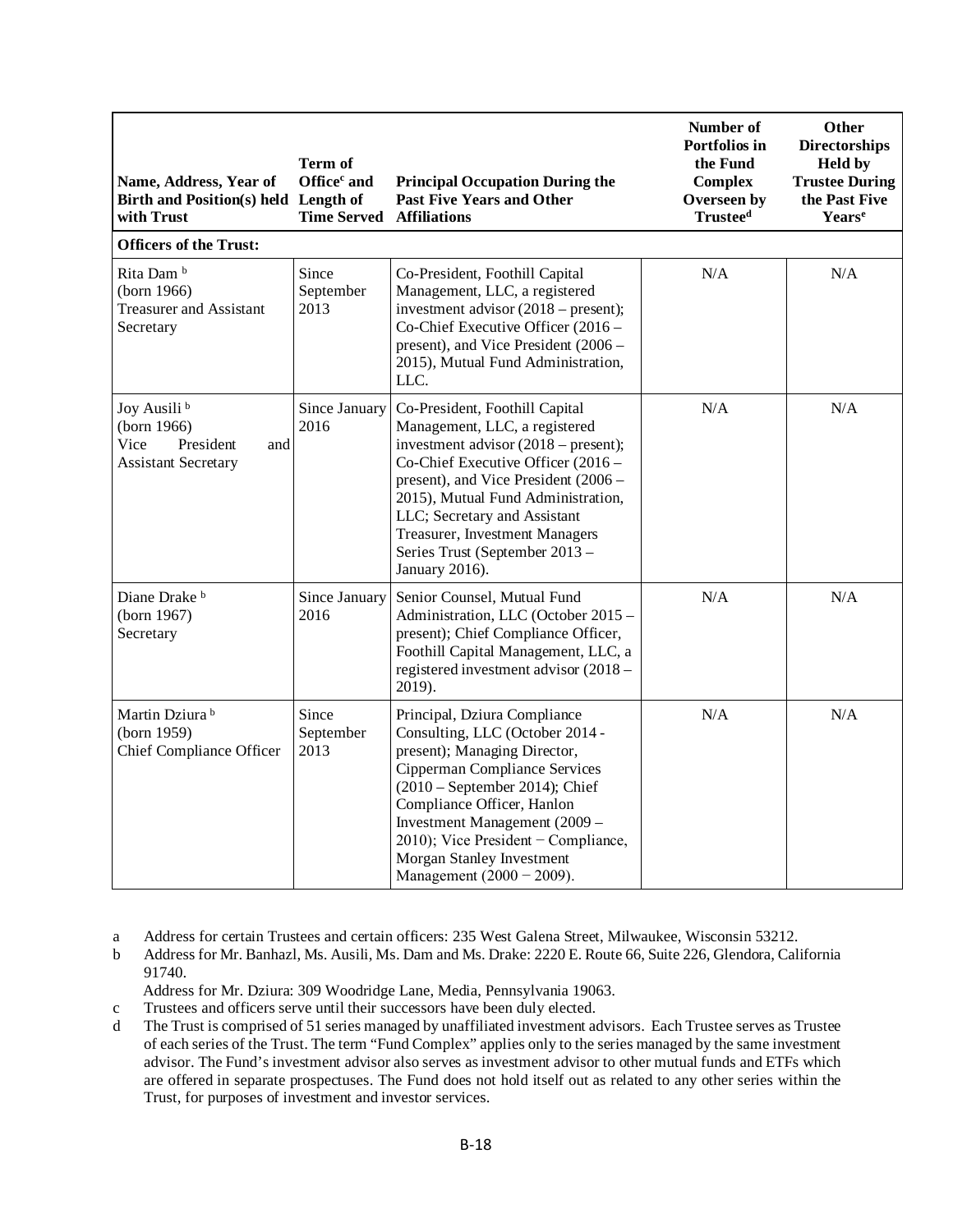| Name, Address, Year of Birth and Position(s) held with Trust | Term of Office[c] and Length of Time Served | Principal Occupation During the Past Five Years and Other Affiliations | Number of Portfolios in the Fund Complex Overseen by Trustee[d] | Other Directorships Held by Trustee During the Past Five Years[e] |
|---|---|---|---|---|
| **Officers of the Trust:** | | | | |
| Rita Dam [b] (born 1966) Treasurer and Assistant Secretary | Since September 2013 | Co-President, Foothill Capital Management, LLC, a registered investment advisor (2018 – present); Co-Chief Executive Officer (2016 – present), and Vice President (2006 – 2015), Mutual Fund Administration, LLC. | N/A | N/A |
| Joy Ausili [b] (born 1966) Vice President and Assistant Secretary | Since January 2016 | Co-President, Foothill Capital Management, LLC, a registered investment advisor (2018 – present); Co-Chief Executive Officer (2016 – present), and Vice President (2006 – 2015), Mutual Fund Administration, LLC; Secretary and Assistant Treasurer, Investment Managers Series Trust (September 2013 – January 2016). | N/A | N/A |
| Diane Drake [b] (born 1967) Secretary | Since January 2016 | Senior Counsel, Mutual Fund Administration, LLC (October 2015 – present); Chief Compliance Officer, Foothill Capital Management, LLC, a registered investment advisor (2018 – 2019). | N/A | N/A |
| Martin Dziura [b] (born 1959) Chief Compliance Officer | Since September 2013 | Principal, Dziura Compliance Consulting, LLC (October 2014 - present); Managing Director, Cipperman Compliance Services (2010 – September 2014); Chief Compliance Officer, Hanlon Investment Management (2009 – 2010); Vice President − Compliance, Morgan Stanley Investment Management (2000 − 2009). | N/A | N/A |

a Address for certain Trustees and certain officers: 235 West Galena Street, Milwaukee, Wisconsin 53212.

b Address for Mr. Banhazl, Ms. Ausili, Ms. Dam and Ms. Drake: 2220 E. Route 66, Suite 226, Glendora, California 91740.
Address for Mr. Dziura: 309 Woodridge Lane, Media, Pennsylvania 19063.

c Trustees and officers serve until their successors have been duly elected.

d The Trust is comprised of 51 series managed by unaffiliated investment advisors. Each Trustee serves as Trustee of each series of the Trust. The term "Fund Complex" applies only to the series managed by the same investment advisor. The Fund's investment advisor also serves as investment advisor to other mutual funds and ETFs which are offered in separate prospectuses. The Fund does not hold itself out as related to any other series within the Trust, for purposes of investment and investor services.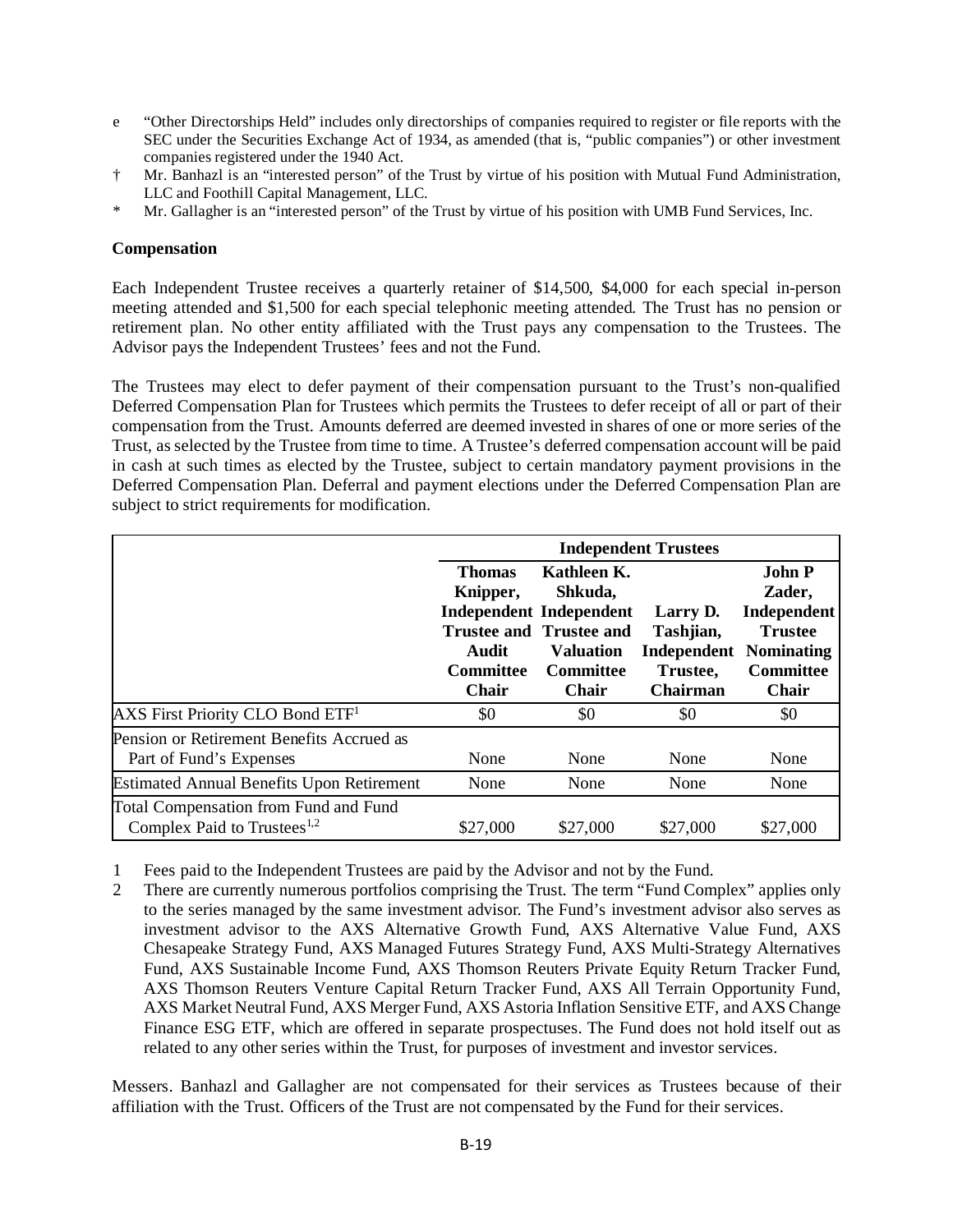e "Other Directorships Held" includes only directorships of companies required to register or file reports with the SEC under the Securities Exchange Act of 1934, as amended (that is, "public companies") or other investment companies registered under the 1940 Act.

† Mr. Banhazl is an "interested person" of the Trust by virtue of his position with Mutual Fund Administration, LLC and Foothill Capital Management, LLC.

* Mr. Gallagher is an "interested person" of the Trust by virtue of his position with UMB Fund Services, Inc.

**Compensation**

Each Independent Trustee receives a quarterly retainer of $14,500, $4,000 for each special in-person meeting attended and $1,500 for each special telephonic meeting attended. The Trust has no pension or retirement plan. No other entity affiliated with the Trust pays any compensation to the Trustees. The Advisor pays the Independent Trustees' fees and not the Fund.

The Trustees may elect to defer payment of their compensation pursuant to the Trust's non-qualified Deferred Compensation Plan for Trustees which permits the Trustees to defer receipt of all or part of their compensation from the Trust. Amounts deferred are deemed invested in shares of one or more series of the Trust, as selected by the Trustee from time to time. A Trustee's deferred compensation account will be paid in cash at such times as elected by the Trustee, subject to certain mandatory payment provisions in the Deferred Compensation Plan. Deferral and payment elections under the Deferred Compensation Plan are subject to strict requirements for modification.

| | **Independent Trustees** | | | |
|---|---|---|---|---|
| | **Thomas Knipper, Independent Trustee and Audit Committee Chair** | **Kathleen K. Shkuda, Independent Trustee and Valuation Committee Chair** | **Larry D. Tashjian, Independent Trustee, Chairman** | **John P Zader, Independent Trustee Nominating Committee Chair** |
| AXS First Priority CLO Bond ETF[1] | $0 | $0 | $0 | $0 |
| Pension or Retirement Benefits Accrued as Part of Fund's Expenses | None | None | None | None |
| Estimated Annual Benefits Upon Retirement | None | None | None | None |
| Total Compensation from Fund and Fund Complex Paid to Trustees[1,2] | $27,000 | $27,000 | $27,000 | $27,000 |

1 Fees paid to the Independent Trustees are paid by the Advisor and not by the Fund.

2 There are currently numerous portfolios comprising the Trust. The term "Fund Complex" applies only to the series managed by the same investment advisor. The Fund's investment advisor also serves as investment advisor to the AXS Alternative Growth Fund, AXS Alternative Value Fund, AXS Chesapeake Strategy Fund, AXS Managed Futures Strategy Fund, AXS Multi-Strategy Alternatives Fund, AXS Sustainable Income Fund, AXS Thomson Reuters Private Equity Return Tracker Fund, AXS Thomson Reuters Venture Capital Return Tracker Fund, AXS All Terrain Opportunity Fund, AXS Market Neutral Fund, AXS Merger Fund, AXS Astoria Inflation Sensitive ETF, and AXS Change Finance ESG ETF, which are offered in separate prospectuses. The Fund does not hold itself out as related to any other series within the Trust, for purposes of investment and investor services.

Messers. Banhazl and Gallagher are not compensated for their services as Trustees because of their affiliation with the Trust. Officers of the Trust are not compensated by the Fund for their services.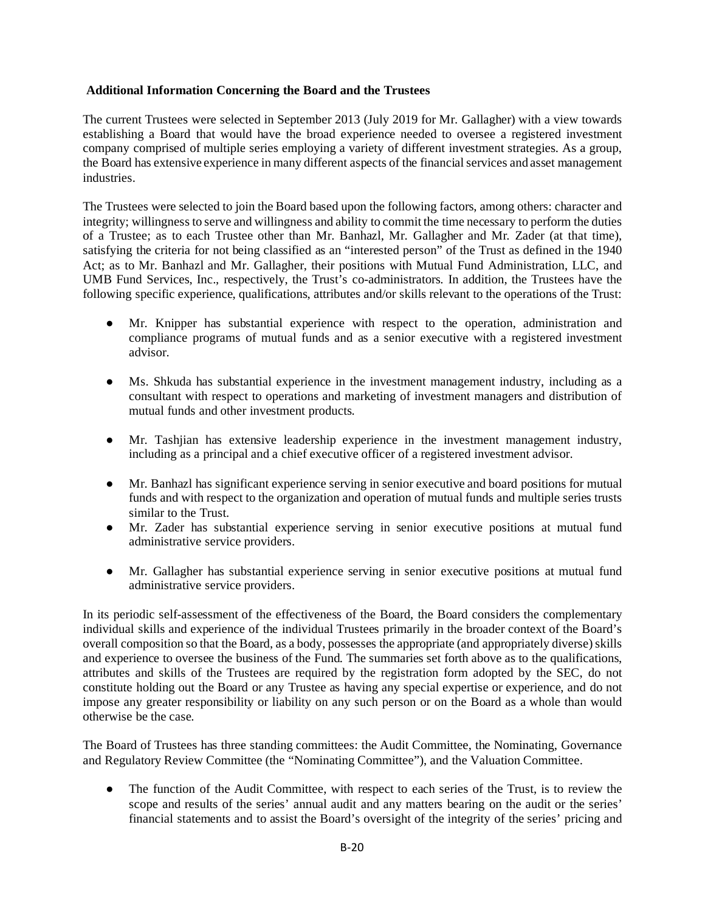**Additional Information Concerning the Board and the Trustees**

The current Trustees were selected in September 2013 (July 2019 for Mr. Gallagher) with a view towards establishing a Board that would have the broad experience needed to oversee a registered investment company comprised of multiple series employing a variety of different investment strategies. As a group, the Board has extensive experience in many different aspects of the financial services and asset management industries.

The Trustees were selected to join the Board based upon the following factors, among others: character and integrity; willingness to serve and willingness and ability to commit the time necessary to perform the duties of a Trustee; as to each Trustee other than Mr. Banhazl, Mr. Gallagher and Mr. Zader (at that time), satisfying the criteria for not being classified as an "interested person" of the Trust as defined in the 1940 Act; as to Mr. Banhazl and Mr. Gallagher, their positions with Mutual Fund Administration, LLC, and UMB Fund Services, Inc., respectively, the Trust's co-administrators. In addition, the Trustees have the following specific experience, qualifications, attributes and/or skills relevant to the operations of the Trust:

- Mr. Knipper has substantial experience with respect to the operation, administration and compliance programs of mutual funds and as a senior executive with a registered investment advisor.
- Ms. Shkuda has substantial experience in the investment management industry, including as a consultant with respect to operations and marketing of investment managers and distribution of mutual funds and other investment products.
- Mr. Tashjian has extensive leadership experience in the investment management industry, including as a principal and a chief executive officer of a registered investment advisor.
- Mr. Banhazl has significant experience serving in senior executive and board positions for mutual funds and with respect to the organization and operation of mutual funds and multiple series trusts similar to the Trust.
- Mr. Zader has substantial experience serving in senior executive positions at mutual fund administrative service providers.
- Mr. Gallagher has substantial experience serving in senior executive positions at mutual fund administrative service providers.

In its periodic self-assessment of the effectiveness of the Board, the Board considers the complementary individual skills and experience of the individual Trustees primarily in the broader context of the Board's overall composition so that the Board, as a body, possesses the appropriate (and appropriately diverse) skills and experience to oversee the business of the Fund. The summaries set forth above as to the qualifications, attributes and skills of the Trustees are required by the registration form adopted by the SEC, do not constitute holding out the Board or any Trustee as having any special expertise or experience, and do not impose any greater responsibility or liability on any such person or on the Board as a whole than would otherwise be the case.

The Board of Trustees has three standing committees: the Audit Committee, the Nominating, Governance and Regulatory Review Committee (the "Nominating Committee"), and the Valuation Committee.

- The function of the Audit Committee, with respect to each series of the Trust, is to review the scope and results of the series' annual audit and any matters bearing on the audit or the series' financial statements and to assist the Board's oversight of the integrity of the series' pricing and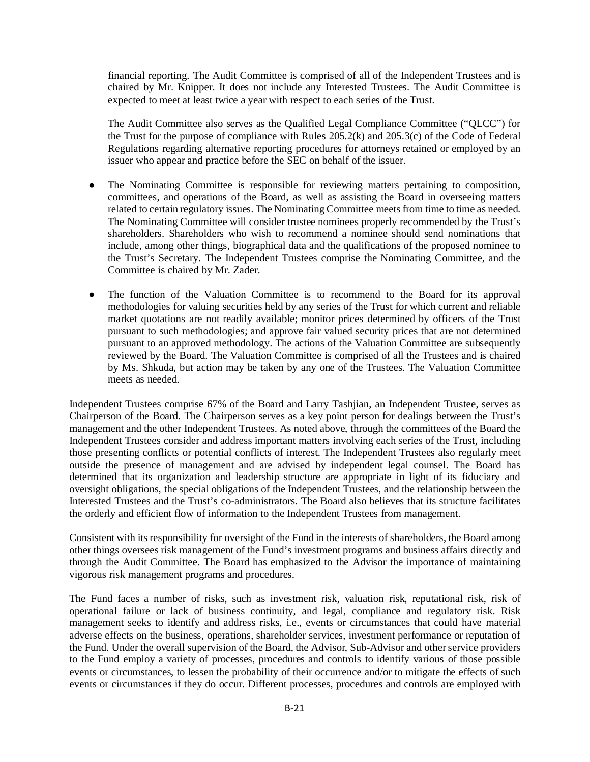financial reporting. The Audit Committee is comprised of all of the Independent Trustees and is chaired by Mr. Knipper. It does not include any Interested Trustees. The Audit Committee is expected to meet at least twice a year with respect to each series of the Trust.

The Audit Committee also serves as the Qualified Legal Compliance Committee ("QLCC") for the Trust for the purpose of compliance with Rules 205.2(k) and 205.3(c) of the Code of Federal Regulations regarding alternative reporting procedures for attorneys retained or employed by an issuer who appear and practice before the SEC on behalf of the issuer.

- The Nominating Committee is responsible for reviewing matters pertaining to composition, committees, and operations of the Board, as well as assisting the Board in overseeing matters related to certain regulatory issues. The Nominating Committee meets from time to time as needed. The Nominating Committee will consider trustee nominees properly recommended by the Trust's shareholders. Shareholders who wish to recommend a nominee should send nominations that include, among other things, biographical data and the qualifications of the proposed nominee to the Trust's Secretary. The Independent Trustees comprise the Nominating Committee, and the Committee is chaired by Mr. Zader.

- The function of the Valuation Committee is to recommend to the Board for its approval methodologies for valuing securities held by any series of the Trust for which current and reliable market quotations are not readily available; monitor prices determined by officers of the Trust pursuant to such methodologies; and approve fair valued security prices that are not determined pursuant to an approved methodology. The actions of the Valuation Committee are subsequently reviewed by the Board. The Valuation Committee is comprised of all the Trustees and is chaired by Ms. Shkuda, but action may be taken by any one of the Trustees. The Valuation Committee meets as needed.

Independent Trustees comprise 67% of the Board and Larry Tashjian, an Independent Trustee, serves as Chairperson of the Board. The Chairperson serves as a key point person for dealings between the Trust's management and the other Independent Trustees. As noted above, through the committees of the Board the Independent Trustees consider and address important matters involving each series of the Trust, including those presenting conflicts or potential conflicts of interest. The Independent Trustees also regularly meet outside the presence of management and are advised by independent legal counsel. The Board has determined that its organization and leadership structure are appropriate in light of its fiduciary and oversight obligations, the special obligations of the Independent Trustees, and the relationship between the Interested Trustees and the Trust's co-administrators. The Board also believes that its structure facilitates the orderly and efficient flow of information to the Independent Trustees from management.

Consistent with its responsibility for oversight of the Fund in the interests of shareholders, the Board among other things oversees risk management of the Fund's investment programs and business affairs directly and through the Audit Committee. The Board has emphasized to the Advisor the importance of maintaining vigorous risk management programs and procedures.

The Fund faces a number of risks, such as investment risk, valuation risk, reputational risk, risk of operational failure or lack of business continuity, and legal, compliance and regulatory risk. Risk management seeks to identify and address risks, i.e., events or circumstances that could have material adverse effects on the business, operations, shareholder services, investment performance or reputation of the Fund. Under the overall supervision of the Board, the Advisor, Sub-Advisor and other service providers to the Fund employ a variety of processes, procedures and controls to identify various of those possible events or circumstances, to lessen the probability of their occurrence and/or to mitigate the effects of such events or circumstances if they do occur. Different processes, procedures and controls are employed with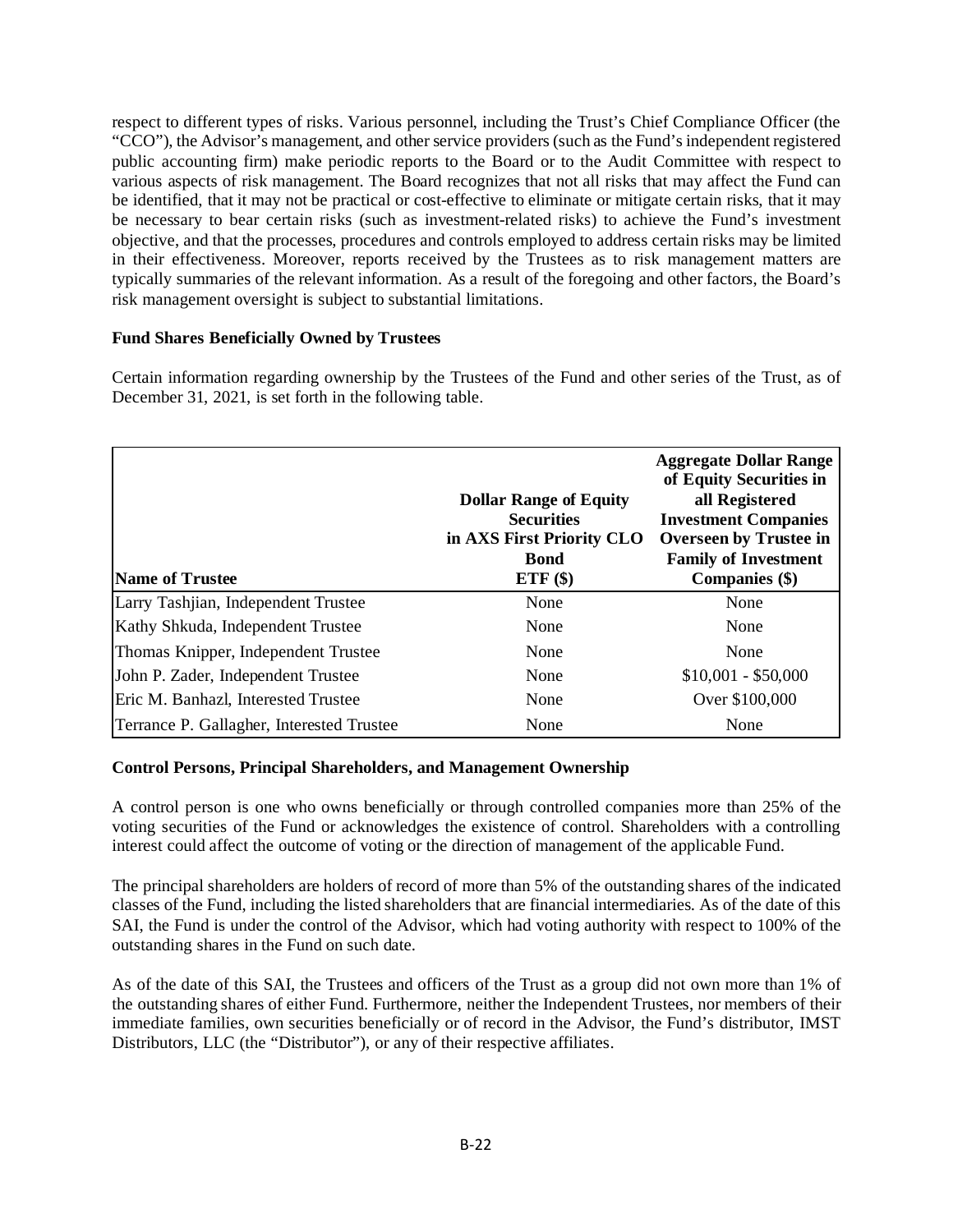respect to different types of risks. Various personnel, including the Trust's Chief Compliance Officer (the "CCO"), the Advisor's management, and other service providers (such as the Fund's independent registered public accounting firm) make periodic reports to the Board or to the Audit Committee with respect to various aspects of risk management. The Board recognizes that not all risks that may affect the Fund can be identified, that it may not be practical or cost-effective to eliminate or mitigate certain risks, that it may be necessary to bear certain risks (such as investment-related risks) to achieve the Fund's investment objective, and that the processes, procedures and controls employed to address certain risks may be limited in their effectiveness. Moreover, reports received by the Trustees as to risk management matters are typically summaries of the relevant information. As a result of the foregoing and other factors, the Board's risk management oversight is subject to substantial limitations.

**Fund Shares Beneficially Owned by Trustees**

Certain information regarding ownership by the Trustees of the Fund and other series of the Trust, as of December 31, 2021, is set forth in the following table.

| Name of Trustee | Dollar Range of Equity Securities in AXS First Priority CLO Bond ETF ($) | Aggregate Dollar Range of Equity Securities in all Registered Investment Companies Overseen by Trustee in Family of Investment Companies ($) |
|---|---|---|
| Larry Tashjian, Independent Trustee | None | None |
| Kathy Shkuda, Independent Trustee | None | None |
| Thomas Knipper, Independent Trustee | None | None |
| John P. Zader, Independent Trustee | None | $10,001 - $50,000 |
| Eric M. Banhazl, Interested Trustee | None | Over $100,000 |
| Terrance P. Gallagher, Interested Trustee | None | None |

**Control Persons, Principal Shareholders, and Management Ownership**

A control person is one who owns beneficially or through controlled companies more than 25% of the voting securities of the Fund or acknowledges the existence of control. Shareholders with a controlling interest could affect the outcome of voting or the direction of management of the applicable Fund.

The principal shareholders are holders of record of more than 5% of the outstanding shares of the indicated classes of the Fund, including the listed shareholders that are financial intermediaries. As of the date of this SAI, the Fund is under the control of the Advisor, which had voting authority with respect to 100% of the outstanding shares in the Fund on such date.

As of the date of this SAI, the Trustees and officers of the Trust as a group did not own more than 1% of the outstanding shares of either Fund. Furthermore, neither the Independent Trustees, nor members of their immediate families, own securities beneficially or of record in the Advisor, the Fund's distributor, IMST Distributors, LLC (the "Distributor"), or any of their respective affiliates.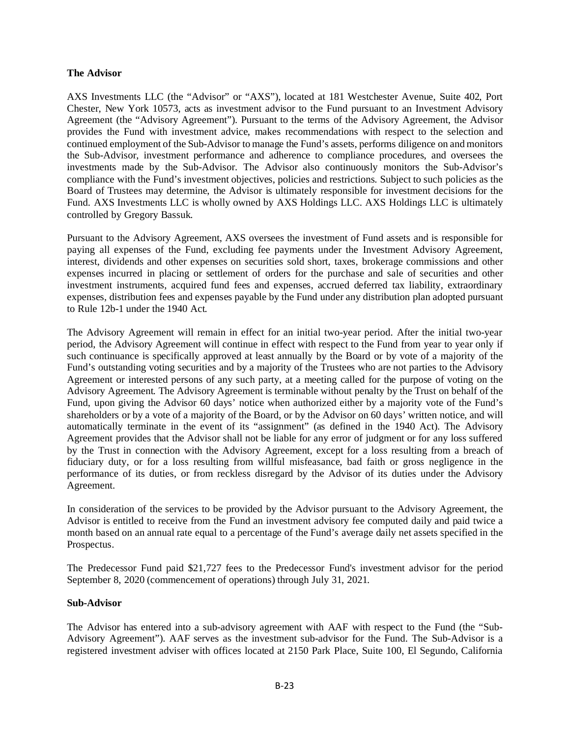**The Advisor**

AXS Investments LLC (the "Advisor" or "AXS"), located at 181 Westchester Avenue, Suite 402, Port Chester, New York 10573, acts as investment advisor to the Fund pursuant to an Investment Advisory Agreement (the "Advisory Agreement"). Pursuant to the terms of the Advisory Agreement, the Advisor provides the Fund with investment advice, makes recommendations with respect to the selection and continued employment of the Sub-Advisor to manage the Fund's assets, performs diligence on and monitors the Sub-Advisor, investment performance and adherence to compliance procedures, and oversees the investments made by the Sub-Advisor. The Advisor also continuously monitors the Sub-Advisor's compliance with the Fund's investment objectives, policies and restrictions. Subject to such policies as the Board of Trustees may determine, the Advisor is ultimately responsible for investment decisions for the Fund. AXS Investments LLC is wholly owned by AXS Holdings LLC. AXS Holdings LLC is ultimately controlled by Gregory Bassuk.

Pursuant to the Advisory Agreement, AXS oversees the investment of Fund assets and is responsible for paying all expenses of the Fund, excluding fee payments under the Investment Advisory Agreement, interest, dividends and other expenses on securities sold short, taxes, brokerage commissions and other expenses incurred in placing or settlement of orders for the purchase and sale of securities and other investment instruments, acquired fund fees and expenses, accrued deferred tax liability, extraordinary expenses, distribution fees and expenses payable by the Fund under any distribution plan adopted pursuant to Rule 12b-1 under the 1940 Act.

The Advisory Agreement will remain in effect for an initial two-year period. After the initial two-year period, the Advisory Agreement will continue in effect with respect to the Fund from year to year only if such continuance is specifically approved at least annually by the Board or by vote of a majority of the Fund's outstanding voting securities and by a majority of the Trustees who are not parties to the Advisory Agreement or interested persons of any such party, at a meeting called for the purpose of voting on the Advisory Agreement. The Advisory Agreement is terminable without penalty by the Trust on behalf of the Fund, upon giving the Advisor 60 days' notice when authorized either by a majority vote of the Fund's shareholders or by a vote of a majority of the Board, or by the Advisor on 60 days' written notice, and will automatically terminate in the event of its "assignment" (as defined in the 1940 Act). The Advisory Agreement provides that the Advisor shall not be liable for any error of judgment or for any loss suffered by the Trust in connection with the Advisory Agreement, except for a loss resulting from a breach of fiduciary duty, or for a loss resulting from willful misfeasance, bad faith or gross negligence in the performance of its duties, or from reckless disregard by the Advisor of its duties under the Advisory Agreement.

In consideration of the services to be provided by the Advisor pursuant to the Advisory Agreement, the Advisor is entitled to receive from the Fund an investment advisory fee computed daily and paid twice a month based on an annual rate equal to a percentage of the Fund's average daily net assets specified in the Prospectus.

The Predecessor Fund paid $21,727 fees to the Predecessor Fund's investment advisor for the period September 8, 2020 (commencement of operations) through July 31, 2021.

**Sub-Advisor**

The Advisor has entered into a sub-advisory agreement with AAF with respect to the Fund (the "Sub-Advisory Agreement"). AAF serves as the investment sub-advisor for the Fund. The Sub-Advisor is a registered investment adviser with offices located at 2150 Park Place, Suite 100, El Segundo, California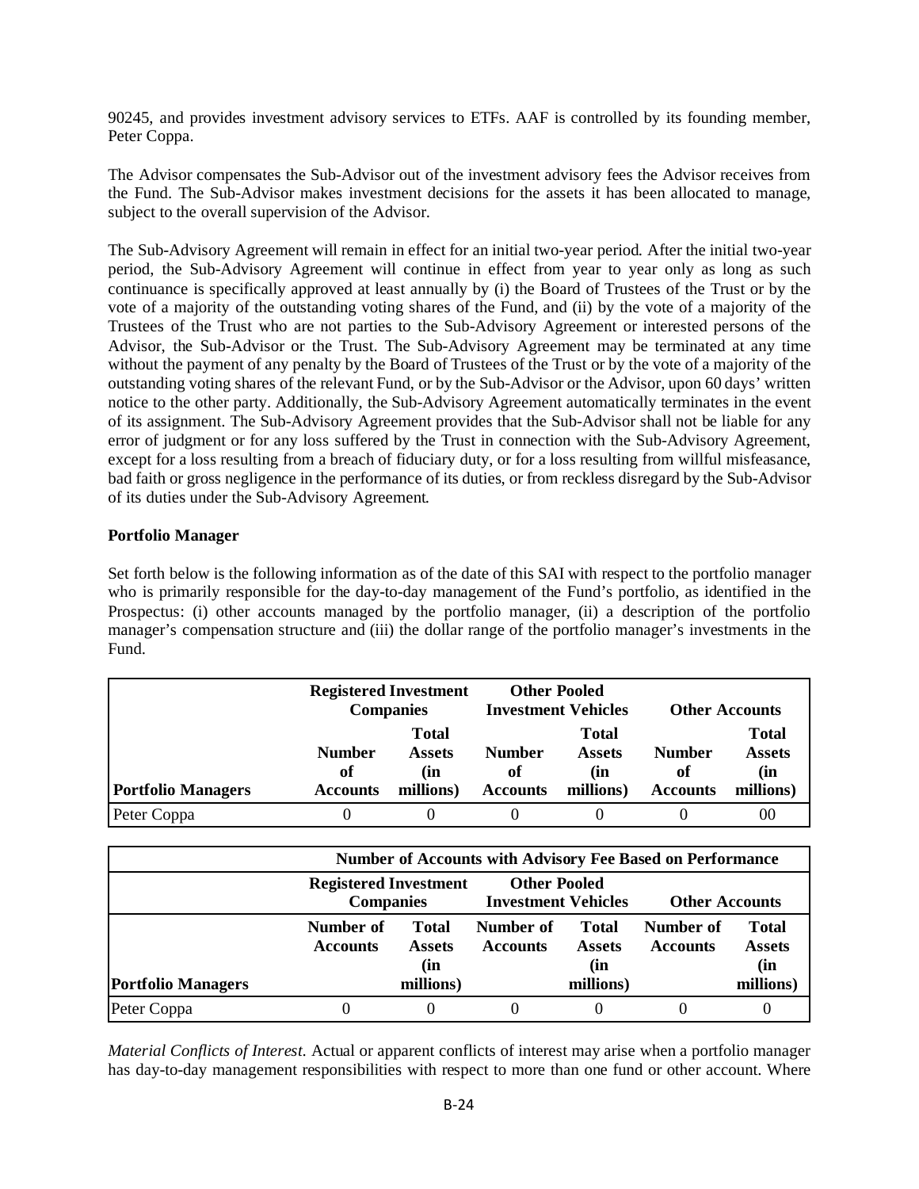90245, and provides investment advisory services to ETFs. AAF is controlled by its founding member, Peter Coppa.

The Advisor compensates the Sub-Advisor out of the investment advisory fees the Advisor receives from the Fund. The Sub-Advisor makes investment decisions for the assets it has been allocated to manage, subject to the overall supervision of the Advisor.

The Sub-Advisory Agreement will remain in effect for an initial two-year period. After the initial two-year period, the Sub-Advisory Agreement will continue in effect from year to year only as long as such continuance is specifically approved at least annually by (i) the Board of Trustees of the Trust or by the vote of a majority of the outstanding voting shares of the Fund, and (ii) by the vote of a majority of the Trustees of the Trust who are not parties to the Sub-Advisory Agreement or interested persons of the Advisor, the Sub-Advisor or the Trust. The Sub-Advisory Agreement may be terminated at any time without the payment of any penalty by the Board of Trustees of the Trust or by the vote of a majority of the outstanding voting shares of the relevant Fund, or by the Sub-Advisor or the Advisor, upon 60 days' written notice to the other party. Additionally, the Sub-Advisory Agreement automatically terminates in the event of its assignment. The Sub-Advisory Agreement provides that the Sub-Advisor shall not be liable for any error of judgment or for any loss suffered by the Trust in connection with the Sub-Advisory Agreement, except for a loss resulting from a breach of fiduciary duty, or for a loss resulting from willful misfeasance, bad faith or gross negligence in the performance of its duties, or from reckless disregard by the Sub-Advisor of its duties under the Sub-Advisory Agreement.

**Portfolio Manager**

Set forth below is the following information as of the date of this SAI with respect to the portfolio manager who is primarily responsible for the day-to-day management of the Fund's portfolio, as identified in the Prospectus: (i) other accounts managed by the portfolio manager, (ii) a description of the portfolio manager's compensation structure and (iii) the dollar range of the portfolio manager's investments in the Fund.

| | Registered Investment Companies | | Other Pooled Investment Vehicles | | Other Accounts | |
|---|---|---|---|---|---|---|
| **Portfolio Managers** | **Number of Accounts** | **Total Assets (in millions)** | **Number of Accounts** | **Total Assets (in millions)** | **Number of Accounts** | **Total Assets (in millions)** |
| Peter Coppa | 0 | 0 | 0 | 0 | 0 | 00 |

| | Number of Accounts with Advisory Fee Based on Performance | | | | | |
|---|---|---|---|---|---|---|
| | Registered Investment Companies | | Other Pooled Investment Vehicles | | Other Accounts | |
| **Portfolio Managers** | **Number of Accounts** | **Total Assets (in millions)** | **Number of Accounts** | **Total Assets (in millions)** | **Number of Accounts** | **Total Assets (in millions)** |
| Peter Coppa | 0 | 0 | 0 | 0 | 0 | 0 |

*Material Conflicts of Interest.* Actual or apparent conflicts of interest may arise when a portfolio manager has day-to-day management responsibilities with respect to more than one fund or other account. Where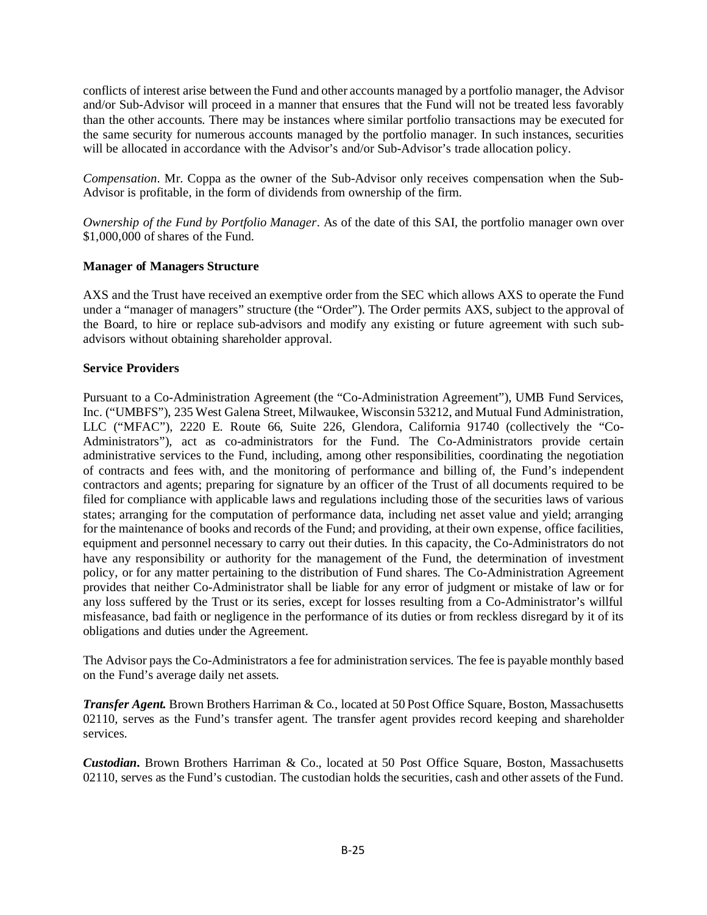conflicts of interest arise between the Fund and other accounts managed by a portfolio manager, the Advisor and/or Sub-Advisor will proceed in a manner that ensures that the Fund will not be treated less favorably than the other accounts. There may be instances where similar portfolio transactions may be executed for the same security for numerous accounts managed by the portfolio manager. In such instances, securities will be allocated in accordance with the Advisor's and/or Sub-Advisor's trade allocation policy.

*Compensation*. Mr. Coppa as the owner of the Sub-Advisor only receives compensation when the Sub-Advisor is profitable, in the form of dividends from ownership of the firm.

*Ownership of the Fund by Portfolio Manager*. As of the date of this SAI, the portfolio manager own over $1,000,000 of shares of the Fund.

**Manager of Managers Structure**

AXS and the Trust have received an exemptive order from the SEC which allows AXS to operate the Fund under a "manager of managers" structure (the "Order"). The Order permits AXS, subject to the approval of the Board, to hire or replace sub-advisors and modify any existing or future agreement with such sub-advisors without obtaining shareholder approval.

**Service Providers**

Pursuant to a Co-Administration Agreement (the "Co-Administration Agreement"), UMB Fund Services, Inc. ("UMBFS"), 235 West Galena Street, Milwaukee, Wisconsin 53212, and Mutual Fund Administration, LLC ("MFAC"), 2220 E. Route 66, Suite 226, Glendora, California 91740 (collectively the "Co-Administrators"), act as co-administrators for the Fund. The Co-Administrators provide certain administrative services to the Fund, including, among other responsibilities, coordinating the negotiation of contracts and fees with, and the monitoring of performance and billing of, the Fund's independent contractors and agents; preparing for signature by an officer of the Trust of all documents required to be filed for compliance with applicable laws and regulations including those of the securities laws of various states; arranging for the computation of performance data, including net asset value and yield; arranging for the maintenance of books and records of the Fund; and providing, at their own expense, office facilities, equipment and personnel necessary to carry out their duties. In this capacity, the Co-Administrators do not have any responsibility or authority for the management of the Fund, the determination of investment policy, or for any matter pertaining to the distribution of Fund shares. The Co-Administration Agreement provides that neither Co-Administrator shall be liable for any error of judgment or mistake of law or for any loss suffered by the Trust or its series, except for losses resulting from a Co-Administrator's willful misfeasance, bad faith or negligence in the performance of its duties or from reckless disregard by it of its obligations and duties under the Agreement.

The Advisor pays the Co-Administrators a fee for administration services. The fee is payable monthly based on the Fund's average daily net assets.

***Transfer Agent.*** Brown Brothers Harriman & Co., located at 50 Post Office Square, Boston, Massachusetts 02110, serves as the Fund's transfer agent. The transfer agent provides record keeping and shareholder services.

***Custodian***. Brown Brothers Harriman & Co., located at 50 Post Office Square, Boston, Massachusetts 02110, serves as the Fund's custodian. The custodian holds the securities, cash and other assets of the Fund.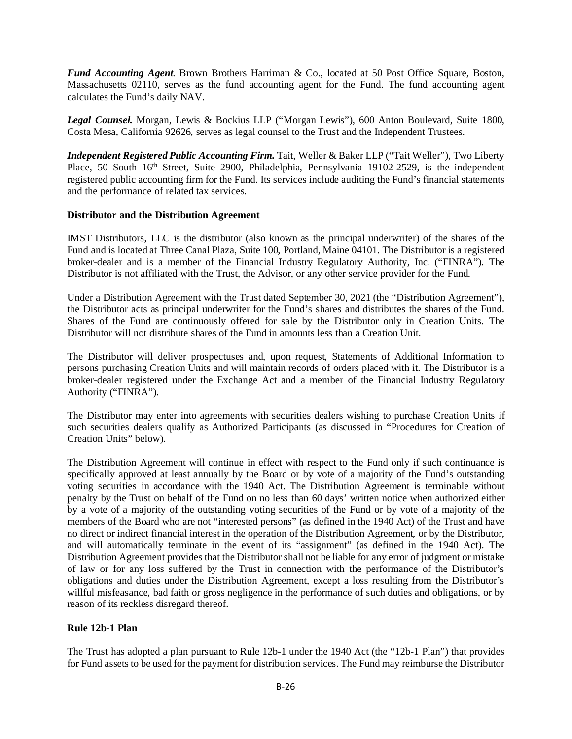***Fund Accounting Agent.*** Brown Brothers Harriman & Co., located at 50 Post Office Square, Boston, Massachusetts 02110, serves as the fund accounting agent for the Fund. The fund accounting agent calculates the Fund's daily NAV.

***Legal Counsel.*** Morgan, Lewis & Bockius LLP ("Morgan Lewis"), 600 Anton Boulevard, Suite 1800, Costa Mesa, California 92626, serves as legal counsel to the Trust and the Independent Trustees.

***Independent Registered Public Accounting Firm.*** Tait, Weller & Baker LLP ("Tait Weller"), Two Liberty Place, 50 South 16th Street, Suite 2900, Philadelphia, Pennsylvania 19102-2529, is the independent registered public accounting firm for the Fund. Its services include auditing the Fund's financial statements and the performance of related tax services.

**Distributor and the Distribution Agreement**

IMST Distributors, LLC is the distributor (also known as the principal underwriter) of the shares of the Fund and is located at Three Canal Plaza, Suite 100, Portland, Maine 04101. The Distributor is a registered broker-dealer and is a member of the Financial Industry Regulatory Authority, Inc. ("FINRA"). The Distributor is not affiliated with the Trust, the Advisor, or any other service provider for the Fund.

Under a Distribution Agreement with the Trust dated September 30, 2021 (the "Distribution Agreement"), the Distributor acts as principal underwriter for the Fund's shares and distributes the shares of the Fund. Shares of the Fund are continuously offered for sale by the Distributor only in Creation Units. The Distributor will not distribute shares of the Fund in amounts less than a Creation Unit.

The Distributor will deliver prospectuses and, upon request, Statements of Additional Information to persons purchasing Creation Units and will maintain records of orders placed with it. The Distributor is a broker-dealer registered under the Exchange Act and a member of the Financial Industry Regulatory Authority ("FINRA").

The Distributor may enter into agreements with securities dealers wishing to purchase Creation Units if such securities dealers qualify as Authorized Participants (as discussed in "Procedures for Creation of Creation Units" below).

The Distribution Agreement will continue in effect with respect to the Fund only if such continuance is specifically approved at least annually by the Board or by vote of a majority of the Fund's outstanding voting securities in accordance with the 1940 Act. The Distribution Agreement is terminable without penalty by the Trust on behalf of the Fund on no less than 60 days' written notice when authorized either by a vote of a majority of the outstanding voting securities of the Fund or by vote of a majority of the members of the Board who are not "interested persons" (as defined in the 1940 Act) of the Trust and have no direct or indirect financial interest in the operation of the Distribution Agreement, or by the Distributor, and will automatically terminate in the event of its "assignment" (as defined in the 1940 Act). The Distribution Agreement provides that the Distributor shall not be liable for any error of judgment or mistake of law or for any loss suffered by the Trust in connection with the performance of the Distributor's obligations and duties under the Distribution Agreement, except a loss resulting from the Distributor's willful misfeasance, bad faith or gross negligence in the performance of such duties and obligations, or by reason of its reckless disregard thereof.

**Rule 12b-1 Plan**

The Trust has adopted a plan pursuant to Rule 12b-1 under the 1940 Act (the "12b-1 Plan") that provides for Fund assets to be used for the payment for distribution services. The Fund may reimburse the Distributor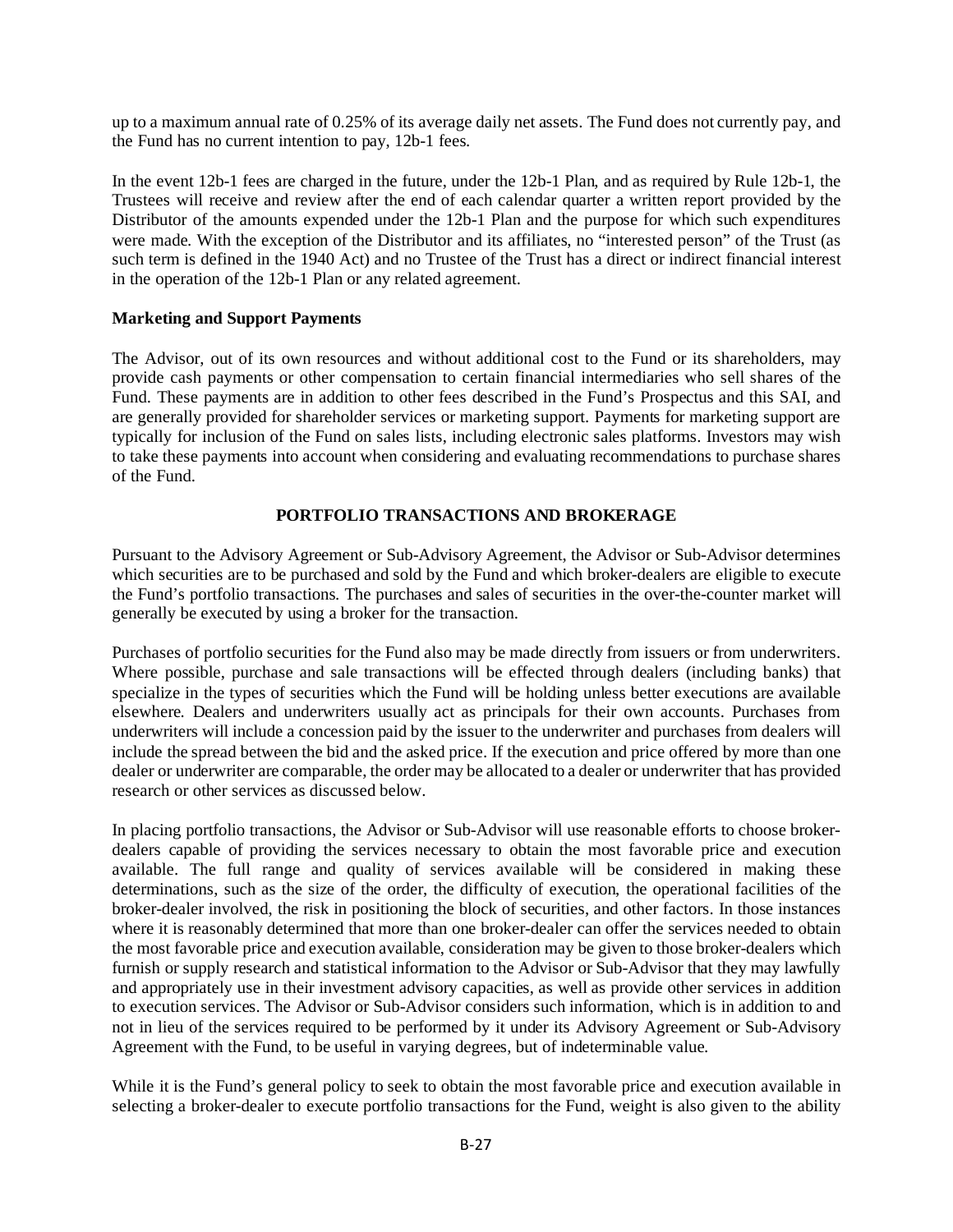up to a maximum annual rate of 0.25% of its average daily net assets. The Fund does not currently pay, and the Fund has no current intention to pay, 12b-1 fees.

In the event 12b-1 fees are charged in the future, under the 12b-1 Plan, and as required by Rule 12b-1, the Trustees will receive and review after the end of each calendar quarter a written report provided by the Distributor of the amounts expended under the 12b-1 Plan and the purpose for which such expenditures were made. With the exception of the Distributor and its affiliates, no "interested person" of the Trust (as such term is defined in the 1940 Act) and no Trustee of the Trust has a direct or indirect financial interest in the operation of the 12b-1 Plan or any related agreement.

**Marketing and Support Payments**

The Advisor, out of its own resources and without additional cost to the Fund or its shareholders, may provide cash payments or other compensation to certain financial intermediaries who sell shares of the Fund. These payments are in addition to other fees described in the Fund's Prospectus and this SAI, and are generally provided for shareholder services or marketing support. Payments for marketing support are typically for inclusion of the Fund on sales lists, including electronic sales platforms. Investors may wish to take these payments into account when considering and evaluating recommendations to purchase shares of the Fund.

## PORTFOLIO TRANSACTIONS AND BROKERAGE

Pursuant to the Advisory Agreement or Sub-Advisory Agreement, the Advisor or Sub-Advisor determines which securities are to be purchased and sold by the Fund and which broker-dealers are eligible to execute the Fund's portfolio transactions. The purchases and sales of securities in the over-the-counter market will generally be executed by using a broker for the transaction.

Purchases of portfolio securities for the Fund also may be made directly from issuers or from underwriters. Where possible, purchase and sale transactions will be effected through dealers (including banks) that specialize in the types of securities which the Fund will be holding unless better executions are available elsewhere. Dealers and underwriters usually act as principals for their own accounts. Purchases from underwriters will include a concession paid by the issuer to the underwriter and purchases from dealers will include the spread between the bid and the asked price. If the execution and price offered by more than one dealer or underwriter are comparable, the order may be allocated to a dealer or underwriter that has provided research or other services as discussed below.

In placing portfolio transactions, the Advisor or Sub-Advisor will use reasonable efforts to choose broker-dealers capable of providing the services necessary to obtain the most favorable price and execution available. The full range and quality of services available will be considered in making these determinations, such as the size of the order, the difficulty of execution, the operational facilities of the broker-dealer involved, the risk in positioning the block of securities, and other factors. In those instances where it is reasonably determined that more than one broker-dealer can offer the services needed to obtain the most favorable price and execution available, consideration may be given to those broker-dealers which furnish or supply research and statistical information to the Advisor or Sub-Advisor that they may lawfully and appropriately use in their investment advisory capacities, as well as provide other services in addition to execution services. The Advisor or Sub-Advisor considers such information, which is in addition to and not in lieu of the services required to be performed by it under its Advisory Agreement or Sub-Advisory Agreement with the Fund, to be useful in varying degrees, but of indeterminable value.

While it is the Fund's general policy to seek to obtain the most favorable price and execution available in selecting a broker-dealer to execute portfolio transactions for the Fund, weight is also given to the ability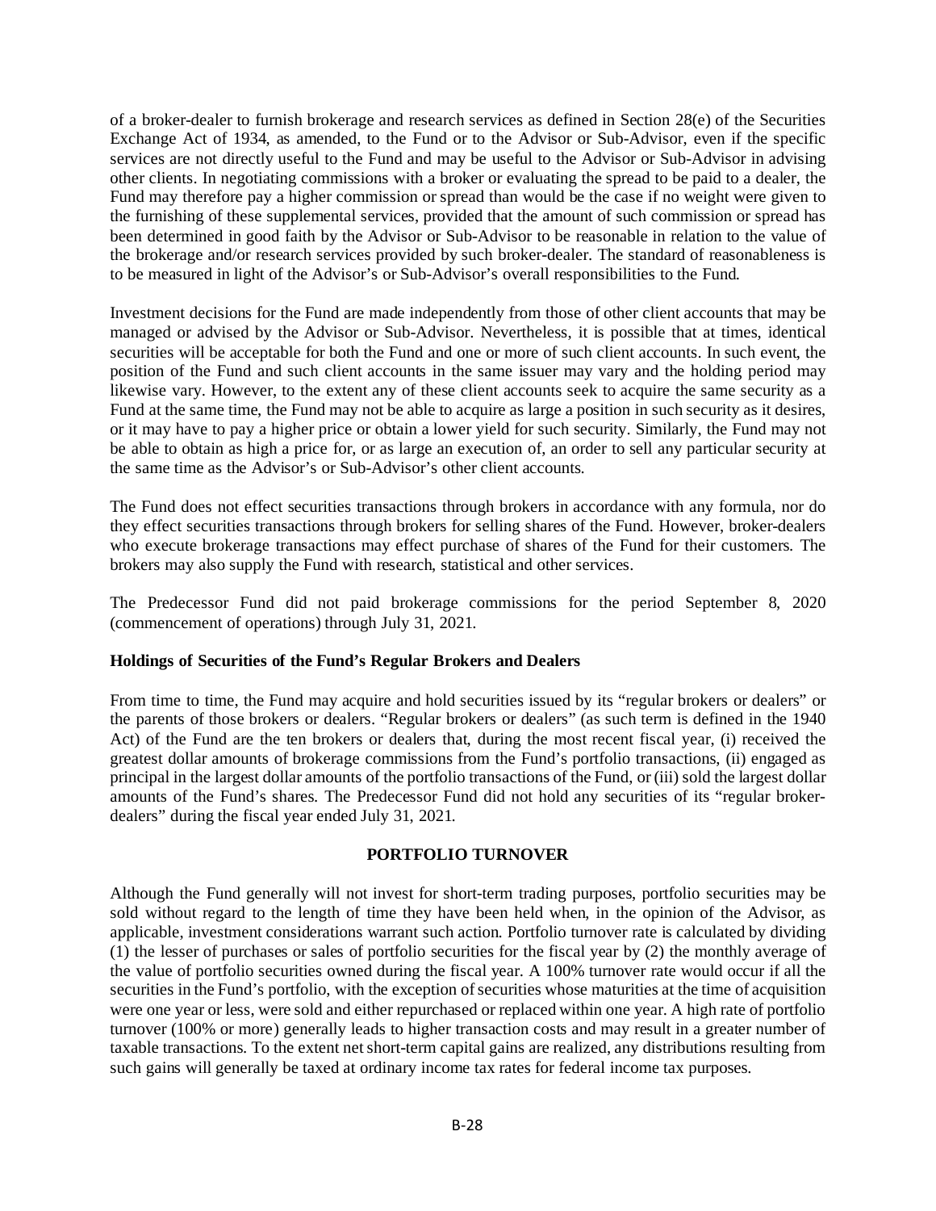of a broker-dealer to furnish brokerage and research services as defined in Section 28(e) of the Securities Exchange Act of 1934, as amended, to the Fund or to the Advisor or Sub-Advisor, even if the specific services are not directly useful to the Fund and may be useful to the Advisor or Sub-Advisor in advising other clients. In negotiating commissions with a broker or evaluating the spread to be paid to a dealer, the Fund may therefore pay a higher commission or spread than would be the case if no weight were given to the furnishing of these supplemental services, provided that the amount of such commission or spread has been determined in good faith by the Advisor or Sub-Advisor to be reasonable in relation to the value of the brokerage and/or research services provided by such broker-dealer. The standard of reasonableness is to be measured in light of the Advisor's or Sub-Advisor's overall responsibilities to the Fund.

Investment decisions for the Fund are made independently from those of other client accounts that may be managed or advised by the Advisor or Sub-Advisor. Nevertheless, it is possible that at times, identical securities will be acceptable for both the Fund and one or more of such client accounts. In such event, the position of the Fund and such client accounts in the same issuer may vary and the holding period may likewise vary. However, to the extent any of these client accounts seek to acquire the same security as a Fund at the same time, the Fund may not be able to acquire as large a position in such security as it desires, or it may have to pay a higher price or obtain a lower yield for such security. Similarly, the Fund may not be able to obtain as high a price for, or as large an execution of, an order to sell any particular security at the same time as the Advisor's or Sub-Advisor's other client accounts.

The Fund does not effect securities transactions through brokers in accordance with any formula, nor do they effect securities transactions through brokers for selling shares of the Fund. However, broker-dealers who execute brokerage transactions may effect purchase of shares of the Fund for their customers. The brokers may also supply the Fund with research, statistical and other services.

The Predecessor Fund did not paid brokerage commissions for the period September 8, 2020 (commencement of operations) through July 31, 2021.

**Holdings of Securities of the Fund's Regular Brokers and Dealers**

From time to time, the Fund may acquire and hold securities issued by its "regular brokers or dealers" or the parents of those brokers or dealers. "Regular brokers or dealers" (as such term is defined in the 1940 Act) of the Fund are the ten brokers or dealers that, during the most recent fiscal year, (i) received the greatest dollar amounts of brokerage commissions from the Fund's portfolio transactions, (ii) engaged as principal in the largest dollar amounts of the portfolio transactions of the Fund, or (iii) sold the largest dollar amounts of the Fund's shares. The Predecessor Fund did not hold any securities of its "regular broker-dealers" during the fiscal year ended July 31, 2021.

## PORTFOLIO TURNOVER

Although the Fund generally will not invest for short-term trading purposes, portfolio securities may be sold without regard to the length of time they have been held when, in the opinion of the Advisor, as applicable, investment considerations warrant such action. Portfolio turnover rate is calculated by dividing (1) the lesser of purchases or sales of portfolio securities for the fiscal year by (2) the monthly average of the value of portfolio securities owned during the fiscal year. A 100% turnover rate would occur if all the securities in the Fund's portfolio, with the exception of securities whose maturities at the time of acquisition were one year or less, were sold and either repurchased or replaced within one year. A high rate of portfolio turnover (100% or more) generally leads to higher transaction costs and may result in a greater number of taxable transactions. To the extent net short-term capital gains are realized, any distributions resulting from such gains will generally be taxed at ordinary income tax rates for federal income tax purposes.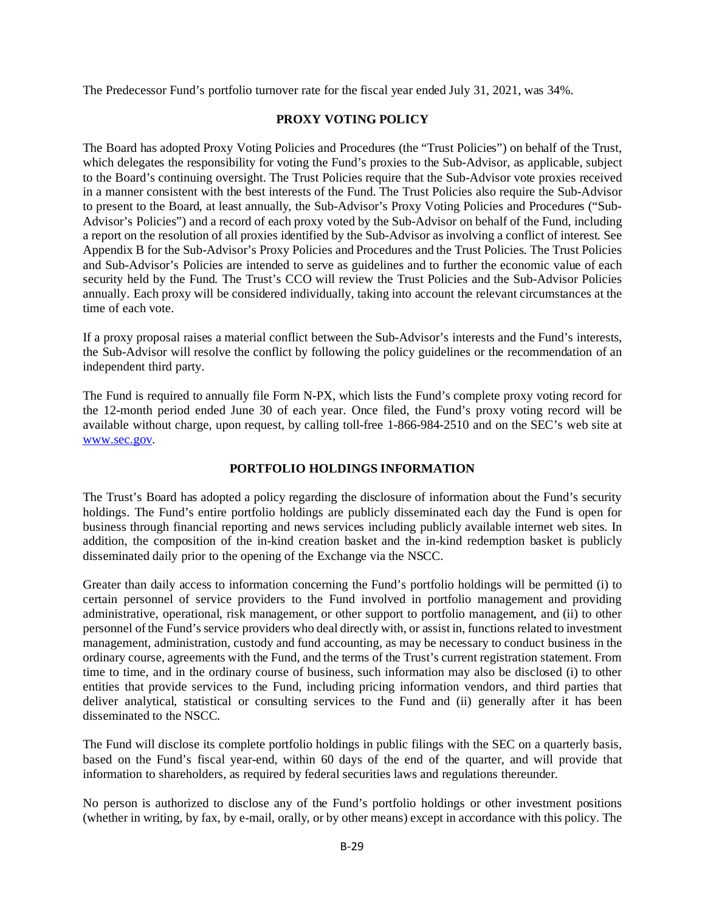The Predecessor Fund's portfolio turnover rate for the fiscal year ended July 31, 2021, was 34%.

## PROXY VOTING POLICY

The Board has adopted Proxy Voting Policies and Procedures (the "Trust Policies") on behalf of the Trust, which delegates the responsibility for voting the Fund's proxies to the Sub-Advisor, as applicable, subject to the Board's continuing oversight. The Trust Policies require that the Sub-Advisor vote proxies received in a manner consistent with the best interests of the Fund. The Trust Policies also require the Sub-Advisor to present to the Board, at least annually, the Sub-Advisor's Proxy Voting Policies and Procedures ("Sub-Advisor's Policies") and a record of each proxy voted by the Sub-Advisor on behalf of the Fund, including a report on the resolution of all proxies identified by the Sub-Advisor as involving a conflict of interest. See Appendix B for the Sub-Advisor's Proxy Policies and Procedures and the Trust Policies. The Trust Policies and Sub-Advisor's Policies are intended to serve as guidelines and to further the economic value of each security held by the Fund. The Trust's CCO will review the Trust Policies and the Sub-Advisor Policies annually. Each proxy will be considered individually, taking into account the relevant circumstances at the time of each vote.

If a proxy proposal raises a material conflict between the Sub-Advisor's interests and the Fund's interests, the Sub-Advisor will resolve the conflict by following the policy guidelines or the recommendation of an independent third party.

The Fund is required to annually file Form N-PX, which lists the Fund's complete proxy voting record for the 12-month period ended June 30 of each year. Once filed, the Fund's proxy voting record will be available without charge, upon request, by calling toll-free 1-866-984-2510 and on the SEC's web site at www.sec.gov.

## PORTFOLIO HOLDINGS INFORMATION

The Trust's Board has adopted a policy regarding the disclosure of information about the Fund's security holdings. The Fund's entire portfolio holdings are publicly disseminated each day the Fund is open for business through financial reporting and news services including publicly available internet web sites. In addition, the composition of the in-kind creation basket and the in-kind redemption basket is publicly disseminated daily prior to the opening of the Exchange via the NSCC.

Greater than daily access to information concerning the Fund's portfolio holdings will be permitted (i) to certain personnel of service providers to the Fund involved in portfolio management and providing administrative, operational, risk management, or other support to portfolio management, and (ii) to other personnel of the Fund's service providers who deal directly with, or assist in, functions related to investment management, administration, custody and fund accounting, as may be necessary to conduct business in the ordinary course, agreements with the Fund, and the terms of the Trust's current registration statement. From time to time, and in the ordinary course of business, such information may also be disclosed (i) to other entities that provide services to the Fund, including pricing information vendors, and third parties that deliver analytical, statistical or consulting services to the Fund and (ii) generally after it has been disseminated to the NSCC.

The Fund will disclose its complete portfolio holdings in public filings with the SEC on a quarterly basis, based on the Fund's fiscal year-end, within 60 days of the end of the quarter, and will provide that information to shareholders, as required by federal securities laws and regulations thereunder.

No person is authorized to disclose any of the Fund's portfolio holdings or other investment positions (whether in writing, by fax, by e-mail, orally, or by other means) except in accordance with this policy. The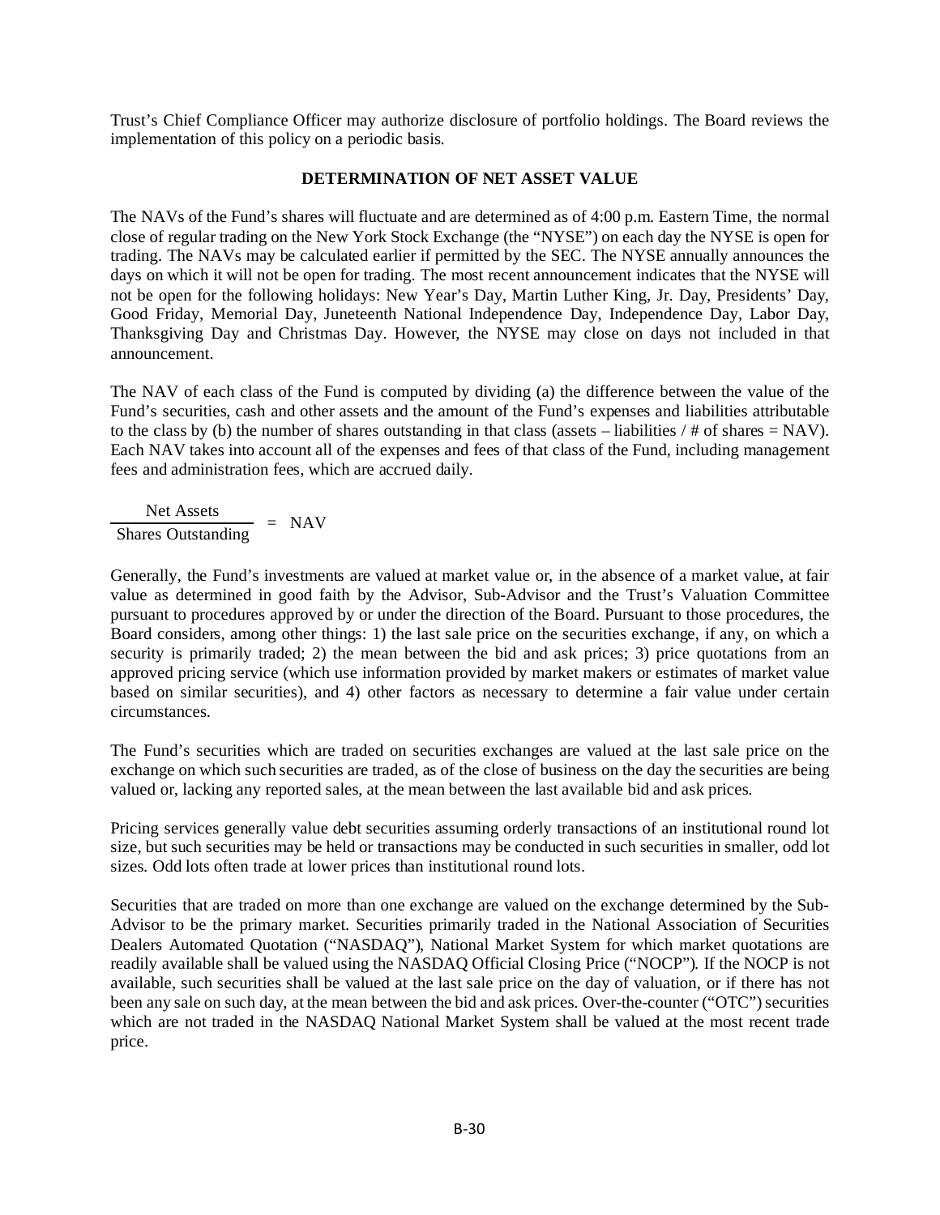Trust's Chief Compliance Officer may authorize disclosure of portfolio holdings. The Board reviews the implementation of this policy on a periodic basis.

## DETERMINATION OF NET ASSET VALUE

The NAVs of the Fund's shares will fluctuate and are determined as of 4:00 p.m. Eastern Time, the normal close of regular trading on the New York Stock Exchange (the "NYSE") on each day the NYSE is open for trading. The NAVs may be calculated earlier if permitted by the SEC. The NYSE annually announces the days on which it will not be open for trading. The most recent announcement indicates that the NYSE will not be open for the following holidays: New Year's Day, Martin Luther King, Jr. Day, Presidents' Day, Good Friday, Memorial Day, Juneteenth National Independence Day, Independence Day, Labor Day, Thanksgiving Day and Christmas Day. However, the NYSE may close on days not included in that announcement.

The NAV of each class of the Fund is computed by dividing (a) the difference between the value of the Fund's securities, cash and other assets and the amount of the Fund's expenses and liabilities attributable to the class by (b) the number of shares outstanding in that class (assets – liabilities / # of shares = NAV). Each NAV takes into account all of the expenses and fees of that class of the Fund, including management fees and administration fees, which are accrued daily.

$$\frac{\text{Net Assets}}{\text{Shares Outstanding}} = \text{NAV}$$

Generally, the Fund's investments are valued at market value or, in the absence of a market value, at fair value as determined in good faith by the Advisor, Sub-Advisor and the Trust's Valuation Committee pursuant to procedures approved by or under the direction of the Board. Pursuant to those procedures, the Board considers, among other things: 1) the last sale price on the securities exchange, if any, on which a security is primarily traded; 2) the mean between the bid and ask prices; 3) price quotations from an approved pricing service (which use information provided by market makers or estimates of market value based on similar securities), and 4) other factors as necessary to determine a fair value under certain circumstances.

The Fund's securities which are traded on securities exchanges are valued at the last sale price on the exchange on which such securities are traded, as of the close of business on the day the securities are being valued or, lacking any reported sales, at the mean between the last available bid and ask prices.

Pricing services generally value debt securities assuming orderly transactions of an institutional round lot size, but such securities may be held or transactions may be conducted in such securities in smaller, odd lot sizes. Odd lots often trade at lower prices than institutional round lots.

Securities that are traded on more than one exchange are valued on the exchange determined by the Sub-Advisor to be the primary market. Securities primarily traded in the National Association of Securities Dealers Automated Quotation ("NASDAQ"), National Market System for which market quotations are readily available shall be valued using the NASDAQ Official Closing Price ("NOCP"). If the NOCP is not available, such securities shall be valued at the last sale price on the day of valuation, or if there has not been any sale on such day, at the mean between the bid and ask prices. Over-the-counter ("OTC") securities which are not traded in the NASDAQ National Market System shall be valued at the most recent trade price.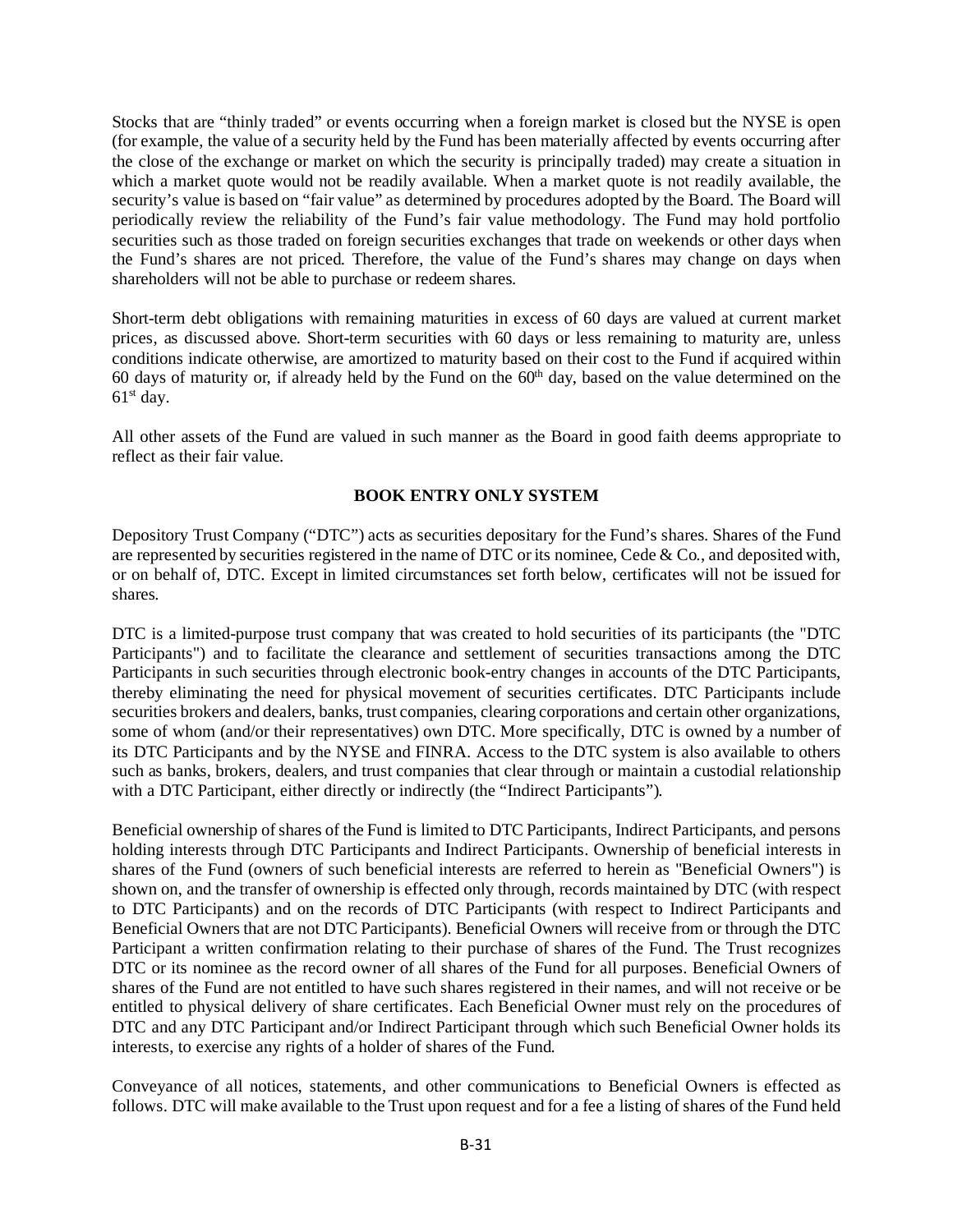Stocks that are "thinly traded" or events occurring when a foreign market is closed but the NYSE is open (for example, the value of a security held by the Fund has been materially affected by events occurring after the close of the exchange or market on which the security is principally traded) may create a situation in which a market quote would not be readily available. When a market quote is not readily available, the security's value is based on "fair value" as determined by procedures adopted by the Board. The Board will periodically review the reliability of the Fund's fair value methodology. The Fund may hold portfolio securities such as those traded on foreign securities exchanges that trade on weekends or other days when the Fund's shares are not priced. Therefore, the value of the Fund's shares may change on days when shareholders will not be able to purchase or redeem shares.

Short-term debt obligations with remaining maturities in excess of 60 days are valued at current market prices, as discussed above. Short-term securities with 60 days or less remaining to maturity are, unless conditions indicate otherwise, are amortized to maturity based on their cost to the Fund if acquired within 60 days of maturity or, if already held by the Fund on the 60th day, based on the value determined on the 61st day.

All other assets of the Fund are valued in such manner as the Board in good faith deems appropriate to reflect as their fair value.

## BOOK ENTRY ONLY SYSTEM

Depository Trust Company ("DTC") acts as securities depositary for the Fund's shares. Shares of the Fund are represented by securities registered in the name of DTC or its nominee, Cede & Co., and deposited with, or on behalf of, DTC. Except in limited circumstances set forth below, certificates will not be issued for shares.

DTC is a limited-purpose trust company that was created to hold securities of its participants (the "DTC Participants") and to facilitate the clearance and settlement of securities transactions among the DTC Participants in such securities through electronic book-entry changes in accounts of the DTC Participants, thereby eliminating the need for physical movement of securities certificates. DTC Participants include securities brokers and dealers, banks, trust companies, clearing corporations and certain other organizations, some of whom (and/or their representatives) own DTC. More specifically, DTC is owned by a number of its DTC Participants and by the NYSE and FINRA. Access to the DTC system is also available to others such as banks, brokers, dealers, and trust companies that clear through or maintain a custodial relationship with a DTC Participant, either directly or indirectly (the "Indirect Participants").

Beneficial ownership of shares of the Fund is limited to DTC Participants, Indirect Participants, and persons holding interests through DTC Participants and Indirect Participants. Ownership of beneficial interests in shares of the Fund (owners of such beneficial interests are referred to herein as "Beneficial Owners") is shown on, and the transfer of ownership is effected only through, records maintained by DTC (with respect to DTC Participants) and on the records of DTC Participants (with respect to Indirect Participants and Beneficial Owners that are not DTC Participants). Beneficial Owners will receive from or through the DTC Participant a written confirmation relating to their purchase of shares of the Fund. The Trust recognizes DTC or its nominee as the record owner of all shares of the Fund for all purposes. Beneficial Owners of shares of the Fund are not entitled to have such shares registered in their names, and will not receive or be entitled to physical delivery of share certificates. Each Beneficial Owner must rely on the procedures of DTC and any DTC Participant and/or Indirect Participant through which such Beneficial Owner holds its interests, to exercise any rights of a holder of shares of the Fund.

Conveyance of all notices, statements, and other communications to Beneficial Owners is effected as follows. DTC will make available to the Trust upon request and for a fee a listing of shares of the Fund held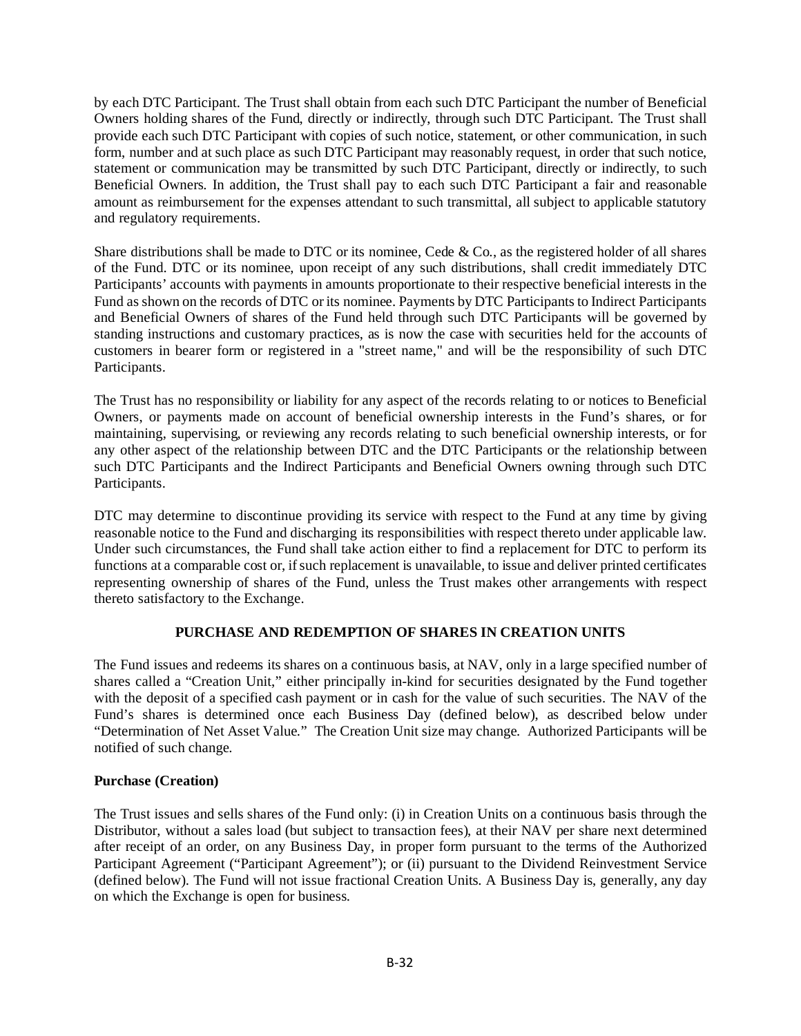by each DTC Participant. The Trust shall obtain from each such DTC Participant the number of Beneficial Owners holding shares of the Fund, directly or indirectly, through such DTC Participant. The Trust shall provide each such DTC Participant with copies of such notice, statement, or other communication, in such form, number and at such place as such DTC Participant may reasonably request, in order that such notice, statement or communication may be transmitted by such DTC Participant, directly or indirectly, to such Beneficial Owners. In addition, the Trust shall pay to each such DTC Participant a fair and reasonable amount as reimbursement for the expenses attendant to such transmittal, all subject to applicable statutory and regulatory requirements.

Share distributions shall be made to DTC or its nominee, Cede & Co., as the registered holder of all shares of the Fund. DTC or its nominee, upon receipt of any such distributions, shall credit immediately DTC Participants' accounts with payments in amounts proportionate to their respective beneficial interests in the Fund as shown on the records of DTC or its nominee. Payments by DTC Participants to Indirect Participants and Beneficial Owners of shares of the Fund held through such DTC Participants will be governed by standing instructions and customary practices, as is now the case with securities held for the accounts of customers in bearer form or registered in a "street name," and will be the responsibility of such DTC Participants.

The Trust has no responsibility or liability for any aspect of the records relating to or notices to Beneficial Owners, or payments made on account of beneficial ownership interests in the Fund's shares, or for maintaining, supervising, or reviewing any records relating to such beneficial ownership interests, or for any other aspect of the relationship between DTC and the DTC Participants or the relationship between such DTC Participants and the Indirect Participants and Beneficial Owners owning through such DTC Participants.

DTC may determine to discontinue providing its service with respect to the Fund at any time by giving reasonable notice to the Fund and discharging its responsibilities with respect thereto under applicable law. Under such circumstances, the Fund shall take action either to find a replacement for DTC to perform its functions at a comparable cost or, if such replacement is unavailable, to issue and deliver printed certificates representing ownership of shares of the Fund, unless the Trust makes other arrangements with respect thereto satisfactory to the Exchange.

## PURCHASE AND REDEMPTION OF SHARES IN CREATION UNITS

The Fund issues and redeems its shares on a continuous basis, at NAV, only in a large specified number of shares called a "Creation Unit," either principally in-kind for securities designated by the Fund together with the deposit of a specified cash payment or in cash for the value of such securities. The NAV of the Fund's shares is determined once each Business Day (defined below), as described below under "Determination of Net Asset Value." The Creation Unit size may change. Authorized Participants will be notified of such change.

### Purchase (Creation)

The Trust issues and sells shares of the Fund only: (i) in Creation Units on a continuous basis through the Distributor, without a sales load (but subject to transaction fees), at their NAV per share next determined after receipt of an order, on any Business Day, in proper form pursuant to the terms of the Authorized Participant Agreement ("Participant Agreement"); or (ii) pursuant to the Dividend Reinvestment Service (defined below). The Fund will not issue fractional Creation Units. A Business Day is, generally, any day on which the Exchange is open for business.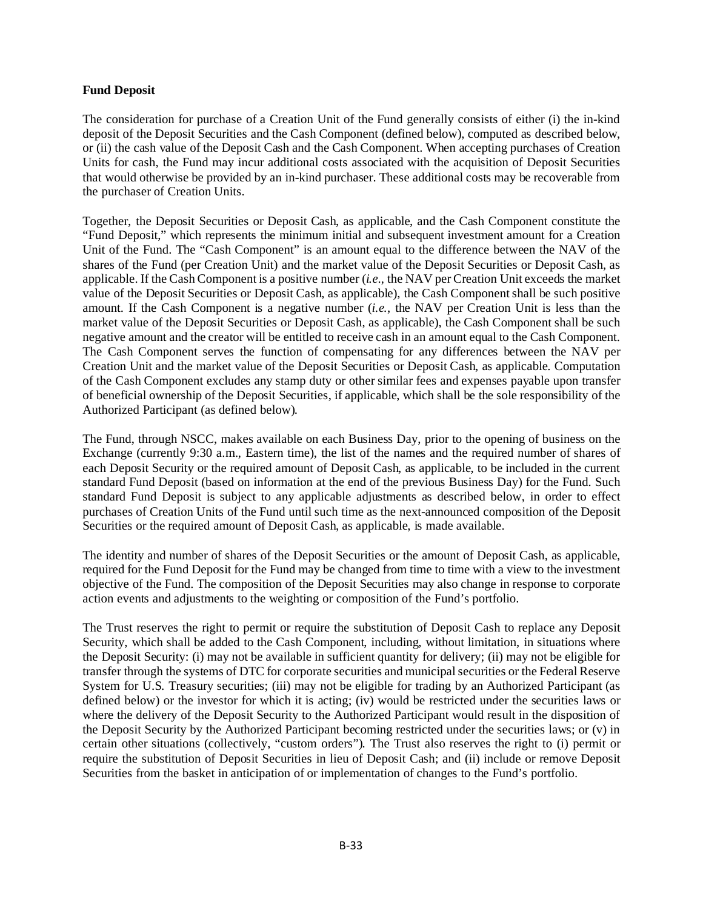**Fund Deposit**

The consideration for purchase of a Creation Unit of the Fund generally consists of either (i) the in-kind deposit of the Deposit Securities and the Cash Component (defined below), computed as described below, or (ii) the cash value of the Deposit Cash and the Cash Component. When accepting purchases of Creation Units for cash, the Fund may incur additional costs associated with the acquisition of Deposit Securities that would otherwise be provided by an in-kind purchaser. These additional costs may be recoverable from the purchaser of Creation Units.

Together, the Deposit Securities or Deposit Cash, as applicable, and the Cash Component constitute the "Fund Deposit," which represents the minimum initial and subsequent investment amount for a Creation Unit of the Fund. The "Cash Component" is an amount equal to the difference between the NAV of the shares of the Fund (per Creation Unit) and the market value of the Deposit Securities or Deposit Cash, as applicable. If the Cash Component is a positive number (*i.e.*, the NAV per Creation Unit exceeds the market value of the Deposit Securities or Deposit Cash, as applicable), the Cash Component shall be such positive amount. If the Cash Component is a negative number (*i.e.*, the NAV per Creation Unit is less than the market value of the Deposit Securities or Deposit Cash, as applicable), the Cash Component shall be such negative amount and the creator will be entitled to receive cash in an amount equal to the Cash Component. The Cash Component serves the function of compensating for any differences between the NAV per Creation Unit and the market value of the Deposit Securities or Deposit Cash, as applicable. Computation of the Cash Component excludes any stamp duty or other similar fees and expenses payable upon transfer of beneficial ownership of the Deposit Securities, if applicable, which shall be the sole responsibility of the Authorized Participant (as defined below).

The Fund, through NSCC, makes available on each Business Day, prior to the opening of business on the Exchange (currently 9:30 a.m., Eastern time), the list of the names and the required number of shares of each Deposit Security or the required amount of Deposit Cash, as applicable, to be included in the current standard Fund Deposit (based on information at the end of the previous Business Day) for the Fund. Such standard Fund Deposit is subject to any applicable adjustments as described below, in order to effect purchases of Creation Units of the Fund until such time as the next-announced composition of the Deposit Securities or the required amount of Deposit Cash, as applicable, is made available.

The identity and number of shares of the Deposit Securities or the amount of Deposit Cash, as applicable, required for the Fund Deposit for the Fund may be changed from time to time with a view to the investment objective of the Fund. The composition of the Deposit Securities may also change in response to corporate action events and adjustments to the weighting or composition of the Fund's portfolio.

The Trust reserves the right to permit or require the substitution of Deposit Cash to replace any Deposit Security, which shall be added to the Cash Component, including, without limitation, in situations where the Deposit Security: (i) may not be available in sufficient quantity for delivery; (ii) may not be eligible for transfer through the systems of DTC for corporate securities and municipal securities or the Federal Reserve System for U.S. Treasury securities; (iii) may not be eligible for trading by an Authorized Participant (as defined below) or the investor for which it is acting; (iv) would be restricted under the securities laws or where the delivery of the Deposit Security to the Authorized Participant would result in the disposition of the Deposit Security by the Authorized Participant becoming restricted under the securities laws; or (v) in certain other situations (collectively, "custom orders"). The Trust also reserves the right to (i) permit or require the substitution of Deposit Securities in lieu of Deposit Cash; and (ii) include or remove Deposit Securities from the basket in anticipation of or implementation of changes to the Fund's portfolio.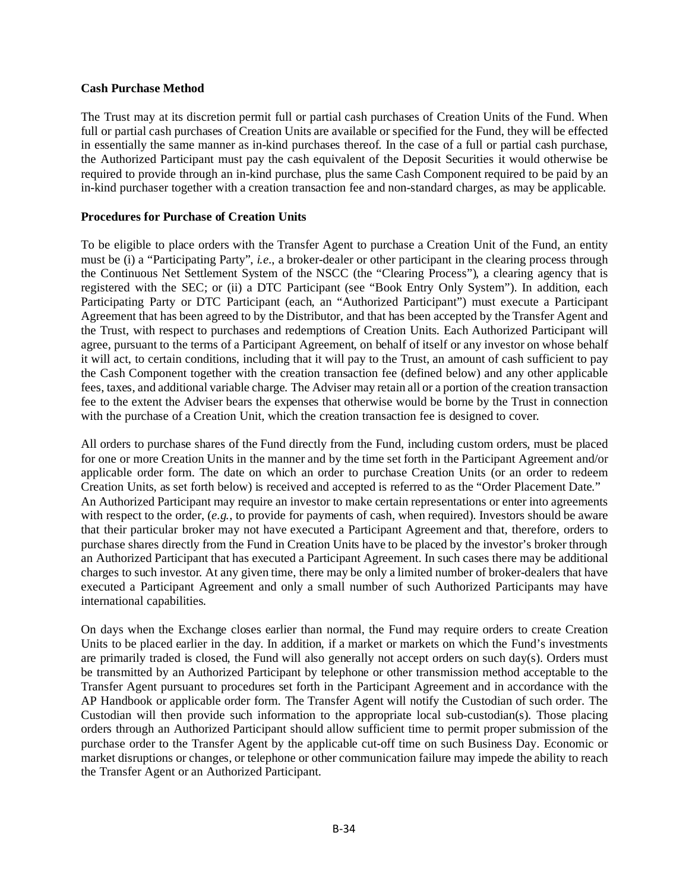**Cash Purchase Method**

The Trust may at its discretion permit full or partial cash purchases of Creation Units of the Fund. When full or partial cash purchases of Creation Units are available or specified for the Fund, they will be effected in essentially the same manner as in-kind purchases thereof. In the case of a full or partial cash purchase, the Authorized Participant must pay the cash equivalent of the Deposit Securities it would otherwise be required to provide through an in-kind purchase, plus the same Cash Component required to be paid by an in-kind purchaser together with a creation transaction fee and non-standard charges, as may be applicable.

**Procedures for Purchase of Creation Units**

To be eligible to place orders with the Transfer Agent to purchase a Creation Unit of the Fund, an entity must be (i) a "Participating Party", *i.e*., a broker-dealer or other participant in the clearing process through the Continuous Net Settlement System of the NSCC (the "Clearing Process"), a clearing agency that is registered with the SEC; or (ii) a DTC Participant (see "Book Entry Only System"). In addition, each Participating Party or DTC Participant (each, an "Authorized Participant") must execute a Participant Agreement that has been agreed to by the Distributor, and that has been accepted by the Transfer Agent and the Trust, with respect to purchases and redemptions of Creation Units. Each Authorized Participant will agree, pursuant to the terms of a Participant Agreement, on behalf of itself or any investor on whose behalf it will act, to certain conditions, including that it will pay to the Trust, an amount of cash sufficient to pay the Cash Component together with the creation transaction fee (defined below) and any other applicable fees, taxes, and additional variable charge. The Adviser may retain all or a portion of the creation transaction fee to the extent the Adviser bears the expenses that otherwise would be borne by the Trust in connection with the purchase of a Creation Unit, which the creation transaction fee is designed to cover.

All orders to purchase shares of the Fund directly from the Fund, including custom orders, must be placed for one or more Creation Units in the manner and by the time set forth in the Participant Agreement and/or applicable order form. The date on which an order to purchase Creation Units (or an order to redeem Creation Units, as set forth below) is received and accepted is referred to as the "Order Placement Date." An Authorized Participant may require an investor to make certain representations or enter into agreements with respect to the order, (*e.g.*, to provide for payments of cash, when required). Investors should be aware that their particular broker may not have executed a Participant Agreement and that, therefore, orders to purchase shares directly from the Fund in Creation Units have to be placed by the investor's broker through an Authorized Participant that has executed a Participant Agreement. In such cases there may be additional charges to such investor. At any given time, there may be only a limited number of broker-dealers that have executed a Participant Agreement and only a small number of such Authorized Participants may have international capabilities.

On days when the Exchange closes earlier than normal, the Fund may require orders to create Creation Units to be placed earlier in the day. In addition, if a market or markets on which the Fund's investments are primarily traded is closed, the Fund will also generally not accept orders on such day(s). Orders must be transmitted by an Authorized Participant by telephone or other transmission method acceptable to the Transfer Agent pursuant to procedures set forth in the Participant Agreement and in accordance with the AP Handbook or applicable order form. The Transfer Agent will notify the Custodian of such order. The Custodian will then provide such information to the appropriate local sub-custodian(s). Those placing orders through an Authorized Participant should allow sufficient time to permit proper submission of the purchase order to the Transfer Agent by the applicable cut-off time on such Business Day. Economic or market disruptions or changes, or telephone or other communication failure may impede the ability to reach the Transfer Agent or an Authorized Participant.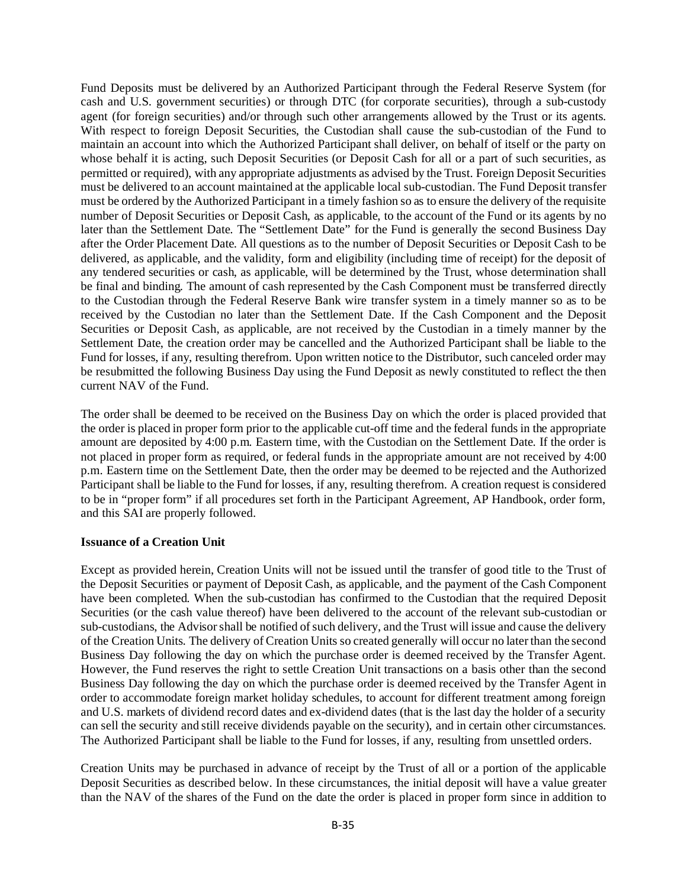Fund Deposits must be delivered by an Authorized Participant through the Federal Reserve System (for cash and U.S. government securities) or through DTC (for corporate securities), through a sub-custody agent (for foreign securities) and/or through such other arrangements allowed by the Trust or its agents. With respect to foreign Deposit Securities, the Custodian shall cause the sub-custodian of the Fund to maintain an account into which the Authorized Participant shall deliver, on behalf of itself or the party on whose behalf it is acting, such Deposit Securities (or Deposit Cash for all or a part of such securities, as permitted or required), with any appropriate adjustments as advised by the Trust. Foreign Deposit Securities must be delivered to an account maintained at the applicable local sub-custodian. The Fund Deposit transfer must be ordered by the Authorized Participant in a timely fashion so as to ensure the delivery of the requisite number of Deposit Securities or Deposit Cash, as applicable, to the account of the Fund or its agents by no later than the Settlement Date. The "Settlement Date" for the Fund is generally the second Business Day after the Order Placement Date. All questions as to the number of Deposit Securities or Deposit Cash to be delivered, as applicable, and the validity, form and eligibility (including time of receipt) for the deposit of any tendered securities or cash, as applicable, will be determined by the Trust, whose determination shall be final and binding. The amount of cash represented by the Cash Component must be transferred directly to the Custodian through the Federal Reserve Bank wire transfer system in a timely manner so as to be received by the Custodian no later than the Settlement Date. If the Cash Component and the Deposit Securities or Deposit Cash, as applicable, are not received by the Custodian in a timely manner by the Settlement Date, the creation order may be cancelled and the Authorized Participant shall be liable to the Fund for losses, if any, resulting therefrom. Upon written notice to the Distributor, such canceled order may be resubmitted the following Business Day using the Fund Deposit as newly constituted to reflect the then current NAV of the Fund.

The order shall be deemed to be received on the Business Day on which the order is placed provided that the order is placed in proper form prior to the applicable cut-off time and the federal funds in the appropriate amount are deposited by 4:00 p.m. Eastern time, with the Custodian on the Settlement Date. If the order is not placed in proper form as required, or federal funds in the appropriate amount are not received by 4:00 p.m. Eastern time on the Settlement Date, then the order may be deemed to be rejected and the Authorized Participant shall be liable to the Fund for losses, if any, resulting therefrom. A creation request is considered to be in "proper form" if all procedures set forth in the Participant Agreement, AP Handbook, order form, and this SAI are properly followed.

**Issuance of a Creation Unit**

Except as provided herein, Creation Units will not be issued until the transfer of good title to the Trust of the Deposit Securities or payment of Deposit Cash, as applicable, and the payment of the Cash Component have been completed. When the sub-custodian has confirmed to the Custodian that the required Deposit Securities (or the cash value thereof) have been delivered to the account of the relevant sub-custodian or sub-custodians, the Advisor shall be notified of such delivery, and the Trust will issue and cause the delivery of the Creation Units. The delivery of Creation Units so created generally will occur no later than the second Business Day following the day on which the purchase order is deemed received by the Transfer Agent. However, the Fund reserves the right to settle Creation Unit transactions on a basis other than the second Business Day following the day on which the purchase order is deemed received by the Transfer Agent in order to accommodate foreign market holiday schedules, to account for different treatment among foreign and U.S. markets of dividend record dates and ex-dividend dates (that is the last day the holder of a security can sell the security and still receive dividends payable on the security), and in certain other circumstances. The Authorized Participant shall be liable to the Fund for losses, if any, resulting from unsettled orders.

Creation Units may be purchased in advance of receipt by the Trust of all or a portion of the applicable Deposit Securities as described below. In these circumstances, the initial deposit will have a value greater than the NAV of the shares of the Fund on the date the order is placed in proper form since in addition to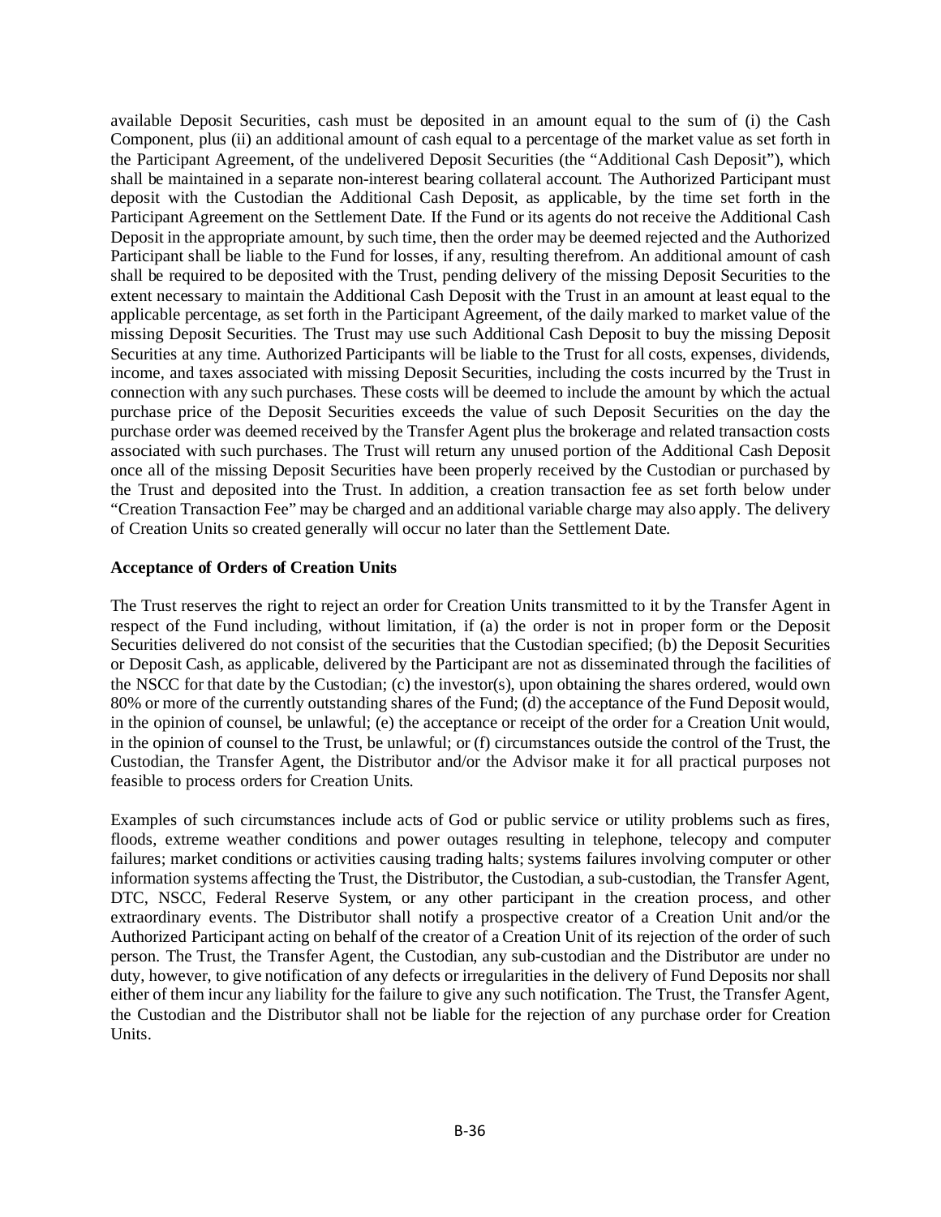available Deposit Securities, cash must be deposited in an amount equal to the sum of (i) the Cash Component, plus (ii) an additional amount of cash equal to a percentage of the market value as set forth in the Participant Agreement, of the undelivered Deposit Securities (the "Additional Cash Deposit"), which shall be maintained in a separate non-interest bearing collateral account. The Authorized Participant must deposit with the Custodian the Additional Cash Deposit, as applicable, by the time set forth in the Participant Agreement on the Settlement Date. If the Fund or its agents do not receive the Additional Cash Deposit in the appropriate amount, by such time, then the order may be deemed rejected and the Authorized Participant shall be liable to the Fund for losses, if any, resulting therefrom. An additional amount of cash shall be required to be deposited with the Trust, pending delivery of the missing Deposit Securities to the extent necessary to maintain the Additional Cash Deposit with the Trust in an amount at least equal to the applicable percentage, as set forth in the Participant Agreement, of the daily marked to market value of the missing Deposit Securities. The Trust may use such Additional Cash Deposit to buy the missing Deposit Securities at any time. Authorized Participants will be liable to the Trust for all costs, expenses, dividends, income, and taxes associated with missing Deposit Securities, including the costs incurred by the Trust in connection with any such purchases. These costs will be deemed to include the amount by which the actual purchase price of the Deposit Securities exceeds the value of such Deposit Securities on the day the purchase order was deemed received by the Transfer Agent plus the brokerage and related transaction costs associated with such purchases. The Trust will return any unused portion of the Additional Cash Deposit once all of the missing Deposit Securities have been properly received by the Custodian or purchased by the Trust and deposited into the Trust. In addition, a creation transaction fee as set forth below under "Creation Transaction Fee" may be charged and an additional variable charge may also apply. The delivery of Creation Units so created generally will occur no later than the Settlement Date.

**Acceptance of Orders of Creation Units**

The Trust reserves the right to reject an order for Creation Units transmitted to it by the Transfer Agent in respect of the Fund including, without limitation, if (a) the order is not in proper form or the Deposit Securities delivered do not consist of the securities that the Custodian specified; (b) the Deposit Securities or Deposit Cash, as applicable, delivered by the Participant are not as disseminated through the facilities of the NSCC for that date by the Custodian; (c) the investor(s), upon obtaining the shares ordered, would own 80% or more of the currently outstanding shares of the Fund; (d) the acceptance of the Fund Deposit would, in the opinion of counsel, be unlawful; (e) the acceptance or receipt of the order for a Creation Unit would, in the opinion of counsel to the Trust, be unlawful; or (f) circumstances outside the control of the Trust, the Custodian, the Transfer Agent, the Distributor and/or the Advisor make it for all practical purposes not feasible to process orders for Creation Units.

Examples of such circumstances include acts of God or public service or utility problems such as fires, floods, extreme weather conditions and power outages resulting in telephone, telecopy and computer failures; market conditions or activities causing trading halts; systems failures involving computer or other information systems affecting the Trust, the Distributor, the Custodian, a sub-custodian, the Transfer Agent, DTC, NSCC, Federal Reserve System, or any other participant in the creation process, and other extraordinary events. The Distributor shall notify a prospective creator of a Creation Unit and/or the Authorized Participant acting on behalf of the creator of a Creation Unit of its rejection of the order of such person. The Trust, the Transfer Agent, the Custodian, any sub-custodian and the Distributor are under no duty, however, to give notification of any defects or irregularities in the delivery of Fund Deposits nor shall either of them incur any liability for the failure to give any such notification. The Trust, the Transfer Agent, the Custodian and the Distributor shall not be liable for the rejection of any purchase order for Creation Units.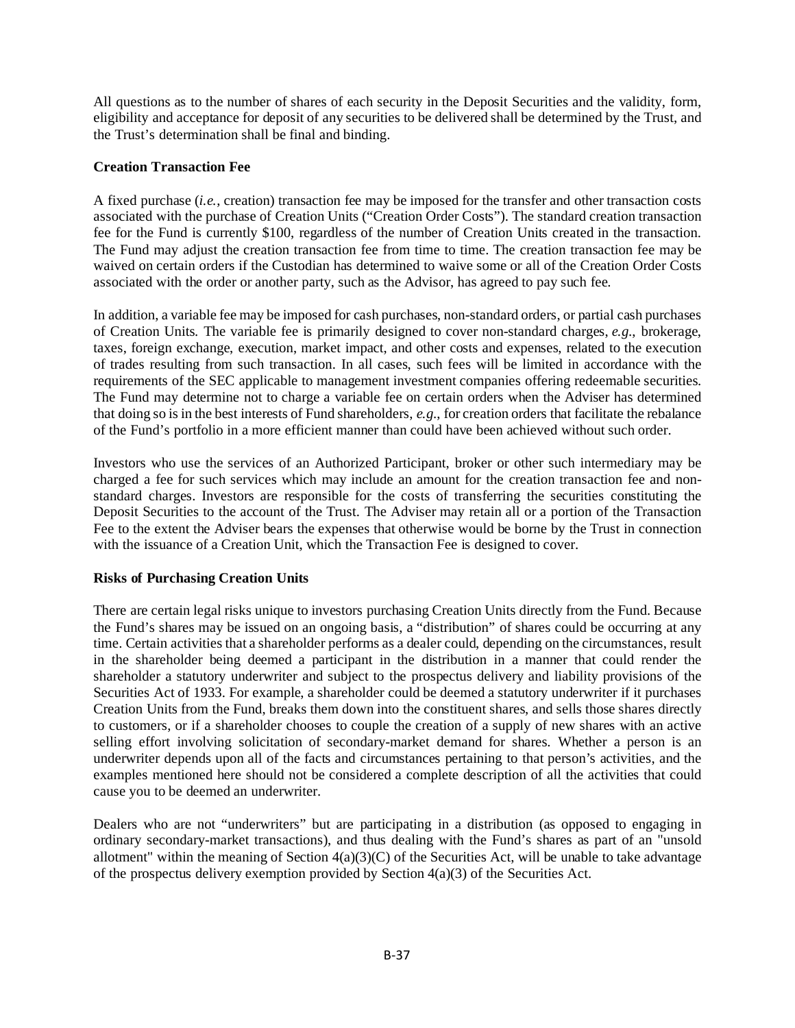All questions as to the number of shares of each security in the Deposit Securities and the validity, form, eligibility and acceptance for deposit of any securities to be delivered shall be determined by the Trust, and the Trust's determination shall be final and binding.

**Creation Transaction Fee**

A fixed purchase (*i.e.*, creation) transaction fee may be imposed for the transfer and other transaction costs associated with the purchase of Creation Units ("Creation Order Costs"). The standard creation transaction fee for the Fund is currently $100, regardless of the number of Creation Units created in the transaction. The Fund may adjust the creation transaction fee from time to time. The creation transaction fee may be waived on certain orders if the Custodian has determined to waive some or all of the Creation Order Costs associated with the order or another party, such as the Advisor, has agreed to pay such fee.

In addition, a variable fee may be imposed for cash purchases, non-standard orders, or partial cash purchases of Creation Units. The variable fee is primarily designed to cover non-standard charges, *e.g.*, brokerage, taxes, foreign exchange, execution, market impact, and other costs and expenses, related to the execution of trades resulting from such transaction. In all cases, such fees will be limited in accordance with the requirements of the SEC applicable to management investment companies offering redeemable securities. The Fund may determine not to charge a variable fee on certain orders when the Adviser has determined that doing so is in the best interests of Fund shareholders, *e.g.*, for creation orders that facilitate the rebalance of the Fund's portfolio in a more efficient manner than could have been achieved without such order.

Investors who use the services of an Authorized Participant, broker or other such intermediary may be charged a fee for such services which may include an amount for the creation transaction fee and non-standard charges. Investors are responsible for the costs of transferring the securities constituting the Deposit Securities to the account of the Trust. The Adviser may retain all or a portion of the Transaction Fee to the extent the Adviser bears the expenses that otherwise would be borne by the Trust in connection with the issuance of a Creation Unit, which the Transaction Fee is designed to cover.

**Risks of Purchasing Creation Units**

There are certain legal risks unique to investors purchasing Creation Units directly from the Fund. Because the Fund's shares may be issued on an ongoing basis, a "distribution" of shares could be occurring at any time. Certain activities that a shareholder performs as a dealer could, depending on the circumstances, result in the shareholder being deemed a participant in the distribution in a manner that could render the shareholder a statutory underwriter and subject to the prospectus delivery and liability provisions of the Securities Act of 1933. For example, a shareholder could be deemed a statutory underwriter if it purchases Creation Units from the Fund, breaks them down into the constituent shares, and sells those shares directly to customers, or if a shareholder chooses to couple the creation of a supply of new shares with an active selling effort involving solicitation of secondary-market demand for shares. Whether a person is an underwriter depends upon all of the facts and circumstances pertaining to that person's activities, and the examples mentioned here should not be considered a complete description of all the activities that could cause you to be deemed an underwriter.

Dealers who are not "underwriters" but are participating in a distribution (as opposed to engaging in ordinary secondary-market transactions), and thus dealing with the Fund's shares as part of an "unsold allotment" within the meaning of Section 4(a)(3)(C) of the Securities Act, will be unable to take advantage of the prospectus delivery exemption provided by Section 4(a)(3) of the Securities Act.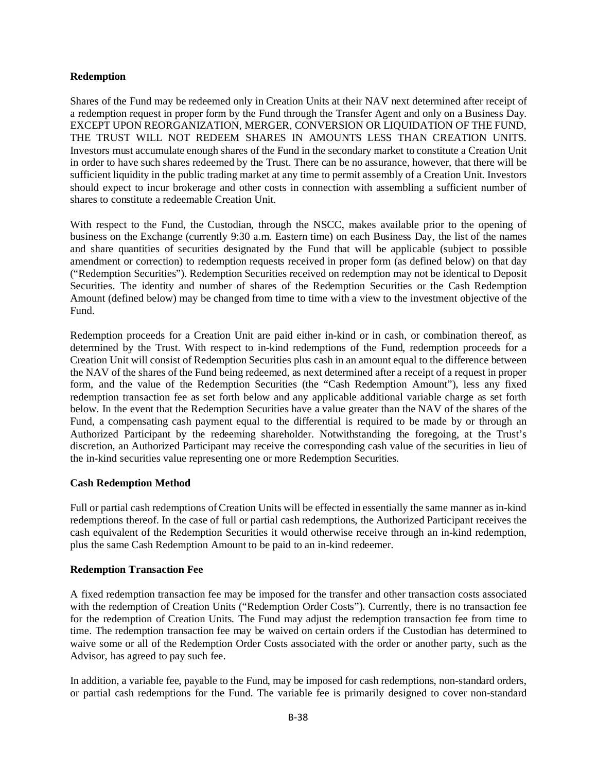## Redemption

Shares of the Fund may be redeemed only in Creation Units at their NAV next determined after receipt of a redemption request in proper form by the Fund through the Transfer Agent and only on a Business Day. EXCEPT UPON REORGANIZATION, MERGER, CONVERSION OR LIQUIDATION OF THE FUND, THE TRUST WILL NOT REDEEM SHARES IN AMOUNTS LESS THAN CREATION UNITS. Investors must accumulate enough shares of the Fund in the secondary market to constitute a Creation Unit in order to have such shares redeemed by the Trust. There can be no assurance, however, that there will be sufficient liquidity in the public trading market at any time to permit assembly of a Creation Unit. Investors should expect to incur brokerage and other costs in connection with assembling a sufficient number of shares to constitute a redeemable Creation Unit.

With respect to the Fund, the Custodian, through the NSCC, makes available prior to the opening of business on the Exchange (currently 9:30 a.m. Eastern time) on each Business Day, the list of the names and share quantities of securities designated by the Fund that will be applicable (subject to possible amendment or correction) to redemption requests received in proper form (as defined below) on that day ("Redemption Securities"). Redemption Securities received on redemption may not be identical to Deposit Securities. The identity and number of shares of the Redemption Securities or the Cash Redemption Amount (defined below) may be changed from time to time with a view to the investment objective of the Fund.

Redemption proceeds for a Creation Unit are paid either in-kind or in cash, or combination thereof, as determined by the Trust. With respect to in-kind redemptions of the Fund, redemption proceeds for a Creation Unit will consist of Redemption Securities plus cash in an amount equal to the difference between the NAV of the shares of the Fund being redeemed, as next determined after a receipt of a request in proper form, and the value of the Redemption Securities (the "Cash Redemption Amount"), less any fixed redemption transaction fee as set forth below and any applicable additional variable charge as set forth below. In the event that the Redemption Securities have a value greater than the NAV of the shares of the Fund, a compensating cash payment equal to the differential is required to be made by or through an Authorized Participant by the redeeming shareholder. Notwithstanding the foregoing, at the Trust's discretion, an Authorized Participant may receive the corresponding cash value of the securities in lieu of the in-kind securities value representing one or more Redemption Securities.

## Cash Redemption Method

Full or partial cash redemptions of Creation Units will be effected in essentially the same manner as in-kind redemptions thereof. In the case of full or partial cash redemptions, the Authorized Participant receives the cash equivalent of the Redemption Securities it would otherwise receive through an in-kind redemption, plus the same Cash Redemption Amount to be paid to an in-kind redeemer.

## Redemption Transaction Fee

A fixed redemption transaction fee may be imposed for the transfer and other transaction costs associated with the redemption of Creation Units ("Redemption Order Costs"). Currently, there is no transaction fee for the redemption of Creation Units. The Fund may adjust the redemption transaction fee from time to time. The redemption transaction fee may be waived on certain orders if the Custodian has determined to waive some or all of the Redemption Order Costs associated with the order or another party, such as the Advisor, has agreed to pay such fee.

In addition, a variable fee, payable to the Fund, may be imposed for cash redemptions, non-standard orders, or partial cash redemptions for the Fund. The variable fee is primarily designed to cover non-standard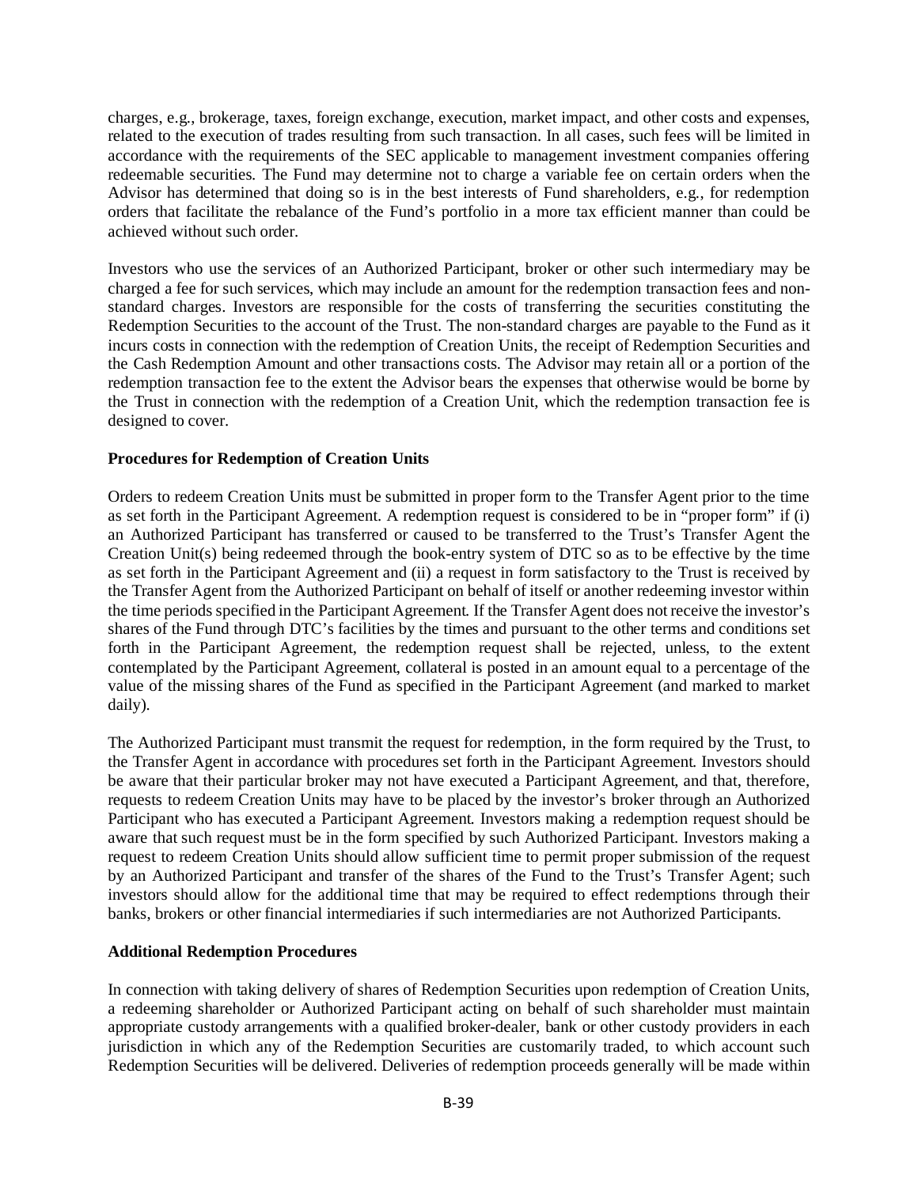charges, e.g., brokerage, taxes, foreign exchange, execution, market impact, and other costs and expenses, related to the execution of trades resulting from such transaction. In all cases, such fees will be limited in accordance with the requirements of the SEC applicable to management investment companies offering redeemable securities. The Fund may determine not to charge a variable fee on certain orders when the Advisor has determined that doing so is in the best interests of Fund shareholders, e.g., for redemption orders that facilitate the rebalance of the Fund's portfolio in a more tax efficient manner than could be achieved without such order.

Investors who use the services of an Authorized Participant, broker or other such intermediary may be charged a fee for such services, which may include an amount for the redemption transaction fees and non-standard charges. Investors are responsible for the costs of transferring the securities constituting the Redemption Securities to the account of the Trust. The non-standard charges are payable to the Fund as it incurs costs in connection with the redemption of Creation Units, the receipt of Redemption Securities and the Cash Redemption Amount and other transactions costs. The Advisor may retain all or a portion of the redemption transaction fee to the extent the Advisor bears the expenses that otherwise would be borne by the Trust in connection with the redemption of a Creation Unit, which the redemption transaction fee is designed to cover.

**Procedures for Redemption of Creation Units**

Orders to redeem Creation Units must be submitted in proper form to the Transfer Agent prior to the time as set forth in the Participant Agreement. A redemption request is considered to be in "proper form" if (i) an Authorized Participant has transferred or caused to be transferred to the Trust's Transfer Agent the Creation Unit(s) being redeemed through the book-entry system of DTC so as to be effective by the time as set forth in the Participant Agreement and (ii) a request in form satisfactory to the Trust is received by the Transfer Agent from the Authorized Participant on behalf of itself or another redeeming investor within the time periods specified in the Participant Agreement. If the Transfer Agent does not receive the investor's shares of the Fund through DTC's facilities by the times and pursuant to the other terms and conditions set forth in the Participant Agreement, the redemption request shall be rejected, unless, to the extent contemplated by the Participant Agreement, collateral is posted in an amount equal to a percentage of the value of the missing shares of the Fund as specified in the Participant Agreement (and marked to market daily).

The Authorized Participant must transmit the request for redemption, in the form required by the Trust, to the Transfer Agent in accordance with procedures set forth in the Participant Agreement. Investors should be aware that their particular broker may not have executed a Participant Agreement, and that, therefore, requests to redeem Creation Units may have to be placed by the investor's broker through an Authorized Participant who has executed a Participant Agreement. Investors making a redemption request should be aware that such request must be in the form specified by such Authorized Participant. Investors making a request to redeem Creation Units should allow sufficient time to permit proper submission of the request by an Authorized Participant and transfer of the shares of the Fund to the Trust's Transfer Agent; such investors should allow for the additional time that may be required to effect redemptions through their banks, brokers or other financial intermediaries if such intermediaries are not Authorized Participants.

**Additional Redemption Procedures**

In connection with taking delivery of shares of Redemption Securities upon redemption of Creation Units, a redeeming shareholder or Authorized Participant acting on behalf of such shareholder must maintain appropriate custody arrangements with a qualified broker-dealer, bank or other custody providers in each jurisdiction in which any of the Redemption Securities are customarily traded, to which account such Redemption Securities will be delivered. Deliveries of redemption proceeds generally will be made within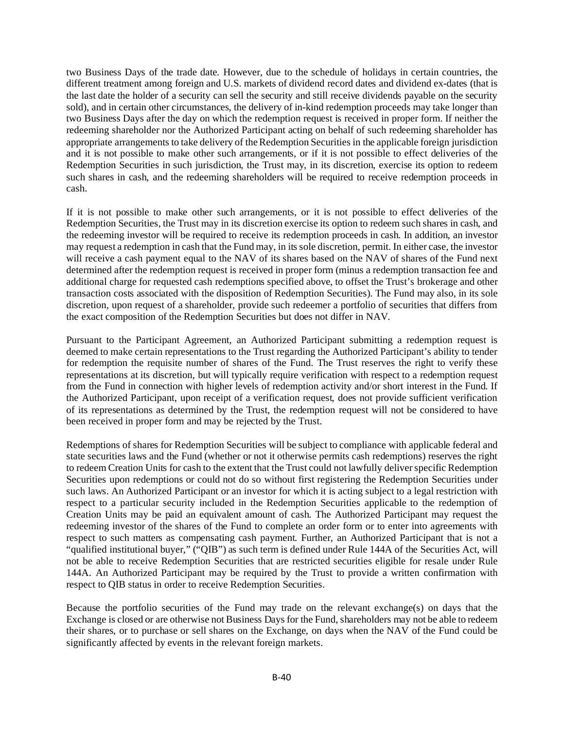two Business Days of the trade date. However, due to the schedule of holidays in certain countries, the different treatment among foreign and U.S. markets of dividend record dates and dividend ex-dates (that is the last date the holder of a security can sell the security and still receive dividends payable on the security sold), and in certain other circumstances, the delivery of in-kind redemption proceeds may take longer than two Business Days after the day on which the redemption request is received in proper form. If neither the redeeming shareholder nor the Authorized Participant acting on behalf of such redeeming shareholder has appropriate arrangements to take delivery of the Redemption Securities in the applicable foreign jurisdiction and it is not possible to make other such arrangements, or if it is not possible to effect deliveries of the Redemption Securities in such jurisdiction, the Trust may, in its discretion, exercise its option to redeem such shares in cash, and the redeeming shareholders will be required to receive redemption proceeds in cash.

If it is not possible to make other such arrangements, or it is not possible to effect deliveries of the Redemption Securities, the Trust may in its discretion exercise its option to redeem such shares in cash, and the redeeming investor will be required to receive its redemption proceeds in cash. In addition, an investor may request a redemption in cash that the Fund may, in its sole discretion, permit. In either case, the investor will receive a cash payment equal to the NAV of its shares based on the NAV of shares of the Fund next determined after the redemption request is received in proper form (minus a redemption transaction fee and additional charge for requested cash redemptions specified above, to offset the Trust's brokerage and other transaction costs associated with the disposition of Redemption Securities). The Fund may also, in its sole discretion, upon request of a shareholder, provide such redeemer a portfolio of securities that differs from the exact composition of the Redemption Securities but does not differ in NAV.

Pursuant to the Participant Agreement, an Authorized Participant submitting a redemption request is deemed to make certain representations to the Trust regarding the Authorized Participant's ability to tender for redemption the requisite number of shares of the Fund. The Trust reserves the right to verify these representations at its discretion, but will typically require verification with respect to a redemption request from the Fund in connection with higher levels of redemption activity and/or short interest in the Fund. If the Authorized Participant, upon receipt of a verification request, does not provide sufficient verification of its representations as determined by the Trust, the redemption request will not be considered to have been received in proper form and may be rejected by the Trust.

Redemptions of shares for Redemption Securities will be subject to compliance with applicable federal and state securities laws and the Fund (whether or not it otherwise permits cash redemptions) reserves the right to redeem Creation Units for cash to the extent that the Trust could not lawfully deliver specific Redemption Securities upon redemptions or could not do so without first registering the Redemption Securities under such laws. An Authorized Participant or an investor for which it is acting subject to a legal restriction with respect to a particular security included in the Redemption Securities applicable to the redemption of Creation Units may be paid an equivalent amount of cash. The Authorized Participant may request the redeeming investor of the shares of the Fund to complete an order form or to enter into agreements with respect to such matters as compensating cash payment. Further, an Authorized Participant that is not a "qualified institutional buyer," ("QIB") as such term is defined under Rule 144A of the Securities Act, will not be able to receive Redemption Securities that are restricted securities eligible for resale under Rule 144A. An Authorized Participant may be required by the Trust to provide a written confirmation with respect to QIB status in order to receive Redemption Securities.

Because the portfolio securities of the Fund may trade on the relevant exchange(s) on days that the Exchange is closed or are otherwise not Business Days for the Fund, shareholders may not be able to redeem their shares, or to purchase or sell shares on the Exchange, on days when the NAV of the Fund could be significantly affected by events in the relevant foreign markets.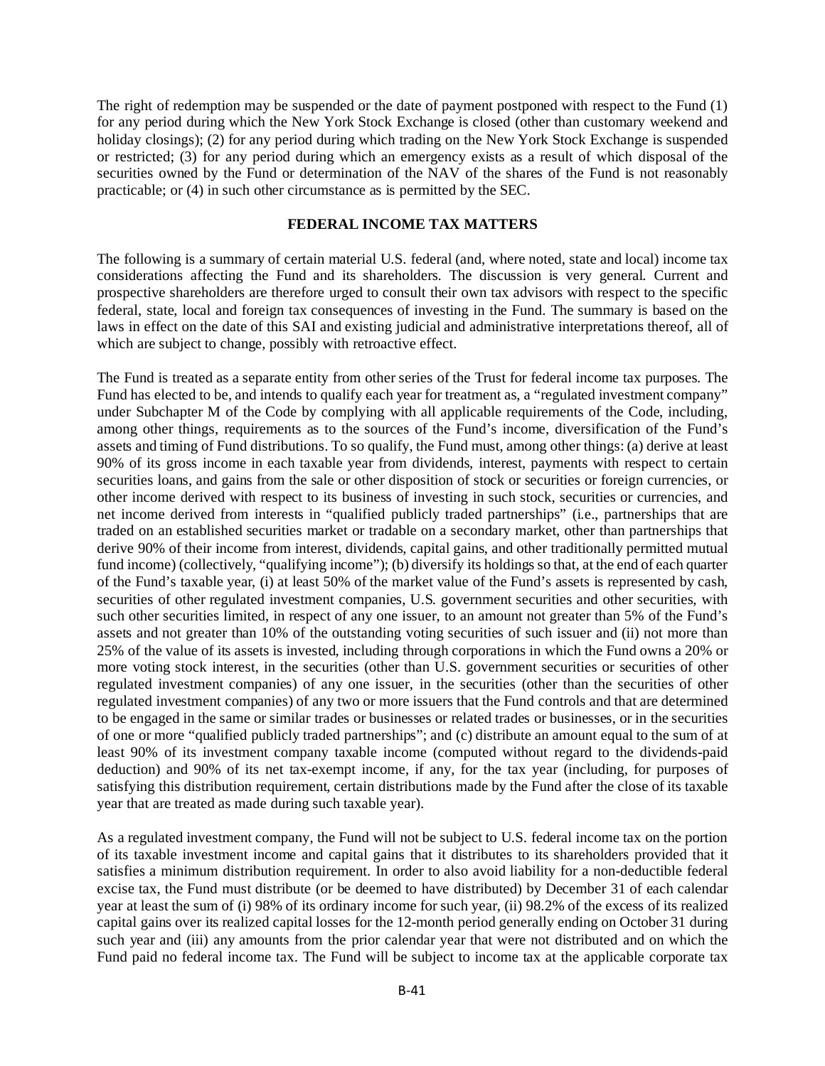The right of redemption may be suspended or the date of payment postponed with respect to the Fund (1) for any period during which the New York Stock Exchange is closed (other than customary weekend and holiday closings); (2) for any period during which trading on the New York Stock Exchange is suspended or restricted; (3) for any period during which an emergency exists as a result of which disposal of the securities owned by the Fund or determination of the NAV of the shares of the Fund is not reasonably practicable; or (4) in such other circumstance as is permitted by the SEC.

## FEDERAL INCOME TAX MATTERS

The following is a summary of certain material U.S. federal (and, where noted, state and local) income tax considerations affecting the Fund and its shareholders. The discussion is very general. Current and prospective shareholders are therefore urged to consult their own tax advisors with respect to the specific federal, state, local and foreign tax consequences of investing in the Fund. The summary is based on the laws in effect on the date of this SAI and existing judicial and administrative interpretations thereof, all of which are subject to change, possibly with retroactive effect.

The Fund is treated as a separate entity from other series of the Trust for federal income tax purposes. The Fund has elected to be, and intends to qualify each year for treatment as, a "regulated investment company" under Subchapter M of the Code by complying with all applicable requirements of the Code, including, among other things, requirements as to the sources of the Fund's income, diversification of the Fund's assets and timing of Fund distributions. To so qualify, the Fund must, among other things: (a) derive at least 90% of its gross income in each taxable year from dividends, interest, payments with respect to certain securities loans, and gains from the sale or other disposition of stock or securities or foreign currencies, or other income derived with respect to its business of investing in such stock, securities or currencies, and net income derived from interests in "qualified publicly traded partnerships" (i.e., partnerships that are traded on an established securities market or tradable on a secondary market, other than partnerships that derive 90% of their income from interest, dividends, capital gains, and other traditionally permitted mutual fund income) (collectively, "qualifying income"); (b) diversify its holdings so that, at the end of each quarter of the Fund's taxable year, (i) at least 50% of the market value of the Fund's assets is represented by cash, securities of other regulated investment companies, U.S. government securities and other securities, with such other securities limited, in respect of any one issuer, to an amount not greater than 5% of the Fund's assets and not greater than 10% of the outstanding voting securities of such issuer and (ii) not more than 25% of the value of its assets is invested, including through corporations in which the Fund owns a 20% or more voting stock interest, in the securities (other than U.S. government securities or securities of other regulated investment companies) of any one issuer, in the securities (other than the securities of other regulated investment companies) of any two or more issuers that the Fund controls and that are determined to be engaged in the same or similar trades or businesses or related trades or businesses, or in the securities of one or more "qualified publicly traded partnerships"; and (c) distribute an amount equal to the sum of at least 90% of its investment company taxable income (computed without regard to the dividends-paid deduction) and 90% of its net tax-exempt income, if any, for the tax year (including, for purposes of satisfying this distribution requirement, certain distributions made by the Fund after the close of its taxable year that are treated as made during such taxable year).

As a regulated investment company, the Fund will not be subject to U.S. federal income tax on the portion of its taxable investment income and capital gains that it distributes to its shareholders provided that it satisfies a minimum distribution requirement. In order to also avoid liability for a non-deductible federal excise tax, the Fund must distribute (or be deemed to have distributed) by December 31 of each calendar year at least the sum of (i) 98% of its ordinary income for such year, (ii) 98.2% of the excess of its realized capital gains over its realized capital losses for the 12-month period generally ending on October 31 during such year and (iii) any amounts from the prior calendar year that were not distributed and on which the Fund paid no federal income tax. The Fund will be subject to income tax at the applicable corporate tax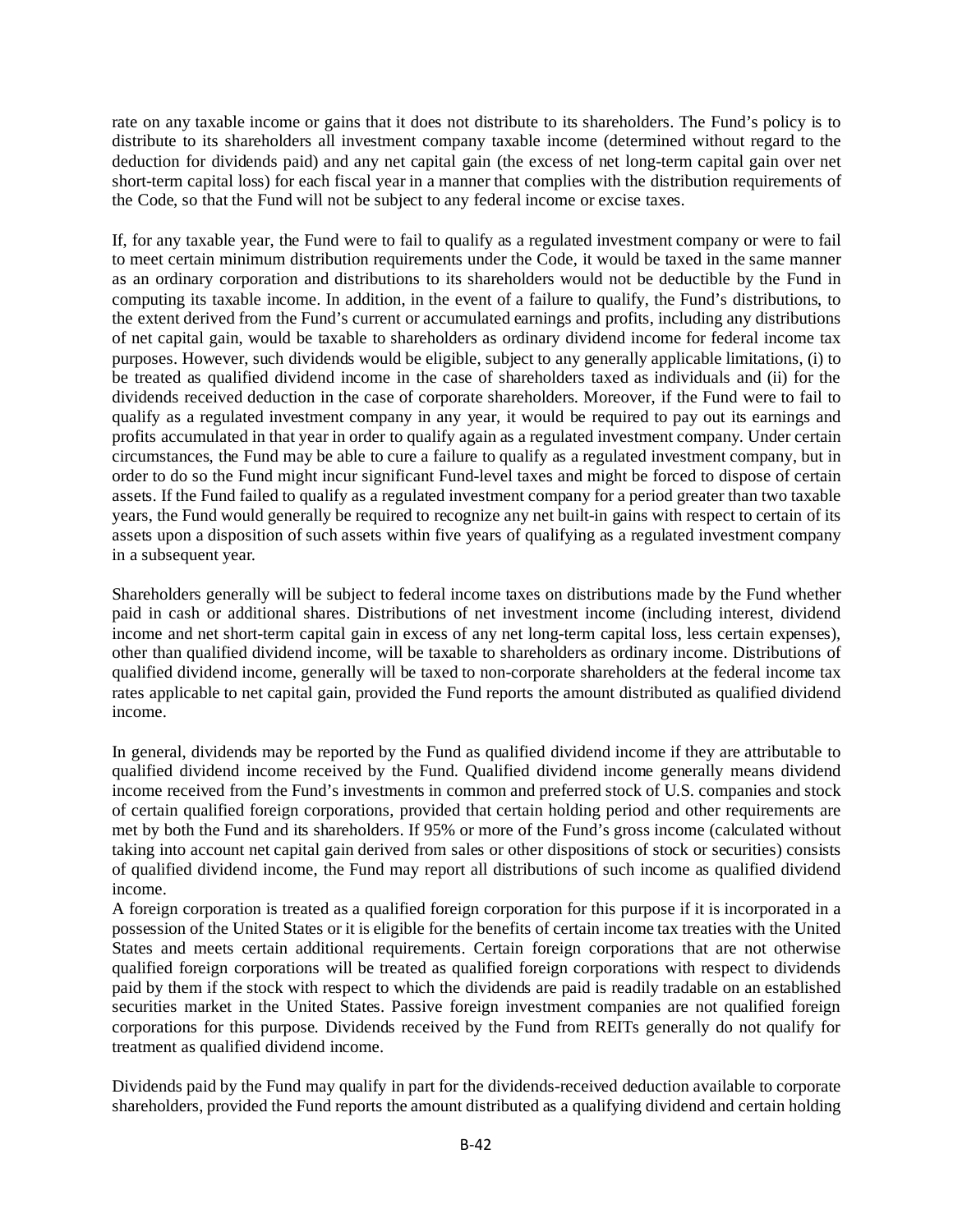rate on any taxable income or gains that it does not distribute to its shareholders. The Fund's policy is to distribute to its shareholders all investment company taxable income (determined without regard to the deduction for dividends paid) and any net capital gain (the excess of net long-term capital gain over net short-term capital loss) for each fiscal year in a manner that complies with the distribution requirements of the Code, so that the Fund will not be subject to any federal income or excise taxes.

If, for any taxable year, the Fund were to fail to qualify as a regulated investment company or were to fail to meet certain minimum distribution requirements under the Code, it would be taxed in the same manner as an ordinary corporation and distributions to its shareholders would not be deductible by the Fund in computing its taxable income. In addition, in the event of a failure to qualify, the Fund's distributions, to the extent derived from the Fund's current or accumulated earnings and profits, including any distributions of net capital gain, would be taxable to shareholders as ordinary dividend income for federal income tax purposes. However, such dividends would be eligible, subject to any generally applicable limitations, (i) to be treated as qualified dividend income in the case of shareholders taxed as individuals and (ii) for the dividends received deduction in the case of corporate shareholders. Moreover, if the Fund were to fail to qualify as a regulated investment company in any year, it would be required to pay out its earnings and profits accumulated in that year in order to qualify again as a regulated investment company. Under certain circumstances, the Fund may be able to cure a failure to qualify as a regulated investment company, but in order to do so the Fund might incur significant Fund-level taxes and might be forced to dispose of certain assets. If the Fund failed to qualify as a regulated investment company for a period greater than two taxable years, the Fund would generally be required to recognize any net built-in gains with respect to certain of its assets upon a disposition of such assets within five years of qualifying as a regulated investment company in a subsequent year.

Shareholders generally will be subject to federal income taxes on distributions made by the Fund whether paid in cash or additional shares. Distributions of net investment income (including interest, dividend income and net short-term capital gain in excess of any net long-term capital loss, less certain expenses), other than qualified dividend income, will be taxable to shareholders as ordinary income. Distributions of qualified dividend income, generally will be taxed to non-corporate shareholders at the federal income tax rates applicable to net capital gain, provided the Fund reports the amount distributed as qualified dividend income.

In general, dividends may be reported by the Fund as qualified dividend income if they are attributable to qualified dividend income received by the Fund. Qualified dividend income generally means dividend income received from the Fund's investments in common and preferred stock of U.S. companies and stock of certain qualified foreign corporations, provided that certain holding period and other requirements are met by both the Fund and its shareholders. If 95% or more of the Fund's gross income (calculated without taking into account net capital gain derived from sales or other dispositions of stock or securities) consists of qualified dividend income, the Fund may report all distributions of such income as qualified dividend income.

A foreign corporation is treated as a qualified foreign corporation for this purpose if it is incorporated in a possession of the United States or it is eligible for the benefits of certain income tax treaties with the United States and meets certain additional requirements. Certain foreign corporations that are not otherwise qualified foreign corporations will be treated as qualified foreign corporations with respect to dividends paid by them if the stock with respect to which the dividends are paid is readily tradable on an established securities market in the United States. Passive foreign investment companies are not qualified foreign corporations for this purpose. Dividends received by the Fund from REITs generally do not qualify for treatment as qualified dividend income.

Dividends paid by the Fund may qualify in part for the dividends-received deduction available to corporate shareholders, provided the Fund reports the amount distributed as a qualifying dividend and certain holding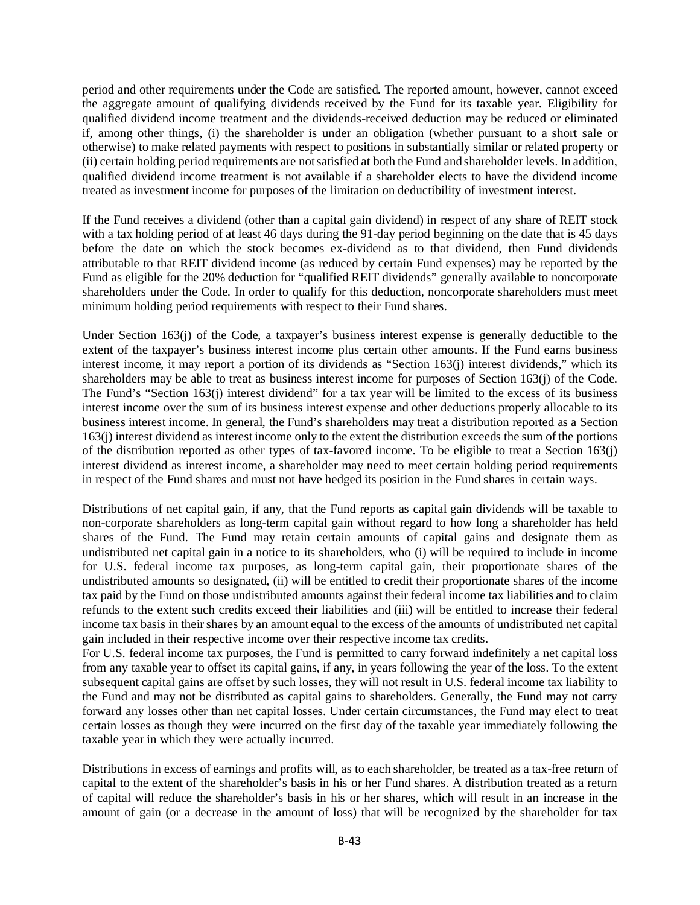period and other requirements under the Code are satisfied. The reported amount, however, cannot exceed the aggregate amount of qualifying dividends received by the Fund for its taxable year. Eligibility for qualified dividend income treatment and the dividends-received deduction may be reduced or eliminated if, among other things, (i) the shareholder is under an obligation (whether pursuant to a short sale or otherwise) to make related payments with respect to positions in substantially similar or related property or (ii) certain holding period requirements are not satisfied at both the Fund and shareholder levels. In addition, qualified dividend income treatment is not available if a shareholder elects to have the dividend income treated as investment income for purposes of the limitation on deductibility of investment interest.

If the Fund receives a dividend (other than a capital gain dividend) in respect of any share of REIT stock with a tax holding period of at least 46 days during the 91-day period beginning on the date that is 45 days before the date on which the stock becomes ex-dividend as to that dividend, then Fund dividends attributable to that REIT dividend income (as reduced by certain Fund expenses) may be reported by the Fund as eligible for the 20% deduction for "qualified REIT dividends" generally available to noncorporate shareholders under the Code. In order to qualify for this deduction, noncorporate shareholders must meet minimum holding period requirements with respect to their Fund shares.

Under Section 163(j) of the Code, a taxpayer's business interest expense is generally deductible to the extent of the taxpayer's business interest income plus certain other amounts. If the Fund earns business interest income, it may report a portion of its dividends as "Section 163(j) interest dividends," which its shareholders may be able to treat as business interest income for purposes of Section 163(j) of the Code. The Fund's "Section 163(j) interest dividend" for a tax year will be limited to the excess of its business interest income over the sum of its business interest expense and other deductions properly allocable to its business interest income. In general, the Fund's shareholders may treat a distribution reported as a Section 163(j) interest dividend as interest income only to the extent the distribution exceeds the sum of the portions of the distribution reported as other types of tax-favored income. To be eligible to treat a Section 163(j) interest dividend as interest income, a shareholder may need to meet certain holding period requirements in respect of the Fund shares and must not have hedged its position in the Fund shares in certain ways.

Distributions of net capital gain, if any, that the Fund reports as capital gain dividends will be taxable to non-corporate shareholders as long-term capital gain without regard to how long a shareholder has held shares of the Fund. The Fund may retain certain amounts of capital gains and designate them as undistributed net capital gain in a notice to its shareholders, who (i) will be required to include in income for U.S. federal income tax purposes, as long-term capital gain, their proportionate shares of the undistributed amounts so designated, (ii) will be entitled to credit their proportionate shares of the income tax paid by the Fund on those undistributed amounts against their federal income tax liabilities and to claim refunds to the extent such credits exceed their liabilities and (iii) will be entitled to increase their federal income tax basis in their shares by an amount equal to the excess of the amounts of undistributed net capital gain included in their respective income over their respective income tax credits.

For U.S. federal income tax purposes, the Fund is permitted to carry forward indefinitely a net capital loss from any taxable year to offset its capital gains, if any, in years following the year of the loss. To the extent subsequent capital gains are offset by such losses, they will not result in U.S. federal income tax liability to the Fund and may not be distributed as capital gains to shareholders. Generally, the Fund may not carry forward any losses other than net capital losses. Under certain circumstances, the Fund may elect to treat certain losses as though they were incurred on the first day of the taxable year immediately following the taxable year in which they were actually incurred.

Distributions in excess of earnings and profits will, as to each shareholder, be treated as a tax-free return of capital to the extent of the shareholder's basis in his or her Fund shares. A distribution treated as a return of capital will reduce the shareholder's basis in his or her shares, which will result in an increase in the amount of gain (or a decrease in the amount of loss) that will be recognized by the shareholder for tax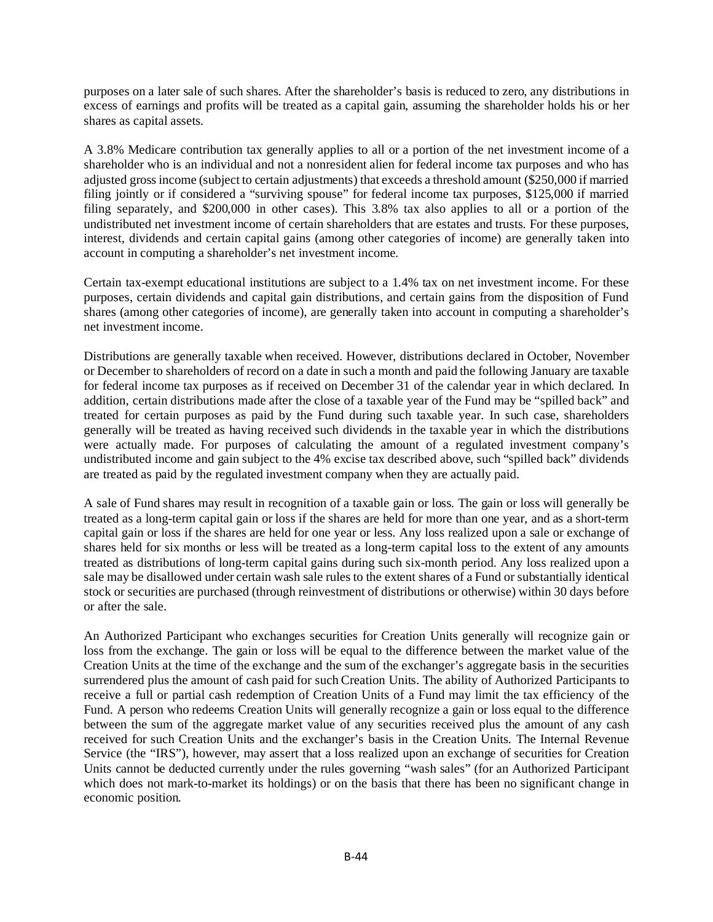purposes on a later sale of such shares. After the shareholder's basis is reduced to zero, any distributions in excess of earnings and profits will be treated as a capital gain, assuming the shareholder holds his or her shares as capital assets.

A 3.8% Medicare contribution tax generally applies to all or a portion of the net investment income of a shareholder who is an individual and not a nonresident alien for federal income tax purposes and who has adjusted gross income (subject to certain adjustments) that exceeds a threshold amount ($250,000 if married filing jointly or if considered a "surviving spouse" for federal income tax purposes, $125,000 if married filing separately, and $200,000 in other cases). This 3.8% tax also applies to all or a portion of the undistributed net investment income of certain shareholders that are estates and trusts. For these purposes, interest, dividends and certain capital gains (among other categories of income) are generally taken into account in computing a shareholder's net investment income.

Certain tax-exempt educational institutions are subject to a 1.4% tax on net investment income. For these purposes, certain dividends and capital gain distributions, and certain gains from the disposition of Fund shares (among other categories of income), are generally taken into account in computing a shareholder's net investment income.

Distributions are generally taxable when received. However, distributions declared in October, November or December to shareholders of record on a date in such a month and paid the following January are taxable for federal income tax purposes as if received on December 31 of the calendar year in which declared. In addition, certain distributions made after the close of a taxable year of the Fund may be "spilled back" and treated for certain purposes as paid by the Fund during such taxable year. In such case, shareholders generally will be treated as having received such dividends in the taxable year in which the distributions were actually made. For purposes of calculating the amount of a regulated investment company's undistributed income and gain subject to the 4% excise tax described above, such "spilled back" dividends are treated as paid by the regulated investment company when they are actually paid.

A sale of Fund shares may result in recognition of a taxable gain or loss. The gain or loss will generally be treated as a long-term capital gain or loss if the shares are held for more than one year, and as a short-term capital gain or loss if the shares are held for one year or less. Any loss realized upon a sale or exchange of shares held for six months or less will be treated as a long-term capital loss to the extent of any amounts treated as distributions of long-term capital gains during such six-month period. Any loss realized upon a sale may be disallowed under certain wash sale rules to the extent shares of a Fund or substantially identical stock or securities are purchased (through reinvestment of distributions or otherwise) within 30 days before or after the sale.

An Authorized Participant who exchanges securities for Creation Units generally will recognize gain or loss from the exchange. The gain or loss will be equal to the difference between the market value of the Creation Units at the time of the exchange and the sum of the exchanger's aggregate basis in the securities surrendered plus the amount of cash paid for such Creation Units. The ability of Authorized Participants to receive a full or partial cash redemption of Creation Units of a Fund may limit the tax efficiency of the Fund. A person who redeems Creation Units will generally recognize a gain or loss equal to the difference between the sum of the aggregate market value of any securities received plus the amount of any cash received for such Creation Units and the exchanger's basis in the Creation Units. The Internal Revenue Service (the "IRS"), however, may assert that a loss realized upon an exchange of securities for Creation Units cannot be deducted currently under the rules governing "wash sales" (for an Authorized Participant which does not mark-to-market its holdings) or on the basis that there has been no significant change in economic position.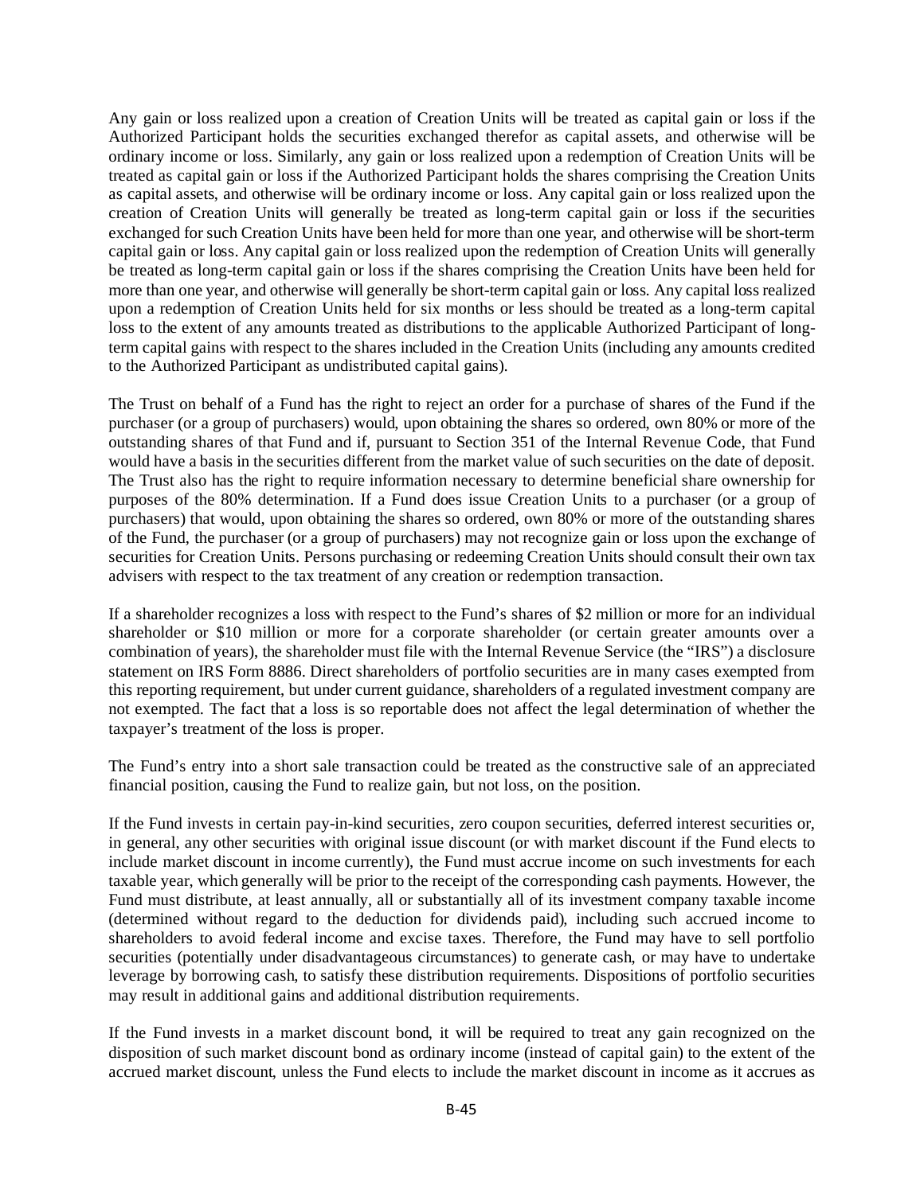Any gain or loss realized upon a creation of Creation Units will be treated as capital gain or loss if the Authorized Participant holds the securities exchanged therefor as capital assets, and otherwise will be ordinary income or loss. Similarly, any gain or loss realized upon a redemption of Creation Units will be treated as capital gain or loss if the Authorized Participant holds the shares comprising the Creation Units as capital assets, and otherwise will be ordinary income or loss. Any capital gain or loss realized upon the creation of Creation Units will generally be treated as long-term capital gain or loss if the securities exchanged for such Creation Units have been held for more than one year, and otherwise will be short-term capital gain or loss. Any capital gain or loss realized upon the redemption of Creation Units will generally be treated as long-term capital gain or loss if the shares comprising the Creation Units have been held for more than one year, and otherwise will generally be short-term capital gain or loss. Any capital loss realized upon a redemption of Creation Units held for six months or less should be treated as a long-term capital loss to the extent of any amounts treated as distributions to the applicable Authorized Participant of long-term capital gains with respect to the shares included in the Creation Units (including any amounts credited to the Authorized Participant as undistributed capital gains).

The Trust on behalf of a Fund has the right to reject an order for a purchase of shares of the Fund if the purchaser (or a group of purchasers) would, upon obtaining the shares so ordered, own 80% or more of the outstanding shares of that Fund and if, pursuant to Section 351 of the Internal Revenue Code, that Fund would have a basis in the securities different from the market value of such securities on the date of deposit. The Trust also has the right to require information necessary to determine beneficial share ownership for purposes of the 80% determination. If a Fund does issue Creation Units to a purchaser (or a group of purchasers) that would, upon obtaining the shares so ordered, own 80% or more of the outstanding shares of the Fund, the purchaser (or a group of purchasers) may not recognize gain or loss upon the exchange of securities for Creation Units. Persons purchasing or redeeming Creation Units should consult their own tax advisers with respect to the tax treatment of any creation or redemption transaction.

If a shareholder recognizes a loss with respect to the Fund's shares of $2 million or more for an individual shareholder or $10 million or more for a corporate shareholder (or certain greater amounts over a combination of years), the shareholder must file with the Internal Revenue Service (the "IRS") a disclosure statement on IRS Form 8886. Direct shareholders of portfolio securities are in many cases exempted from this reporting requirement, but under current guidance, shareholders of a regulated investment company are not exempted. The fact that a loss is so reportable does not affect the legal determination of whether the taxpayer's treatment of the loss is proper.

The Fund's entry into a short sale transaction could be treated as the constructive sale of an appreciated financial position, causing the Fund to realize gain, but not loss, on the position.

If the Fund invests in certain pay-in-kind securities, zero coupon securities, deferred interest securities or, in general, any other securities with original issue discount (or with market discount if the Fund elects to include market discount in income currently), the Fund must accrue income on such investments for each taxable year, which generally will be prior to the receipt of the corresponding cash payments. However, the Fund must distribute, at least annually, all or substantially all of its investment company taxable income (determined without regard to the deduction for dividends paid), including such accrued income to shareholders to avoid federal income and excise taxes. Therefore, the Fund may have to sell portfolio securities (potentially under disadvantageous circumstances) to generate cash, or may have to undertake leverage by borrowing cash, to satisfy these distribution requirements. Dispositions of portfolio securities may result in additional gains and additional distribution requirements.

If the Fund invests in a market discount bond, it will be required to treat any gain recognized on the disposition of such market discount bond as ordinary income (instead of capital gain) to the extent of the accrued market discount, unless the Fund elects to include the market discount in income as it accrues as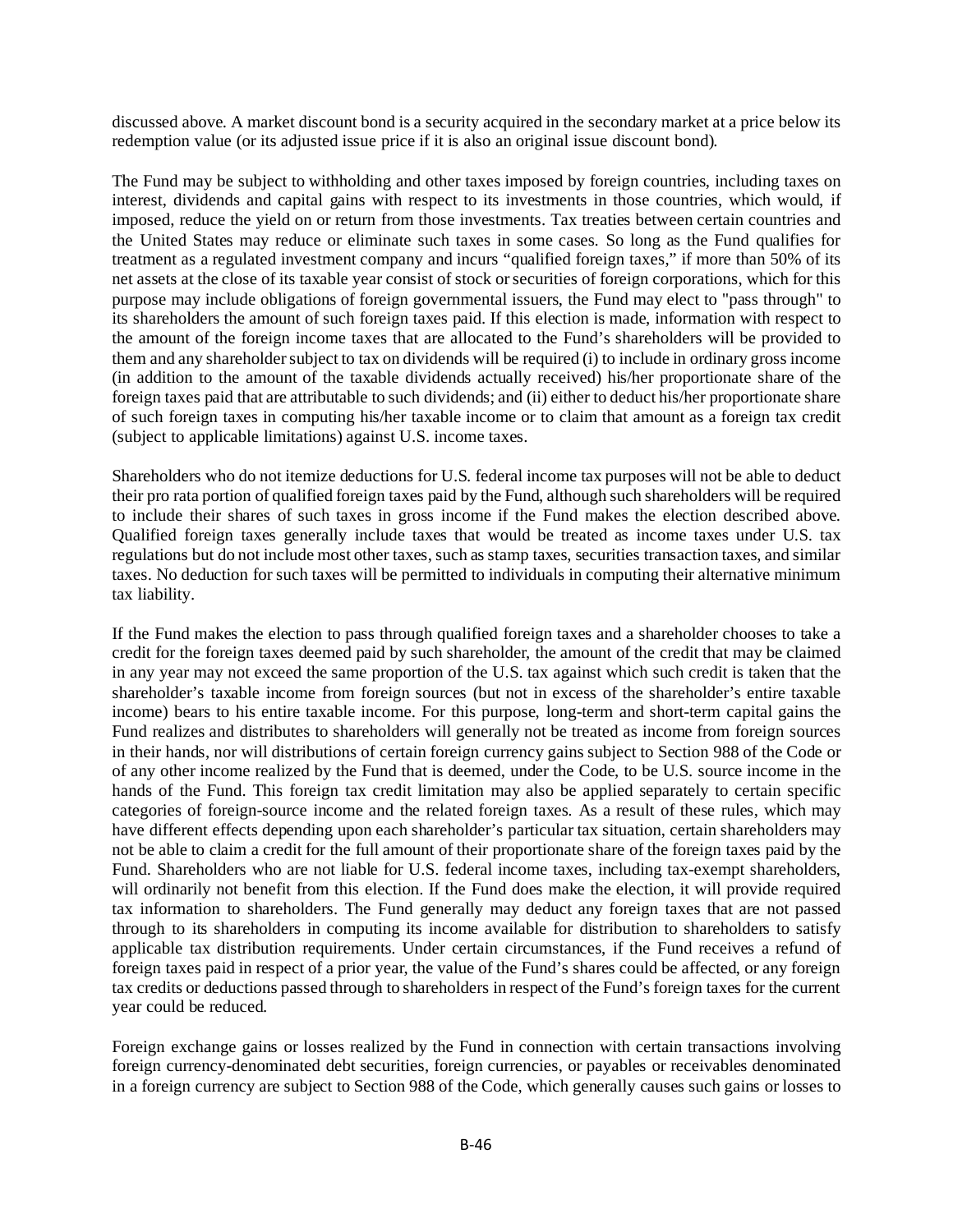discussed above. A market discount bond is a security acquired in the secondary market at a price below its redemption value (or its adjusted issue price if it is also an original issue discount bond).

The Fund may be subject to withholding and other taxes imposed by foreign countries, including taxes on interest, dividends and capital gains with respect to its investments in those countries, which would, if imposed, reduce the yield on or return from those investments. Tax treaties between certain countries and the United States may reduce or eliminate such taxes in some cases. So long as the Fund qualifies for treatment as a regulated investment company and incurs "qualified foreign taxes," if more than 50% of its net assets at the close of its taxable year consist of stock or securities of foreign corporations, which for this purpose may include obligations of foreign governmental issuers, the Fund may elect to "pass through" to its shareholders the amount of such foreign taxes paid. If this election is made, information with respect to the amount of the foreign income taxes that are allocated to the Fund's shareholders will be provided to them and any shareholder subject to tax on dividends will be required (i) to include in ordinary gross income (in addition to the amount of the taxable dividends actually received) his/her proportionate share of the foreign taxes paid that are attributable to such dividends; and (ii) either to deduct his/her proportionate share of such foreign taxes in computing his/her taxable income or to claim that amount as a foreign tax credit (subject to applicable limitations) against U.S. income taxes.

Shareholders who do not itemize deductions for U.S. federal income tax purposes will not be able to deduct their pro rata portion of qualified foreign taxes paid by the Fund, although such shareholders will be required to include their shares of such taxes in gross income if the Fund makes the election described above. Qualified foreign taxes generally include taxes that would be treated as income taxes under U.S. tax regulations but do not include most other taxes, such as stamp taxes, securities transaction taxes, and similar taxes. No deduction for such taxes will be permitted to individuals in computing their alternative minimum tax liability.

If the Fund makes the election to pass through qualified foreign taxes and a shareholder chooses to take a credit for the foreign taxes deemed paid by such shareholder, the amount of the credit that may be claimed in any year may not exceed the same proportion of the U.S. tax against which such credit is taken that the shareholder's taxable income from foreign sources (but not in excess of the shareholder's entire taxable income) bears to his entire taxable income. For this purpose, long-term and short-term capital gains the Fund realizes and distributes to shareholders will generally not be treated as income from foreign sources in their hands, nor will distributions of certain foreign currency gains subject to Section 988 of the Code or of any other income realized by the Fund that is deemed, under the Code, to be U.S. source income in the hands of the Fund. This foreign tax credit limitation may also be applied separately to certain specific categories of foreign-source income and the related foreign taxes. As a result of these rules, which may have different effects depending upon each shareholder's particular tax situation, certain shareholders may not be able to claim a credit for the full amount of their proportionate share of the foreign taxes paid by the Fund. Shareholders who are not liable for U.S. federal income taxes, including tax-exempt shareholders, will ordinarily not benefit from this election. If the Fund does make the election, it will provide required tax information to shareholders. The Fund generally may deduct any foreign taxes that are not passed through to its shareholders in computing its income available for distribution to shareholders to satisfy applicable tax distribution requirements. Under certain circumstances, if the Fund receives a refund of foreign taxes paid in respect of a prior year, the value of the Fund's shares could be affected, or any foreign tax credits or deductions passed through to shareholders in respect of the Fund's foreign taxes for the current year could be reduced.

Foreign exchange gains or losses realized by the Fund in connection with certain transactions involving foreign currency-denominated debt securities, foreign currencies, or payables or receivables denominated in a foreign currency are subject to Section 988 of the Code, which generally causes such gains or losses to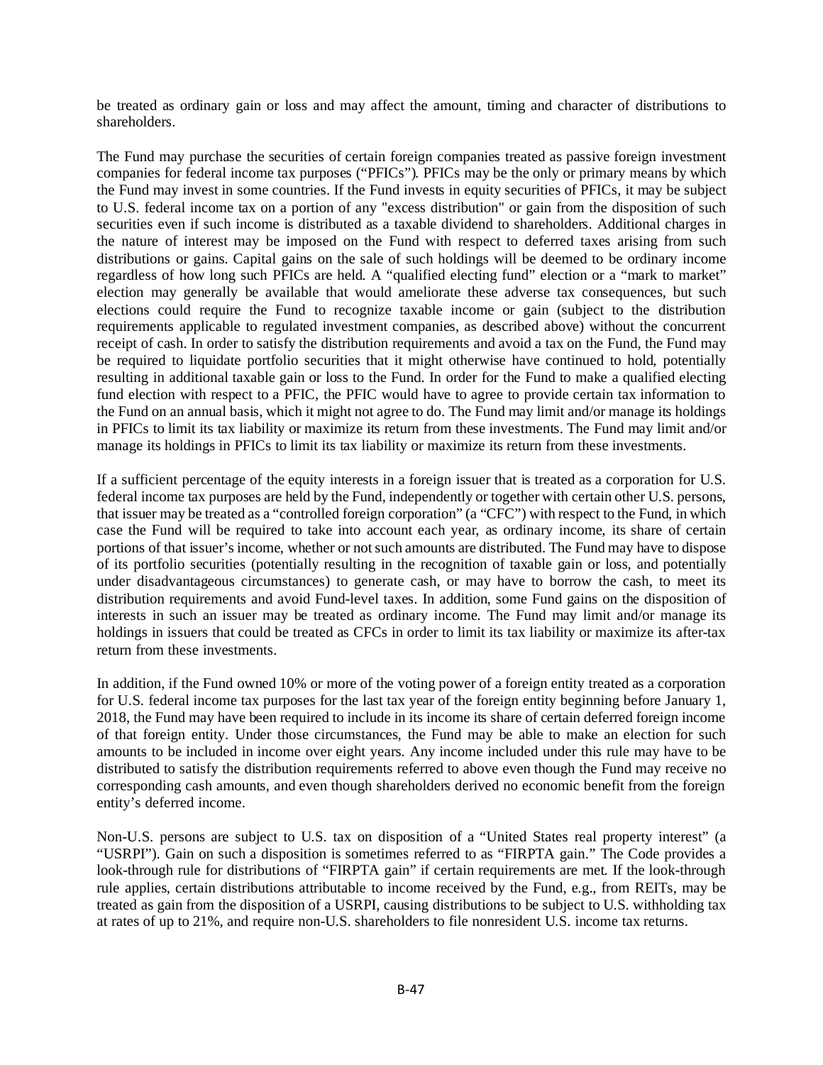be treated as ordinary gain or loss and may affect the amount, timing and character of distributions to shareholders.

The Fund may purchase the securities of certain foreign companies treated as passive foreign investment companies for federal income tax purposes ("PFICs"). PFICs may be the only or primary means by which the Fund may invest in some countries. If the Fund invests in equity securities of PFICs, it may be subject to U.S. federal income tax on a portion of any "excess distribution" or gain from the disposition of such securities even if such income is distributed as a taxable dividend to shareholders. Additional charges in the nature of interest may be imposed on the Fund with respect to deferred taxes arising from such distributions or gains. Capital gains on the sale of such holdings will be deemed to be ordinary income regardless of how long such PFICs are held. A "qualified electing fund" election or a "mark to market" election may generally be available that would ameliorate these adverse tax consequences, but such elections could require the Fund to recognize taxable income or gain (subject to the distribution requirements applicable to regulated investment companies, as described above) without the concurrent receipt of cash. In order to satisfy the distribution requirements and avoid a tax on the Fund, the Fund may be required to liquidate portfolio securities that it might otherwise have continued to hold, potentially resulting in additional taxable gain or loss to the Fund. In order for the Fund to make a qualified electing fund election with respect to a PFIC, the PFIC would have to agree to provide certain tax information to the Fund on an annual basis, which it might not agree to do. The Fund may limit and/or manage its holdings in PFICs to limit its tax liability or maximize its return from these investments. The Fund may limit and/or manage its holdings in PFICs to limit its tax liability or maximize its return from these investments.

If a sufficient percentage of the equity interests in a foreign issuer that is treated as a corporation for U.S. federal income tax purposes are held by the Fund, independently or together with certain other U.S. persons, that issuer may be treated as a "controlled foreign corporation" (a "CFC") with respect to the Fund, in which case the Fund will be required to take into account each year, as ordinary income, its share of certain portions of that issuer's income, whether or not such amounts are distributed. The Fund may have to dispose of its portfolio securities (potentially resulting in the recognition of taxable gain or loss, and potentially under disadvantageous circumstances) to generate cash, or may have to borrow the cash, to meet its distribution requirements and avoid Fund-level taxes. In addition, some Fund gains on the disposition of interests in such an issuer may be treated as ordinary income. The Fund may limit and/or manage its holdings in issuers that could be treated as CFCs in order to limit its tax liability or maximize its after-tax return from these investments.

In addition, if the Fund owned 10% or more of the voting power of a foreign entity treated as a corporation for U.S. federal income tax purposes for the last tax year of the foreign entity beginning before January 1, 2018, the Fund may have been required to include in its income its share of certain deferred foreign income of that foreign entity. Under those circumstances, the Fund may be able to make an election for such amounts to be included in income over eight years. Any income included under this rule may have to be distributed to satisfy the distribution requirements referred to above even though the Fund may receive no corresponding cash amounts, and even though shareholders derived no economic benefit from the foreign entity's deferred income.

Non-U.S. persons are subject to U.S. tax on disposition of a "United States real property interest" (a "USRPI"). Gain on such a disposition is sometimes referred to as "FIRPTA gain." The Code provides a look-through rule for distributions of "FIRPTA gain" if certain requirements are met. If the look-through rule applies, certain distributions attributable to income received by the Fund, e.g., from REITs, may be treated as gain from the disposition of a USRPI, causing distributions to be subject to U.S. withholding tax at rates of up to 21%, and require non-U.S. shareholders to file nonresident U.S. income tax returns.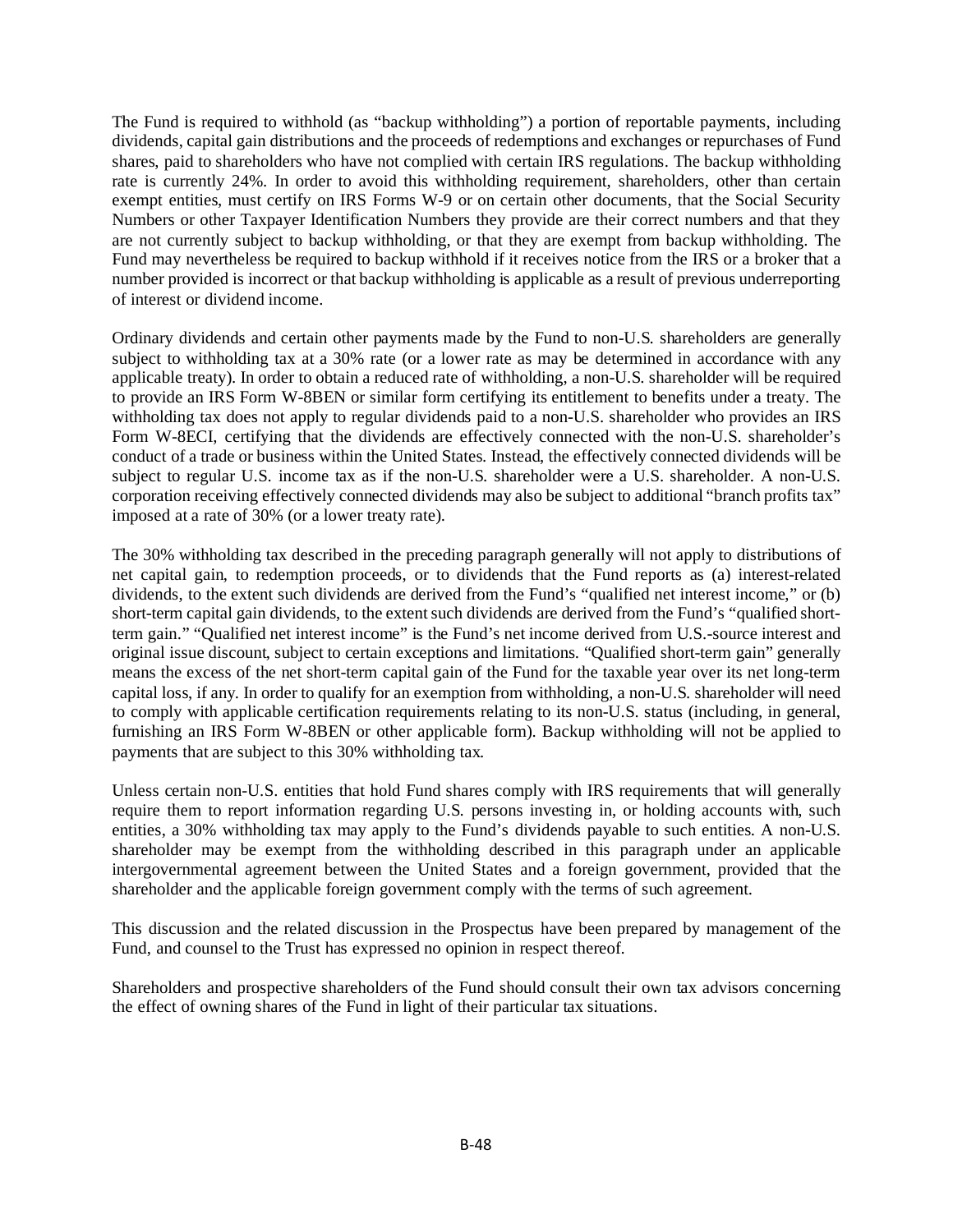The Fund is required to withhold (as "backup withholding") a portion of reportable payments, including dividends, capital gain distributions and the proceeds of redemptions and exchanges or repurchases of Fund shares, paid to shareholders who have not complied with certain IRS regulations. The backup withholding rate is currently 24%. In order to avoid this withholding requirement, shareholders, other than certain exempt entities, must certify on IRS Forms W-9 or on certain other documents, that the Social Security Numbers or other Taxpayer Identification Numbers they provide are their correct numbers and that they are not currently subject to backup withholding, or that they are exempt from backup withholding. The Fund may nevertheless be required to backup withhold if it receives notice from the IRS or a broker that a number provided is incorrect or that backup withholding is applicable as a result of previous underreporting of interest or dividend income.

Ordinary dividends and certain other payments made by the Fund to non-U.S. shareholders are generally subject to withholding tax at a 30% rate (or a lower rate as may be determined in accordance with any applicable treaty). In order to obtain a reduced rate of withholding, a non-U.S. shareholder will be required to provide an IRS Form W-8BEN or similar form certifying its entitlement to benefits under a treaty. The withholding tax does not apply to regular dividends paid to a non-U.S. shareholder who provides an IRS Form W-8ECI, certifying that the dividends are effectively connected with the non-U.S. shareholder's conduct of a trade or business within the United States. Instead, the effectively connected dividends will be subject to regular U.S. income tax as if the non-U.S. shareholder were a U.S. shareholder. A non-U.S. corporation receiving effectively connected dividends may also be subject to additional "branch profits tax" imposed at a rate of 30% (or a lower treaty rate).

The 30% withholding tax described in the preceding paragraph generally will not apply to distributions of net capital gain, to redemption proceeds, or to dividends that the Fund reports as (a) interest-related dividends, to the extent such dividends are derived from the Fund's "qualified net interest income," or (b) short-term capital gain dividends, to the extent such dividends are derived from the Fund's "qualified short-term gain." "Qualified net interest income" is the Fund's net income derived from U.S.-source interest and original issue discount, subject to certain exceptions and limitations. "Qualified short-term gain" generally means the excess of the net short-term capital gain of the Fund for the taxable year over its net long-term capital loss, if any. In order to qualify for an exemption from withholding, a non-U.S. shareholder will need to comply with applicable certification requirements relating to its non-U.S. status (including, in general, furnishing an IRS Form W-8BEN or other applicable form). Backup withholding will not be applied to payments that are subject to this 30% withholding tax.

Unless certain non-U.S. entities that hold Fund shares comply with IRS requirements that will generally require them to report information regarding U.S. persons investing in, or holding accounts with, such entities, a 30% withholding tax may apply to the Fund's dividends payable to such entities. A non-U.S. shareholder may be exempt from the withholding described in this paragraph under an applicable intergovernmental agreement between the United States and a foreign government, provided that the shareholder and the applicable foreign government comply with the terms of such agreement.

This discussion and the related discussion in the Prospectus have been prepared by management of the Fund, and counsel to the Trust has expressed no opinion in respect thereof.

Shareholders and prospective shareholders of the Fund should consult their own tax advisors concerning the effect of owning shares of the Fund in light of their particular tax situations.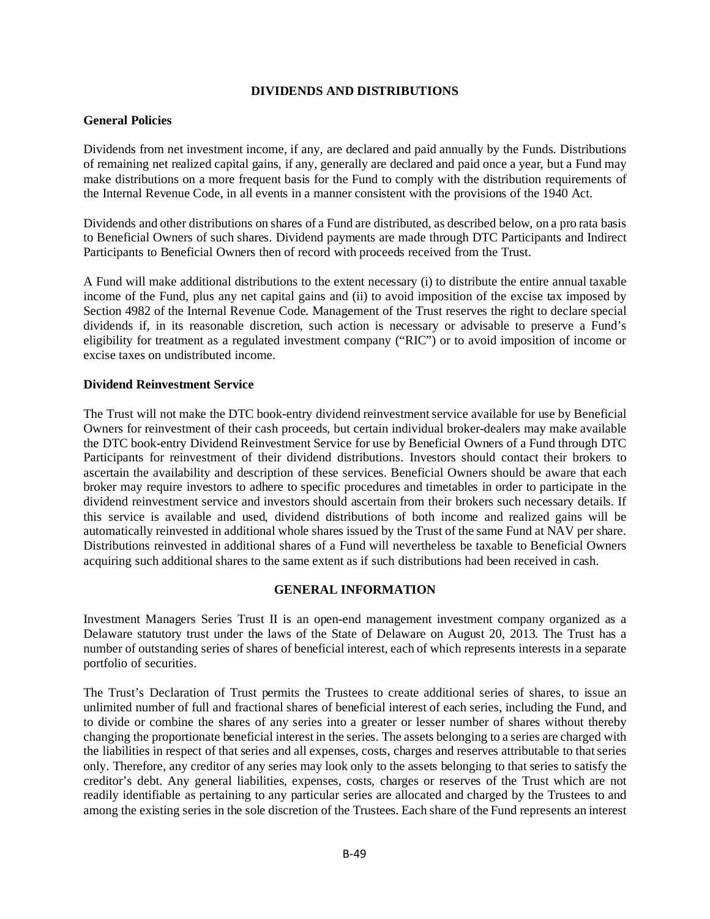## DIVIDENDS AND DISTRIBUTIONS

### General Policies

Dividends from net investment income, if any, are declared and paid annually by the Funds. Distributions of remaining net realized capital gains, if any, generally are declared and paid once a year, but a Fund may make distributions on a more frequent basis for the Fund to comply with the distribution requirements of the Internal Revenue Code, in all events in a manner consistent with the provisions of the 1940 Act.

Dividends and other distributions on shares of a Fund are distributed, as described below, on a pro rata basis to Beneficial Owners of such shares. Dividend payments are made through DTC Participants and Indirect Participants to Beneficial Owners then of record with proceeds received from the Trust.

A Fund will make additional distributions to the extent necessary (i) to distribute the entire annual taxable income of the Fund, plus any net capital gains and (ii) to avoid imposition of the excise tax imposed by Section 4982 of the Internal Revenue Code. Management of the Trust reserves the right to declare special dividends if, in its reasonable discretion, such action is necessary or advisable to preserve a Fund's eligibility for treatment as a regulated investment company ("RIC") or to avoid imposition of income or excise taxes on undistributed income.

### Dividend Reinvestment Service

The Trust will not make the DTC book-entry dividend reinvestment service available for use by Beneficial Owners for reinvestment of their cash proceeds, but certain individual broker-dealers may make available the DTC book-entry Dividend Reinvestment Service for use by Beneficial Owners of a Fund through DTC Participants for reinvestment of their dividend distributions. Investors should contact their brokers to ascertain the availability and description of these services. Beneficial Owners should be aware that each broker may require investors to adhere to specific procedures and timetables in order to participate in the dividend reinvestment service and investors should ascertain from their brokers such necessary details. If this service is available and used, dividend distributions of both income and realized gains will be automatically reinvested in additional whole shares issued by the Trust of the same Fund at NAV per share. Distributions reinvested in additional shares of a Fund will nevertheless be taxable to Beneficial Owners acquiring such additional shares to the same extent as if such distributions had been received in cash.

## GENERAL INFORMATION

Investment Managers Series Trust II is an open-end management investment company organized as a Delaware statutory trust under the laws of the State of Delaware on August 20, 2013. The Trust has a number of outstanding series of shares of beneficial interest, each of which represents interests in a separate portfolio of securities.

The Trust's Declaration of Trust permits the Trustees to create additional series of shares, to issue an unlimited number of full and fractional shares of beneficial interest of each series, including the Fund, and to divide or combine the shares of any series into a greater or lesser number of shares without thereby changing the proportionate beneficial interest in the series. The assets belonging to a series are charged with the liabilities in respect of that series and all expenses, costs, charges and reserves attributable to that series only. Therefore, any creditor of any series may look only to the assets belonging to that series to satisfy the creditor's debt. Any general liabilities, expenses, costs, charges or reserves of the Trust which are not readily identifiable as pertaining to any particular series are allocated and charged by the Trustees to and among the existing series in the sole discretion of the Trustees. Each share of the Fund represents an interest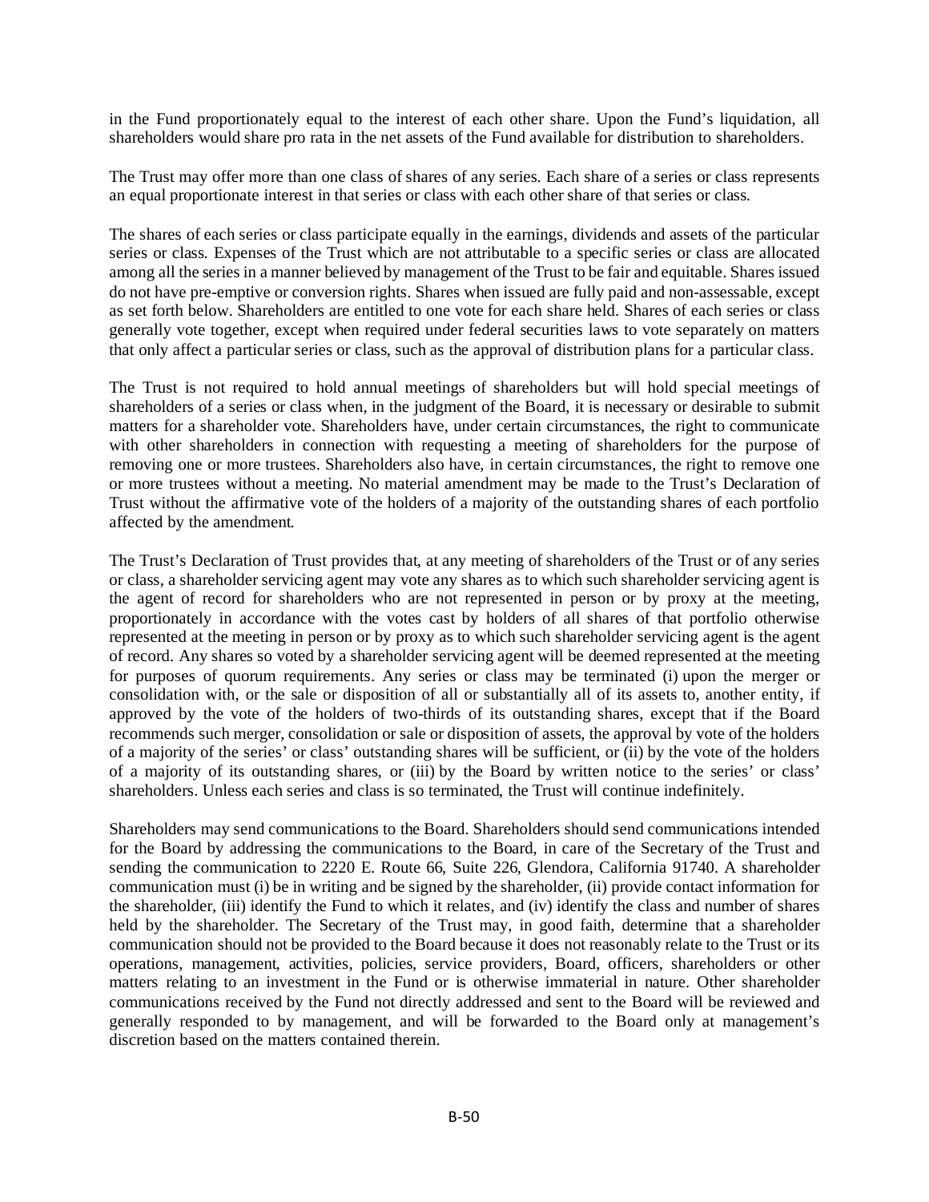in the Fund proportionately equal to the interest of each other share. Upon the Fund's liquidation, all shareholders would share pro rata in the net assets of the Fund available for distribution to shareholders.

The Trust may offer more than one class of shares of any series. Each share of a series or class represents an equal proportionate interest in that series or class with each other share of that series or class.

The shares of each series or class participate equally in the earnings, dividends and assets of the particular series or class. Expenses of the Trust which are not attributable to a specific series or class are allocated among all the series in a manner believed by management of the Trust to be fair and equitable. Shares issued do not have pre-emptive or conversion rights. Shares when issued are fully paid and non-assessable, except as set forth below. Shareholders are entitled to one vote for each share held. Shares of each series or class generally vote together, except when required under federal securities laws to vote separately on matters that only affect a particular series or class, such as the approval of distribution plans for a particular class.

The Trust is not required to hold annual meetings of shareholders but will hold special meetings of shareholders of a series or class when, in the judgment of the Board, it is necessary or desirable to submit matters for a shareholder vote. Shareholders have, under certain circumstances, the right to communicate with other shareholders in connection with requesting a meeting of shareholders for the purpose of removing one or more trustees. Shareholders also have, in certain circumstances, the right to remove one or more trustees without a meeting. No material amendment may be made to the Trust's Declaration of Trust without the affirmative vote of the holders of a majority of the outstanding shares of each portfolio affected by the amendment.

The Trust's Declaration of Trust provides that, at any meeting of shareholders of the Trust or of any series or class, a shareholder servicing agent may vote any shares as to which such shareholder servicing agent is the agent of record for shareholders who are not represented in person or by proxy at the meeting, proportionately in accordance with the votes cast by holders of all shares of that portfolio otherwise represented at the meeting in person or by proxy as to which such shareholder servicing agent is the agent of record. Any shares so voted by a shareholder servicing agent will be deemed represented at the meeting for purposes of quorum requirements. Any series or class may be terminated (i) upon the merger or consolidation with, or the sale or disposition of all or substantially all of its assets to, another entity, if approved by the vote of the holders of two-thirds of its outstanding shares, except that if the Board recommends such merger, consolidation or sale or disposition of assets, the approval by vote of the holders of a majority of the series' or class' outstanding shares will be sufficient, or (ii) by the vote of the holders of a majority of its outstanding shares, or (iii) by the Board by written notice to the series' or class' shareholders. Unless each series and class is so terminated, the Trust will continue indefinitely.

Shareholders may send communications to the Board. Shareholders should send communications intended for the Board by addressing the communications to the Board, in care of the Secretary of the Trust and sending the communication to 2220 E. Route 66, Suite 226, Glendora, California 91740. A shareholder communication must (i) be in writing and be signed by the shareholder, (ii) provide contact information for the shareholder, (iii) identify the Fund to which it relates, and (iv) identify the class and number of shares held by the shareholder. The Secretary of the Trust may, in good faith, determine that a shareholder communication should not be provided to the Board because it does not reasonably relate to the Trust or its operations, management, activities, policies, service providers, Board, officers, shareholders or other matters relating to an investment in the Fund or is otherwise immaterial in nature. Other shareholder communications received by the Fund not directly addressed and sent to the Board will be reviewed and generally responded to by management, and will be forwarded to the Board only at management's discretion based on the matters contained therein.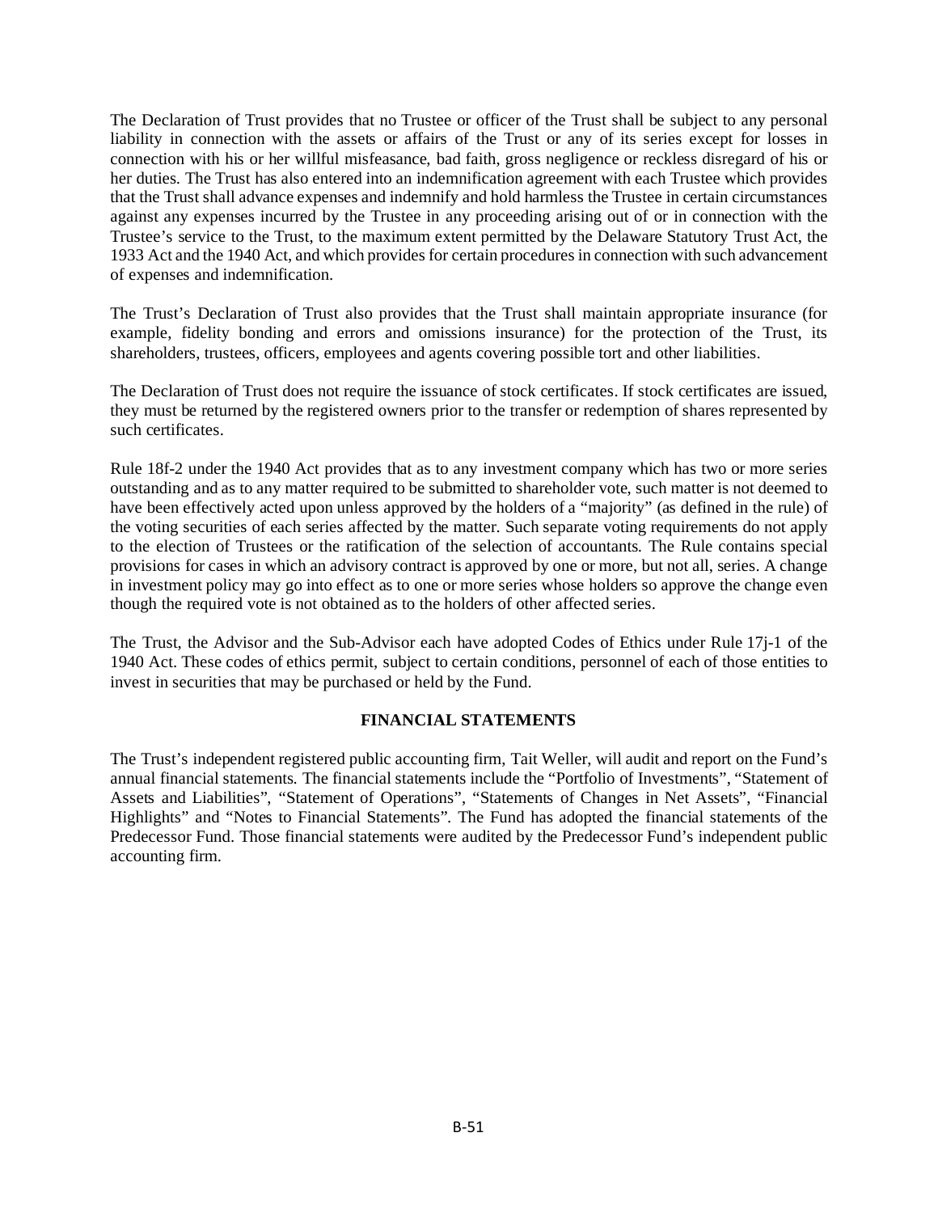The Declaration of Trust provides that no Trustee or officer of the Trust shall be subject to any personal liability in connection with the assets or affairs of the Trust or any of its series except for losses in connection with his or her willful misfeasance, bad faith, gross negligence or reckless disregard of his or her duties. The Trust has also entered into an indemnification agreement with each Trustee which provides that the Trust shall advance expenses and indemnify and hold harmless the Trustee in certain circumstances against any expenses incurred by the Trustee in any proceeding arising out of or in connection with the Trustee's service to the Trust, to the maximum extent permitted by the Delaware Statutory Trust Act, the 1933 Act and the 1940 Act, and which provides for certain procedures in connection with such advancement of expenses and indemnification.

The Trust's Declaration of Trust also provides that the Trust shall maintain appropriate insurance (for example, fidelity bonding and errors and omissions insurance) for the protection of the Trust, its shareholders, trustees, officers, employees and agents covering possible tort and other liabilities.

The Declaration of Trust does not require the issuance of stock certificates. If stock certificates are issued, they must be returned by the registered owners prior to the transfer or redemption of shares represented by such certificates.

Rule 18f-2 under the 1940 Act provides that as to any investment company which has two or more series outstanding and as to any matter required to be submitted to shareholder vote, such matter is not deemed to have been effectively acted upon unless approved by the holders of a "majority" (as defined in the rule) of the voting securities of each series affected by the matter. Such separate voting requirements do not apply to the election of Trustees or the ratification of the selection of accountants. The Rule contains special provisions for cases in which an advisory contract is approved by one or more, but not all, series. A change in investment policy may go into effect as to one or more series whose holders so approve the change even though the required vote is not obtained as to the holders of other affected series.

The Trust, the Advisor and the Sub-Advisor each have adopted Codes of Ethics under Rule 17j-1 of the 1940 Act. These codes of ethics permit, subject to certain conditions, personnel of each of those entities to invest in securities that may be purchased or held by the Fund.

## FINANCIAL STATEMENTS

The Trust's independent registered public accounting firm, Tait Weller, will audit and report on the Fund's annual financial statements. The financial statements include the "Portfolio of Investments", "Statement of Assets and Liabilities", "Statement of Operations", "Statements of Changes in Net Assets", "Financial Highlights" and "Notes to Financial Statements". The Fund has adopted the financial statements of the Predecessor Fund. Those financial statements were audited by the Predecessor Fund's independent public accounting firm.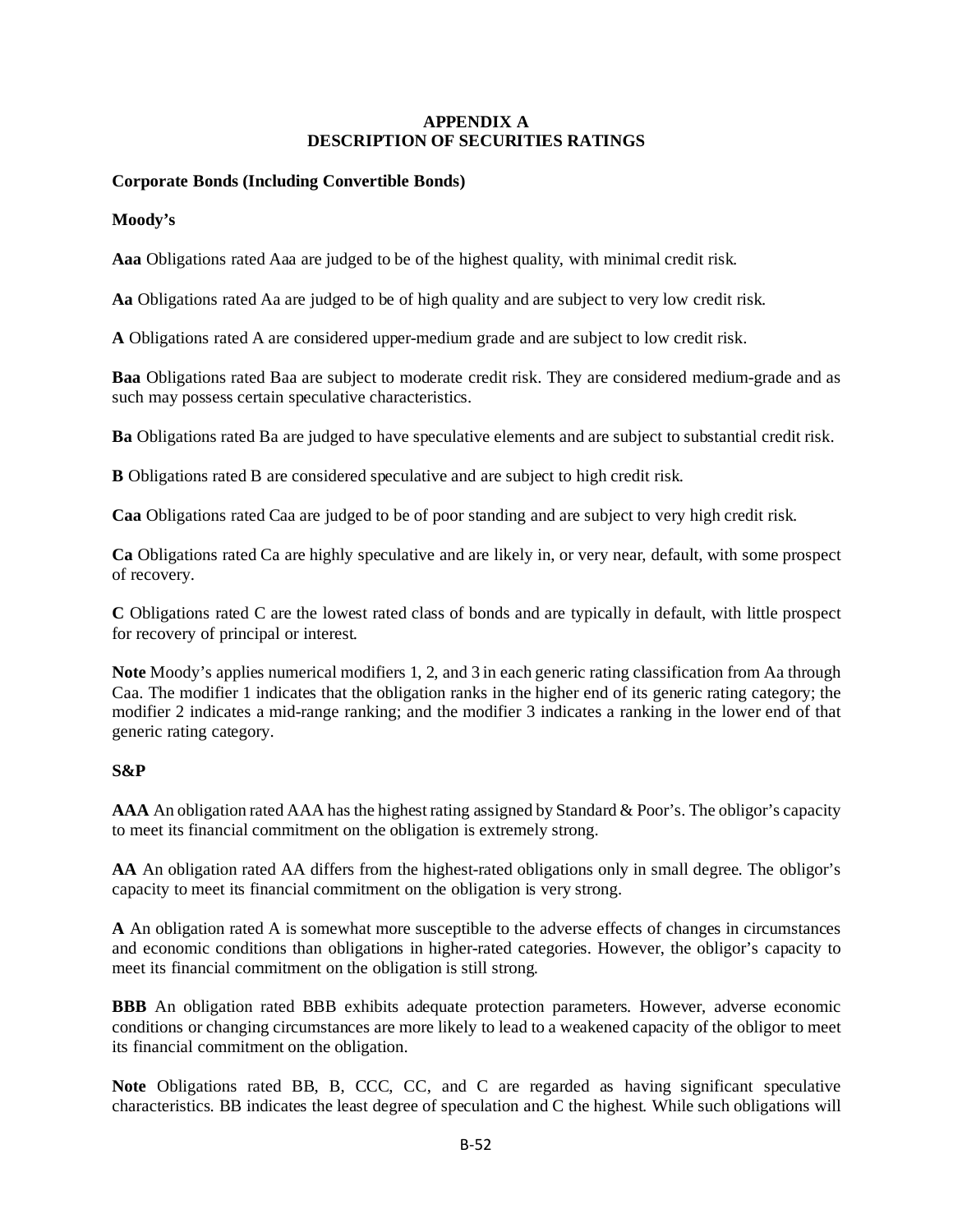# APPENDIX A
# DESCRIPTION OF SECURITIES RATINGS

## Corporate Bonds (Including Convertible Bonds)

### Moody's

**Aaa** Obligations rated Aaa are judged to be of the highest quality, with minimal credit risk.

**Aa** Obligations rated Aa are judged to be of high quality and are subject to very low credit risk.

**A** Obligations rated A are considered upper-medium grade and are subject to low credit risk.

**Baa** Obligations rated Baa are subject to moderate credit risk. They are considered medium-grade and as such may possess certain speculative characteristics.

**Ba** Obligations rated Ba are judged to have speculative elements and are subject to substantial credit risk.

**B** Obligations rated B are considered speculative and are subject to high credit risk.

**Caa** Obligations rated Caa are judged to be of poor standing and are subject to very high credit risk.

**Ca** Obligations rated Ca are highly speculative and are likely in, or very near, default, with some prospect of recovery.

**C** Obligations rated C are the lowest rated class of bonds and are typically in default, with little prospect for recovery of principal or interest.

**Note** Moody's applies numerical modifiers 1, 2, and 3 in each generic rating classification from Aa through Caa. The modifier 1 indicates that the obligation ranks in the higher end of its generic rating category; the modifier 2 indicates a mid-range ranking; and the modifier 3 indicates a ranking in the lower end of that generic rating category.

### S&P

**AAA** An obligation rated AAA has the highest rating assigned by Standard & Poor's. The obligor's capacity to meet its financial commitment on the obligation is extremely strong.

**AA** An obligation rated AA differs from the highest-rated obligations only in small degree. The obligor's capacity to meet its financial commitment on the obligation is very strong.

**A** An obligation rated A is somewhat more susceptible to the adverse effects of changes in circumstances and economic conditions than obligations in higher-rated categories. However, the obligor's capacity to meet its financial commitment on the obligation is still strong.

**BBB** An obligation rated BBB exhibits adequate protection parameters. However, adverse economic conditions or changing circumstances are more likely to lead to a weakened capacity of the obligor to meet its financial commitment on the obligation.

**Note** Obligations rated BB, B, CCC, CC, and C are regarded as having significant speculative characteristics. BB indicates the least degree of speculation and C the highest. While such obligations will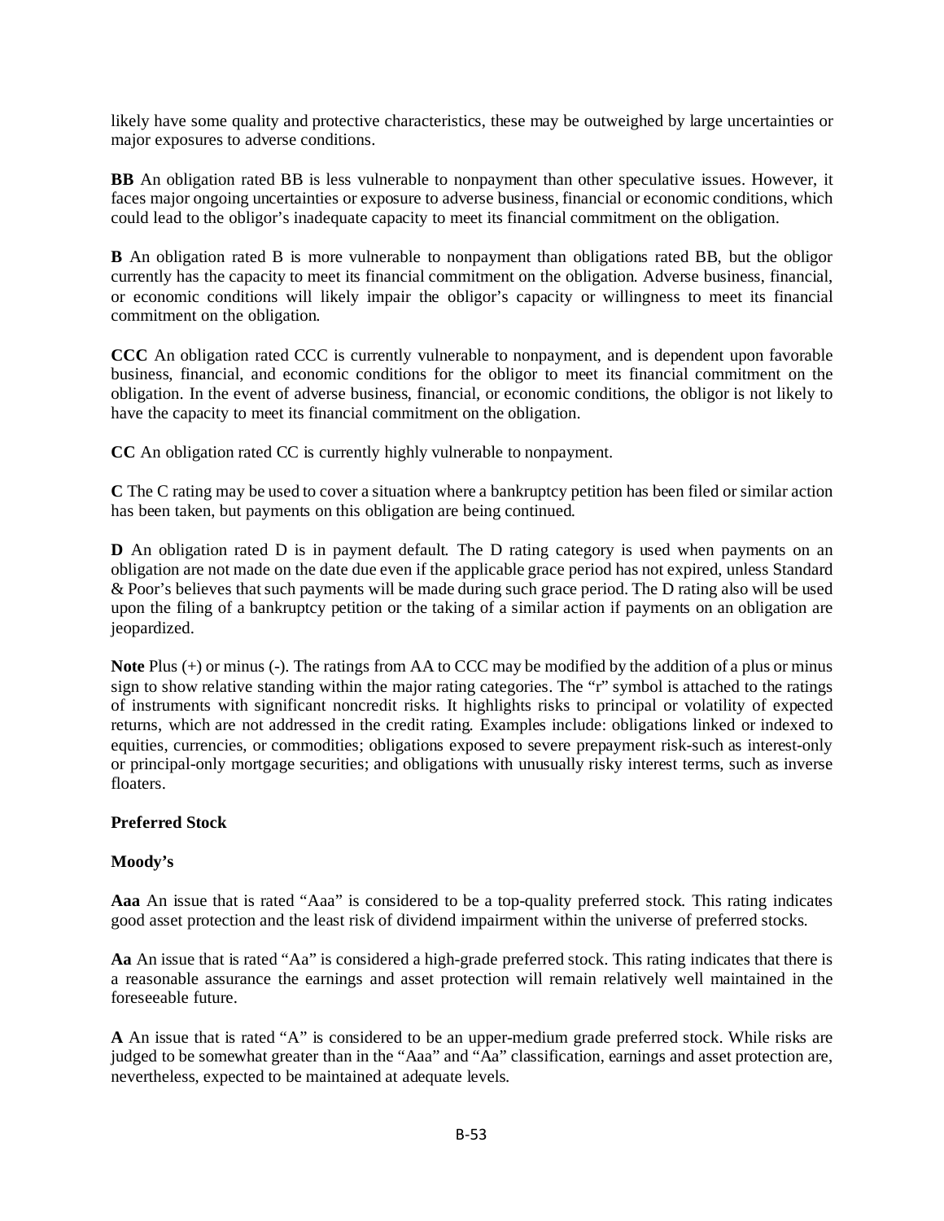likely have some quality and protective characteristics, these may be outweighed by large uncertainties or major exposures to adverse conditions.

**BB** An obligation rated BB is less vulnerable to nonpayment than other speculative issues. However, it faces major ongoing uncertainties or exposure to adverse business, financial or economic conditions, which could lead to the obligor's inadequate capacity to meet its financial commitment on the obligation.

**B** An obligation rated B is more vulnerable to nonpayment than obligations rated BB, but the obligor currently has the capacity to meet its financial commitment on the obligation. Adverse business, financial, or economic conditions will likely impair the obligor's capacity or willingness to meet its financial commitment on the obligation.

**CCC** An obligation rated CCC is currently vulnerable to nonpayment, and is dependent upon favorable business, financial, and economic conditions for the obligor to meet its financial commitment on the obligation. In the event of adverse business, financial, or economic conditions, the obligor is not likely to have the capacity to meet its financial commitment on the obligation.

**CC** An obligation rated CC is currently highly vulnerable to nonpayment.

**C** The C rating may be used to cover a situation where a bankruptcy petition has been filed or similar action has been taken, but payments on this obligation are being continued.

**D** An obligation rated D is in payment default. The D rating category is used when payments on an obligation are not made on the date due even if the applicable grace period has not expired, unless Standard & Poor's believes that such payments will be made during such grace period. The D rating also will be used upon the filing of a bankruptcy petition or the taking of a similar action if payments on an obligation are jeopardized.

**Note** Plus (+) or minus (-). The ratings from AA to CCC may be modified by the addition of a plus or minus sign to show relative standing within the major rating categories. The "r" symbol is attached to the ratings of instruments with significant noncredit risks. It highlights risks to principal or volatility of expected returns, which are not addressed in the credit rating. Examples include: obligations linked or indexed to equities, currencies, or commodities; obligations exposed to severe prepayment risk-such as interest-only or principal-only mortgage securities; and obligations with unusually risky interest terms, such as inverse floaters.

**Preferred Stock**

**Moody's**

**Aaa** An issue that is rated "Aaa" is considered to be a top-quality preferred stock. This rating indicates good asset protection and the least risk of dividend impairment within the universe of preferred stocks.

**Aa** An issue that is rated "Aa" is considered a high-grade preferred stock. This rating indicates that there is a reasonable assurance the earnings and asset protection will remain relatively well maintained in the foreseeable future.

**A** An issue that is rated "A" is considered to be an upper-medium grade preferred stock. While risks are judged to be somewhat greater than in the "Aaa" and "Aa" classification, earnings and asset protection are, nevertheless, expected to be maintained at adequate levels.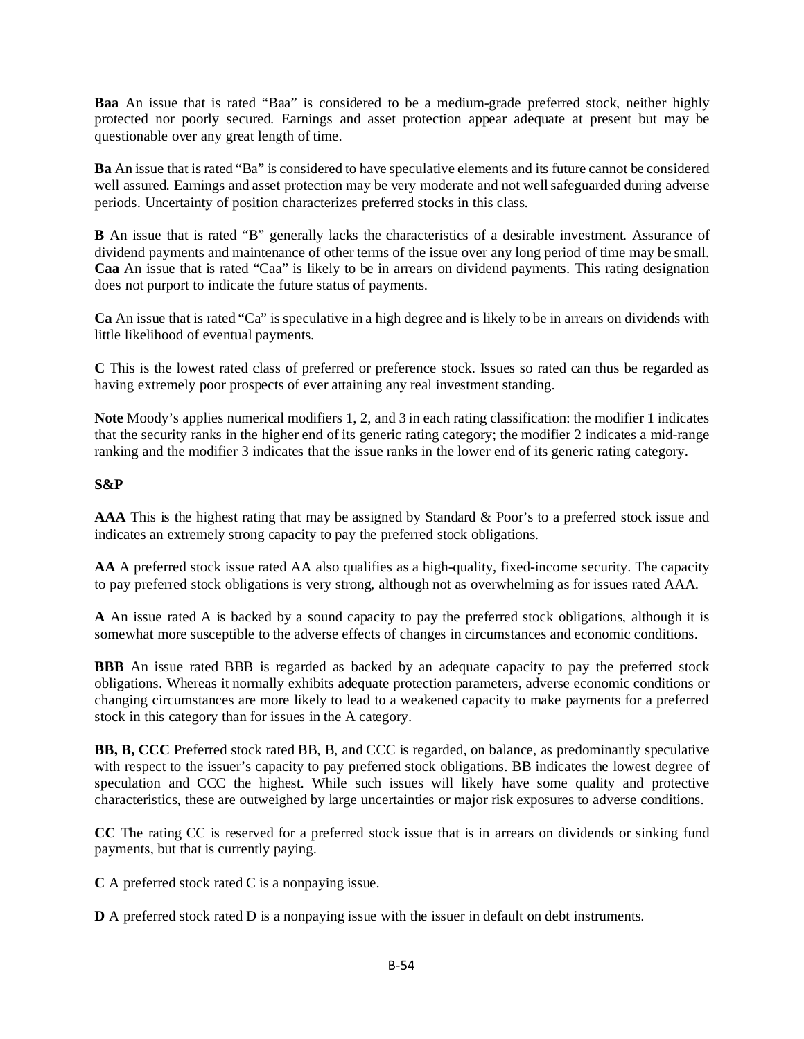**Baa** An issue that is rated "Baa" is considered to be a medium-grade preferred stock, neither highly protected nor poorly secured. Earnings and asset protection appear adequate at present but may be questionable over any great length of time.

**Ba** An issue that is rated "Ba" is considered to have speculative elements and its future cannot be considered well assured. Earnings and asset protection may be very moderate and not well safeguarded during adverse periods. Uncertainty of position characterizes preferred stocks in this class.

**B** An issue that is rated "B" generally lacks the characteristics of a desirable investment. Assurance of dividend payments and maintenance of other terms of the issue over any long period of time may be small.
**Caa** An issue that is rated "Caa" is likely to be in arrears on dividend payments. This rating designation does not purport to indicate the future status of payments.

**Ca** An issue that is rated "Ca" is speculative in a high degree and is likely to be in arrears on dividends with little likelihood of eventual payments.

**C** This is the lowest rated class of preferred or preference stock. Issues so rated can thus be regarded as having extremely poor prospects of ever attaining any real investment standing.

**Note** Moody's applies numerical modifiers 1, 2, and 3 in each rating classification: the modifier 1 indicates that the security ranks in the higher end of its generic rating category; the modifier 2 indicates a mid-range ranking and the modifier 3 indicates that the issue ranks in the lower end of its generic rating category.

**S&P**

**AAA** This is the highest rating that may be assigned by Standard & Poor's to a preferred stock issue and indicates an extremely strong capacity to pay the preferred stock obligations.

**AA** A preferred stock issue rated AA also qualifies as a high-quality, fixed-income security. The capacity to pay preferred stock obligations is very strong, although not as overwhelming as for issues rated AAA.

**A** An issue rated A is backed by a sound capacity to pay the preferred stock obligations, although it is somewhat more susceptible to the adverse effects of changes in circumstances and economic conditions.

**BBB** An issue rated BBB is regarded as backed by an adequate capacity to pay the preferred stock obligations. Whereas it normally exhibits adequate protection parameters, adverse economic conditions or changing circumstances are more likely to lead to a weakened capacity to make payments for a preferred stock in this category than for issues in the A category.

**BB, B, CCC** Preferred stock rated BB, B, and CCC is regarded, on balance, as predominantly speculative with respect to the issuer's capacity to pay preferred stock obligations. BB indicates the lowest degree of speculation and CCC the highest. While such issues will likely have some quality and protective characteristics, these are outweighed by large uncertainties or major risk exposures to adverse conditions.

**CC** The rating CC is reserved for a preferred stock issue that is in arrears on dividends or sinking fund payments, but that is currently paying.

**C** A preferred stock rated C is a nonpaying issue.

**D** A preferred stock rated D is a nonpaying issue with the issuer in default on debt instruments.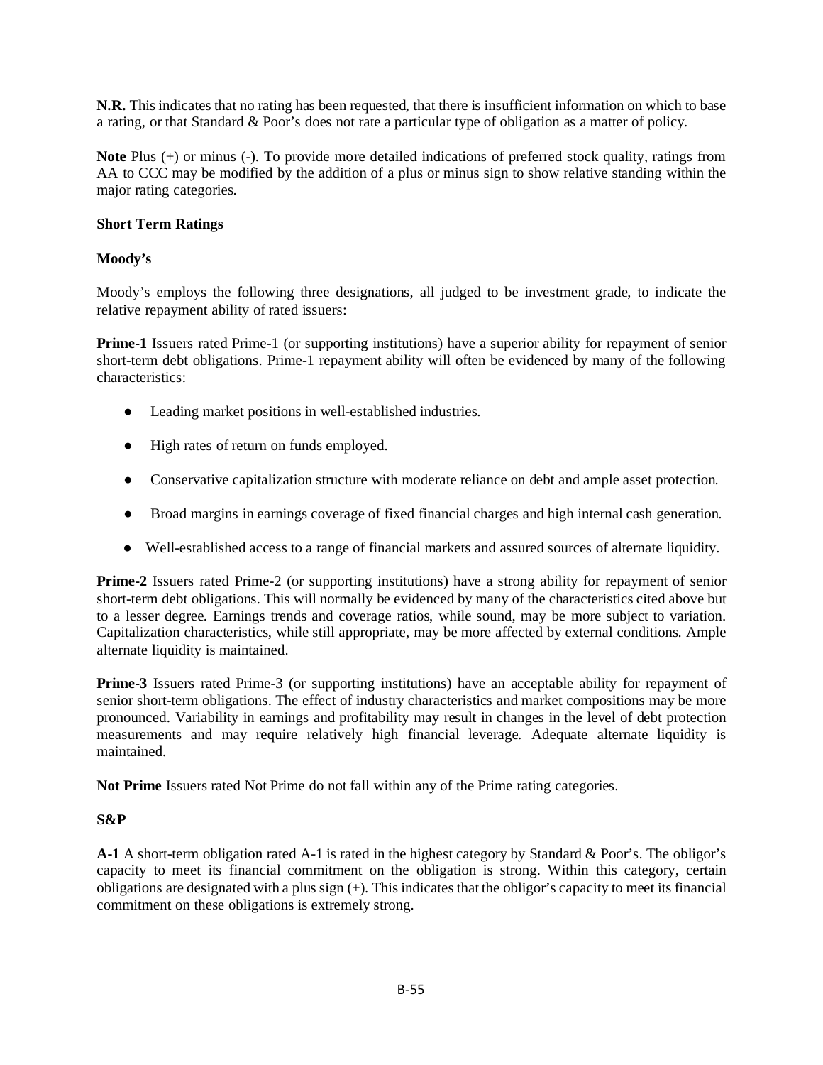**N.R.** This indicates that no rating has been requested, that there is insufficient information on which to base a rating, or that Standard & Poor's does not rate a particular type of obligation as a matter of policy.

**Note** Plus (+) or minus (-). To provide more detailed indications of preferred stock quality, ratings from AA to CCC may be modified by the addition of a plus or minus sign to show relative standing within the major rating categories.

**Short Term Ratings**

**Moody's**

Moody's employs the following three designations, all judged to be investment grade, to indicate the relative repayment ability of rated issuers:

**Prime-1** Issuers rated Prime-1 (or supporting institutions) have a superior ability for repayment of senior short-term debt obligations. Prime-1 repayment ability will often be evidenced by many of the following characteristics:

- Leading market positions in well-established industries.
- High rates of return on funds employed.
- Conservative capitalization structure with moderate reliance on debt and ample asset protection.
- Broad margins in earnings coverage of fixed financial charges and high internal cash generation.
- Well-established access to a range of financial markets and assured sources of alternate liquidity.

**Prime-2** Issuers rated Prime-2 (or supporting institutions) have a strong ability for repayment of senior short-term debt obligations. This will normally be evidenced by many of the characteristics cited above but to a lesser degree. Earnings trends and coverage ratios, while sound, may be more subject to variation. Capitalization characteristics, while still appropriate, may be more affected by external conditions. Ample alternate liquidity is maintained.

**Prime-3** Issuers rated Prime-3 (or supporting institutions) have an acceptable ability for repayment of senior short-term obligations. The effect of industry characteristics and market compositions may be more pronounced. Variability in earnings and profitability may result in changes in the level of debt protection measurements and may require relatively high financial leverage. Adequate alternate liquidity is maintained.

**Not Prime** Issuers rated Not Prime do not fall within any of the Prime rating categories.

**S&P**

**A-1** A short-term obligation rated A-1 is rated in the highest category by Standard & Poor's. The obligor's capacity to meet its financial commitment on the obligation is strong. Within this category, certain obligations are designated with a plus sign (+). This indicates that the obligor's capacity to meet its financial commitment on these obligations is extremely strong.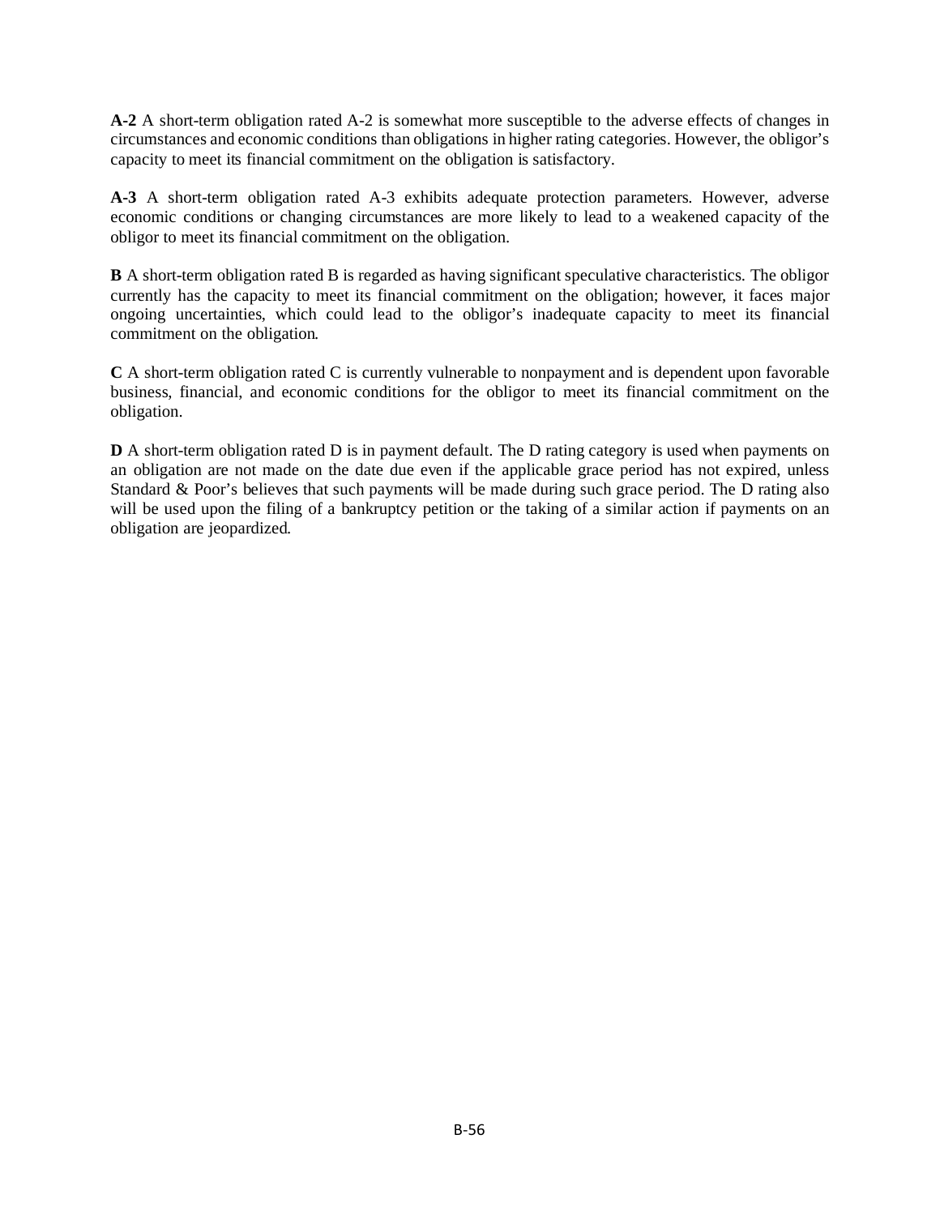**A-2** A short-term obligation rated A-2 is somewhat more susceptible to the adverse effects of changes in circumstances and economic conditions than obligations in higher rating categories. However, the obligor's capacity to meet its financial commitment on the obligation is satisfactory.

**A-3** A short-term obligation rated A-3 exhibits adequate protection parameters. However, adverse economic conditions or changing circumstances are more likely to lead to a weakened capacity of the obligor to meet its financial commitment on the obligation.

**B** A short-term obligation rated B is regarded as having significant speculative characteristics. The obligor currently has the capacity to meet its financial commitment on the obligation; however, it faces major ongoing uncertainties, which could lead to the obligor's inadequate capacity to meet its financial commitment on the obligation.

**C** A short-term obligation rated C is currently vulnerable to nonpayment and is dependent upon favorable business, financial, and economic conditions for the obligor to meet its financial commitment on the obligation.

**D** A short-term obligation rated D is in payment default. The D rating category is used when payments on an obligation are not made on the date due even if the applicable grace period has not expired, unless Standard & Poor's believes that such payments will be made during such grace period. The D rating also will be used upon the filing of a bankruptcy petition or the taking of a similar action if payments on an obligation are jeopardized.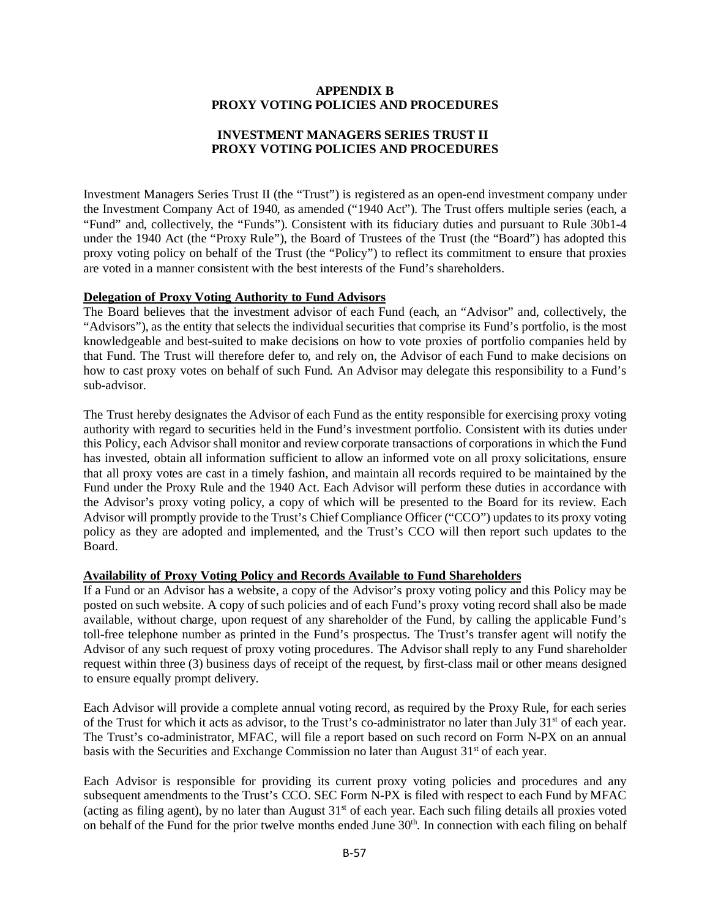## APPENDIX B
## PROXY VOTING POLICIES AND PROCEDURES

## INVESTMENT MANAGERS SERIES TRUST II
## PROXY VOTING POLICIES AND PROCEDURES

Investment Managers Series Trust II (the "Trust") is registered as an open-end investment company under the Investment Company Act of 1940, as amended ("1940 Act"). The Trust offers multiple series (each, a "Fund" and, collectively, the "Funds"). Consistent with its fiduciary duties and pursuant to Rule 30b1-4 under the 1940 Act (the "Proxy Rule"), the Board of Trustees of the Trust (the "Board") has adopted this proxy voting policy on behalf of the Trust (the "Policy") to reflect its commitment to ensure that proxies are voted in a manner consistent with the best interests of the Fund's shareholders.

**Delegation of Proxy Voting Authority to Fund Advisors**

The Board believes that the investment advisor of each Fund (each, an "Advisor" and, collectively, the "Advisors"), as the entity that selects the individual securities that comprise its Fund's portfolio, is the most knowledgeable and best-suited to make decisions on how to vote proxies of portfolio companies held by that Fund. The Trust will therefore defer to, and rely on, the Advisor of each Fund to make decisions on how to cast proxy votes on behalf of such Fund. An Advisor may delegate this responsibility to a Fund's sub-advisor.

The Trust hereby designates the Advisor of each Fund as the entity responsible for exercising proxy voting authority with regard to securities held in the Fund's investment portfolio. Consistent with its duties under this Policy, each Advisor shall monitor and review corporate transactions of corporations in which the Fund has invested, obtain all information sufficient to allow an informed vote on all proxy solicitations, ensure that all proxy votes are cast in a timely fashion, and maintain all records required to be maintained by the Fund under the Proxy Rule and the 1940 Act. Each Advisor will perform these duties in accordance with the Advisor's proxy voting policy, a copy of which will be presented to the Board for its review. Each Advisor will promptly provide to the Trust's Chief Compliance Officer ("CCO") updates to its proxy voting policy as they are adopted and implemented, and the Trust's CCO will then report such updates to the Board.

**Availability of Proxy Voting Policy and Records Available to Fund Shareholders**

If a Fund or an Advisor has a website, a copy of the Advisor's proxy voting policy and this Policy may be posted on such website. A copy of such policies and of each Fund's proxy voting record shall also be made available, without charge, upon request of any shareholder of the Fund, by calling the applicable Fund's toll-free telephone number as printed in the Fund's prospectus. The Trust's transfer agent will notify the Advisor of any such request of proxy voting procedures. The Advisor shall reply to any Fund shareholder request within three (3) business days of receipt of the request, by first-class mail or other means designed to ensure equally prompt delivery.

Each Advisor will provide a complete annual voting record, as required by the Proxy Rule, for each series of the Trust for which it acts as advisor, to the Trust's co-administrator no later than July 31st of each year. The Trust's co-administrator, MFAC, will file a report based on such record on Form N-PX on an annual basis with the Securities and Exchange Commission no later than August 31st of each year.

Each Advisor is responsible for providing its current proxy voting policies and procedures and any subsequent amendments to the Trust's CCO. SEC Form N-PX is filed with respect to each Fund by MFAC (acting as filing agent), by no later than August 31st of each year. Each such filing details all proxies voted on behalf of the Fund for the prior twelve months ended June 30th. In connection with each filing on behalf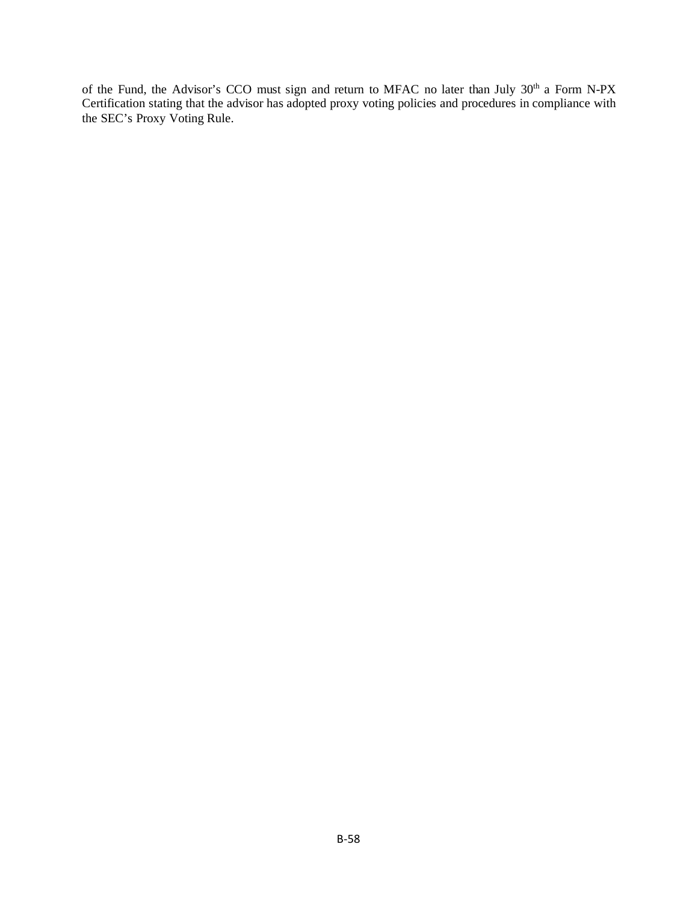of the Fund, the Advisor's CCO must sign and return to MFAC no later than July 30th a Form N-PX Certification stating that the advisor has adopted proxy voting policies and procedures in compliance with the SEC's Proxy Voting Rule.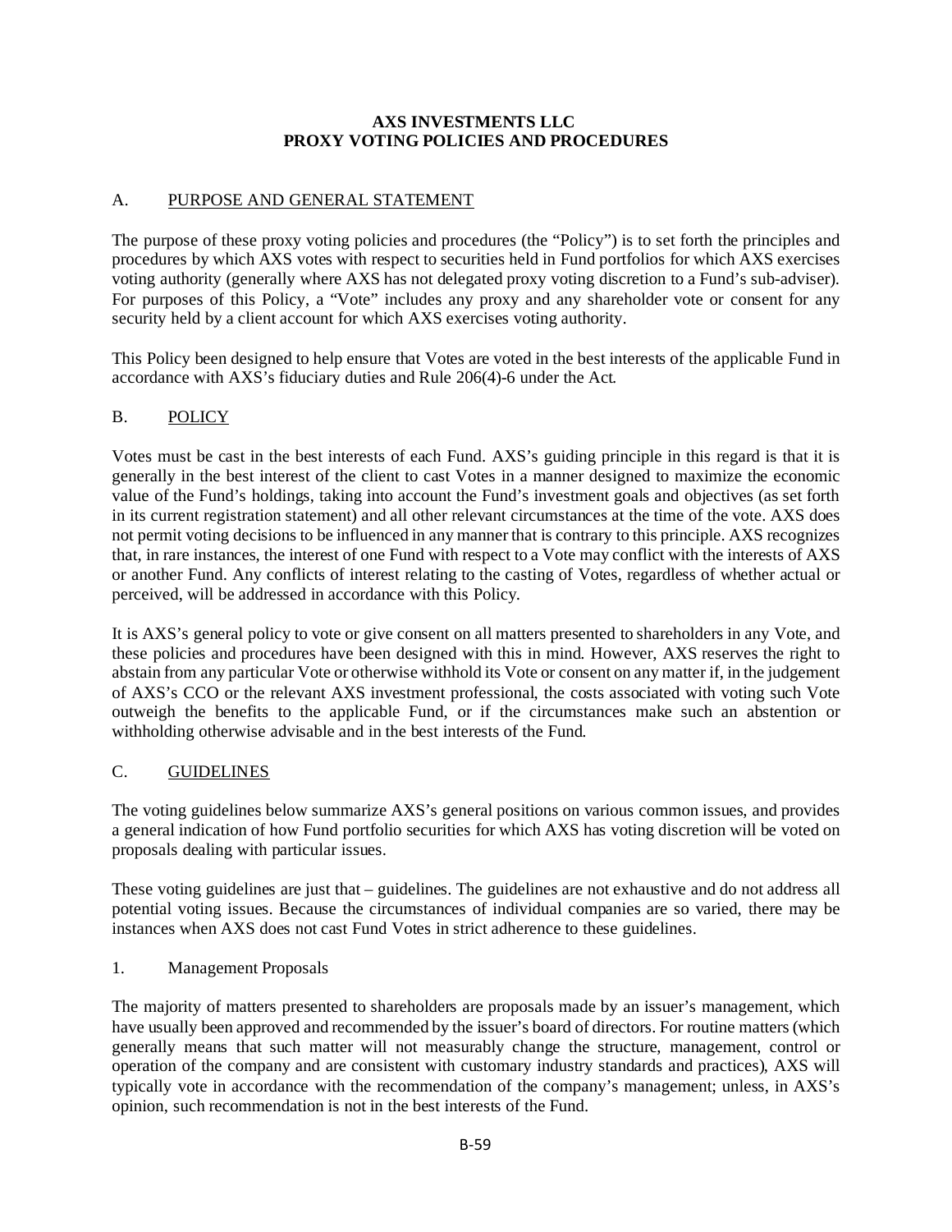# AXS INVESTMENTS LLC
# PROXY VOTING POLICIES AND PROCEDURES

## A. PURPOSE AND GENERAL STATEMENT

The purpose of these proxy voting policies and procedures (the "Policy") is to set forth the principles and procedures by which AXS votes with respect to securities held in Fund portfolios for which AXS exercises voting authority (generally where AXS has not delegated proxy voting discretion to a Fund's sub-adviser). For purposes of this Policy, a "Vote" includes any proxy and any shareholder vote or consent for any security held by a client account for which AXS exercises voting authority.

This Policy been designed to help ensure that Votes are voted in the best interests of the applicable Fund in accordance with AXS's fiduciary duties and Rule 206(4)-6 under the Act.

## B. POLICY

Votes must be cast in the best interests of each Fund. AXS's guiding principle in this regard is that it is generally in the best interest of the client to cast Votes in a manner designed to maximize the economic value of the Fund's holdings, taking into account the Fund's investment goals and objectives (as set forth in its current registration statement) and all other relevant circumstances at the time of the vote. AXS does not permit voting decisions to be influenced in any manner that is contrary to this principle. AXS recognizes that, in rare instances, the interest of one Fund with respect to a Vote may conflict with the interests of AXS or another Fund. Any conflicts of interest relating to the casting of Votes, regardless of whether actual or perceived, will be addressed in accordance with this Policy.

It is AXS's general policy to vote or give consent on all matters presented to shareholders in any Vote, and these policies and procedures have been designed with this in mind. However, AXS reserves the right to abstain from any particular Vote or otherwise withhold its Vote or consent on any matter if, in the judgement of AXS's CCO or the relevant AXS investment professional, the costs associated with voting such Vote outweigh the benefits to the applicable Fund, or if the circumstances make such an abstention or withholding otherwise advisable and in the best interests of the Fund.

## C. GUIDELINES

The voting guidelines below summarize AXS's general positions on various common issues, and provides a general indication of how Fund portfolio securities for which AXS has voting discretion will be voted on proposals dealing with particular issues.

These voting guidelines are just that – guidelines. The guidelines are not exhaustive and do not address all potential voting issues. Because the circumstances of individual companies are so varied, there may be instances when AXS does not cast Fund Votes in strict adherence to these guidelines.

### 1. Management Proposals

The majority of matters presented to shareholders are proposals made by an issuer's management, which have usually been approved and recommended by the issuer's board of directors. For routine matters (which generally means that such matter will not measurably change the structure, management, control or operation of the company and are consistent with customary industry standards and practices), AXS will typically vote in accordance with the recommendation of the company's management; unless, in AXS's opinion, such recommendation is not in the best interests of the Fund.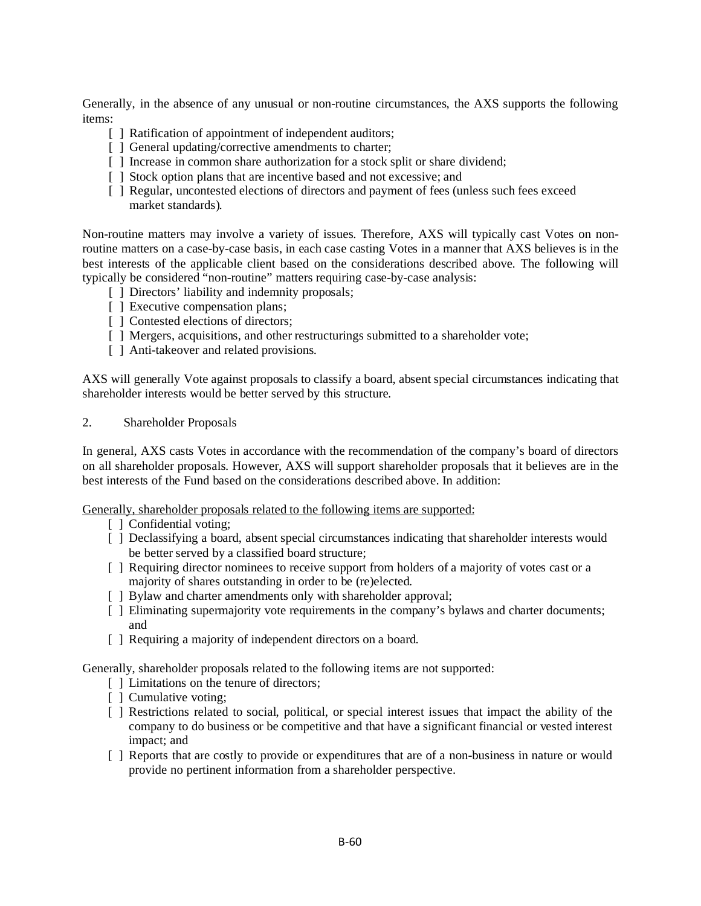Generally, in the absence of any unusual or non-routine circumstances, the AXS supports the following items:

- [ ] Ratification of appointment of independent auditors;
- [ ] General updating/corrective amendments to charter;
- [ ] Increase in common share authorization for a stock split or share dividend;
- [ ] Stock option plans that are incentive based and not excessive; and
- [ ] Regular, uncontested elections of directors and payment of fees (unless such fees exceed market standards).

Non-routine matters may involve a variety of issues. Therefore, AXS will typically cast Votes on non-routine matters on a case-by-case basis, in each case casting Votes in a manner that AXS believes is in the best interests of the applicable client based on the considerations described above. The following will typically be considered "non-routine" matters requiring case-by-case analysis:

- [ ] Directors' liability and indemnity proposals;
- [ ] Executive compensation plans;
- [ ] Contested elections of directors;
- [ ] Mergers, acquisitions, and other restructurings submitted to a shareholder vote;
- [ ] Anti-takeover and related provisions.

AXS will generally Vote against proposals to classify a board, absent special circumstances indicating that shareholder interests would be better served by this structure.

2. Shareholder Proposals

In general, AXS casts Votes in accordance with the recommendation of the company's board of directors on all shareholder proposals. However, AXS will support shareholder proposals that it believes are in the best interests of the Fund based on the considerations described above. In addition:

<u>Generally, shareholder proposals related to the following items are supported:</u>

- [ ] Confidential voting;
- [ ] Declassifying a board, absent special circumstances indicating that shareholder interests would be better served by a classified board structure;
- [ ] Requiring director nominees to receive support from holders of a majority of votes cast or a majority of shares outstanding in order to be (re)elected.
- [ ] Bylaw and charter amendments only with shareholder approval;
- [ ] Eliminating supermajority vote requirements in the company's bylaws and charter documents; and
- [ ] Requiring a majority of independent directors on a board.

Generally, shareholder proposals related to the following items are not supported:

- [ ] Limitations on the tenure of directors;
- [ ] Cumulative voting;
- [ ] Restrictions related to social, political, or special interest issues that impact the ability of the company to do business or be competitive and that have a significant financial or vested interest impact; and
- [ ] Reports that are costly to provide or expenditures that are of a non-business in nature or would provide no pertinent information from a shareholder perspective.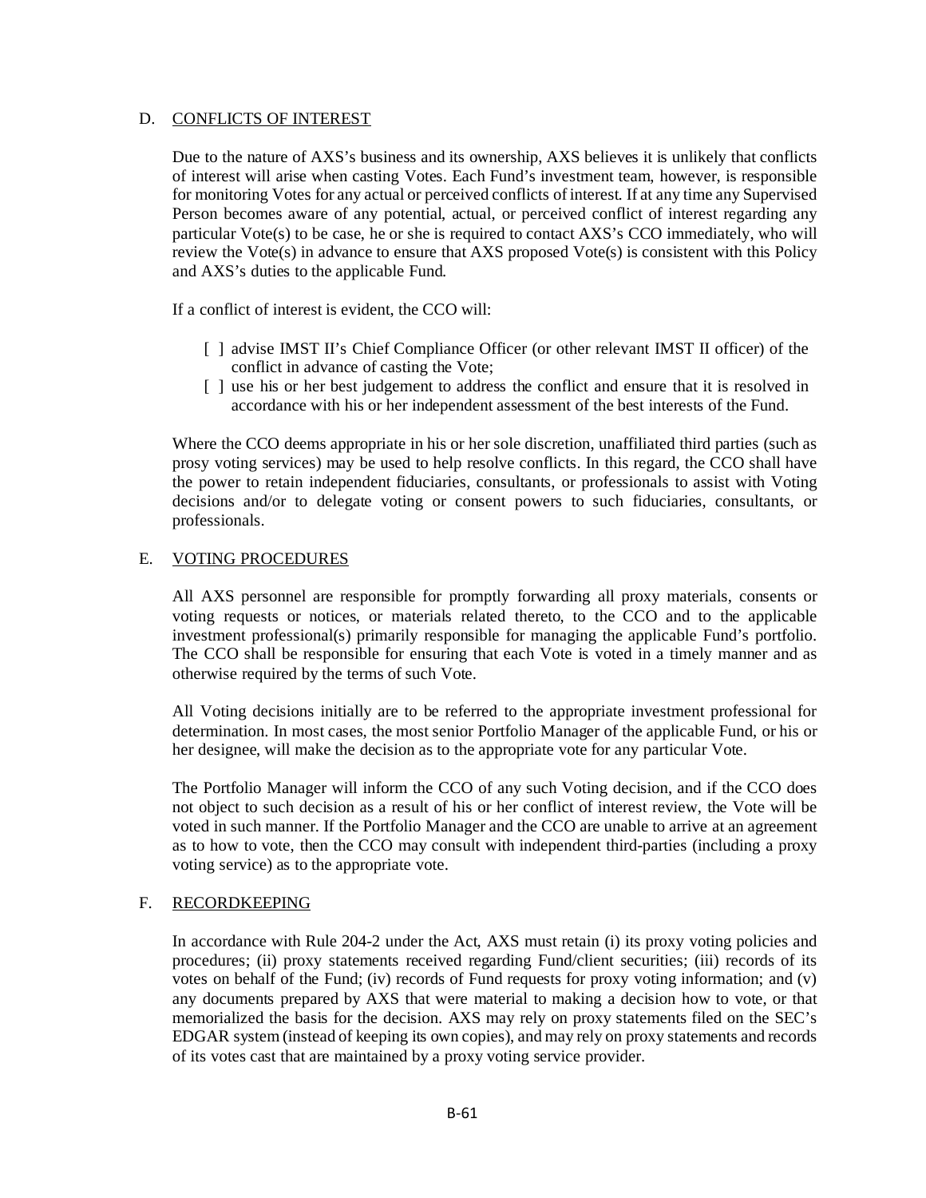## D. CONFLICTS OF INTEREST

Due to the nature of AXS's business and its ownership, AXS believes it is unlikely that conflicts of interest will arise when casting Votes. Each Fund's investment team, however, is responsible for monitoring Votes for any actual or perceived conflicts of interest. If at any time any Supervised Person becomes aware of any potential, actual, or perceived conflict of interest regarding any particular Vote(s) to be case, he or she is required to contact AXS's CCO immediately, who will review the Vote(s) in advance to ensure that AXS proposed Vote(s) is consistent with this Policy and AXS's duties to the applicable Fund.

If a conflict of interest is evident, the CCO will:

- [ ] advise IMST II's Chief Compliance Officer (or other relevant IMST II officer) of the conflict in advance of casting the Vote;
- [ ] use his or her best judgement to address the conflict and ensure that it is resolved in accordance with his or her independent assessment of the best interests of the Fund.

Where the CCO deems appropriate in his or her sole discretion, unaffiliated third parties (such as prosy voting services) may be used to help resolve conflicts. In this regard, the CCO shall have the power to retain independent fiduciaries, consultants, or professionals to assist with Voting decisions and/or to delegate voting or consent powers to such fiduciaries, consultants, or professionals.

## E. VOTING PROCEDURES

All AXS personnel are responsible for promptly forwarding all proxy materials, consents or voting requests or notices, or materials related thereto, to the CCO and to the applicable investment professional(s) primarily responsible for managing the applicable Fund's portfolio. The CCO shall be responsible for ensuring that each Vote is voted in a timely manner and as otherwise required by the terms of such Vote.

All Voting decisions initially are to be referred to the appropriate investment professional for determination. In most cases, the most senior Portfolio Manager of the applicable Fund, or his or her designee, will make the decision as to the appropriate vote for any particular Vote.

The Portfolio Manager will inform the CCO of any such Voting decision, and if the CCO does not object to such decision as a result of his or her conflict of interest review, the Vote will be voted in such manner. If the Portfolio Manager and the CCO are unable to arrive at an agreement as to how to vote, then the CCO may consult with independent third-parties (including a proxy voting service) as to the appropriate vote.

## F. RECORDKEEPING

In accordance with Rule 204-2 under the Act, AXS must retain (i) its proxy voting policies and procedures; (ii) proxy statements received regarding Fund/client securities; (iii) records of its votes on behalf of the Fund; (iv) records of Fund requests for proxy voting information; and (v) any documents prepared by AXS that were material to making a decision how to vote, or that memorialized the basis for the decision. AXS may rely on proxy statements filed on the SEC's EDGAR system (instead of keeping its own copies), and may rely on proxy statements and records of its votes cast that are maintained by a proxy voting service provider.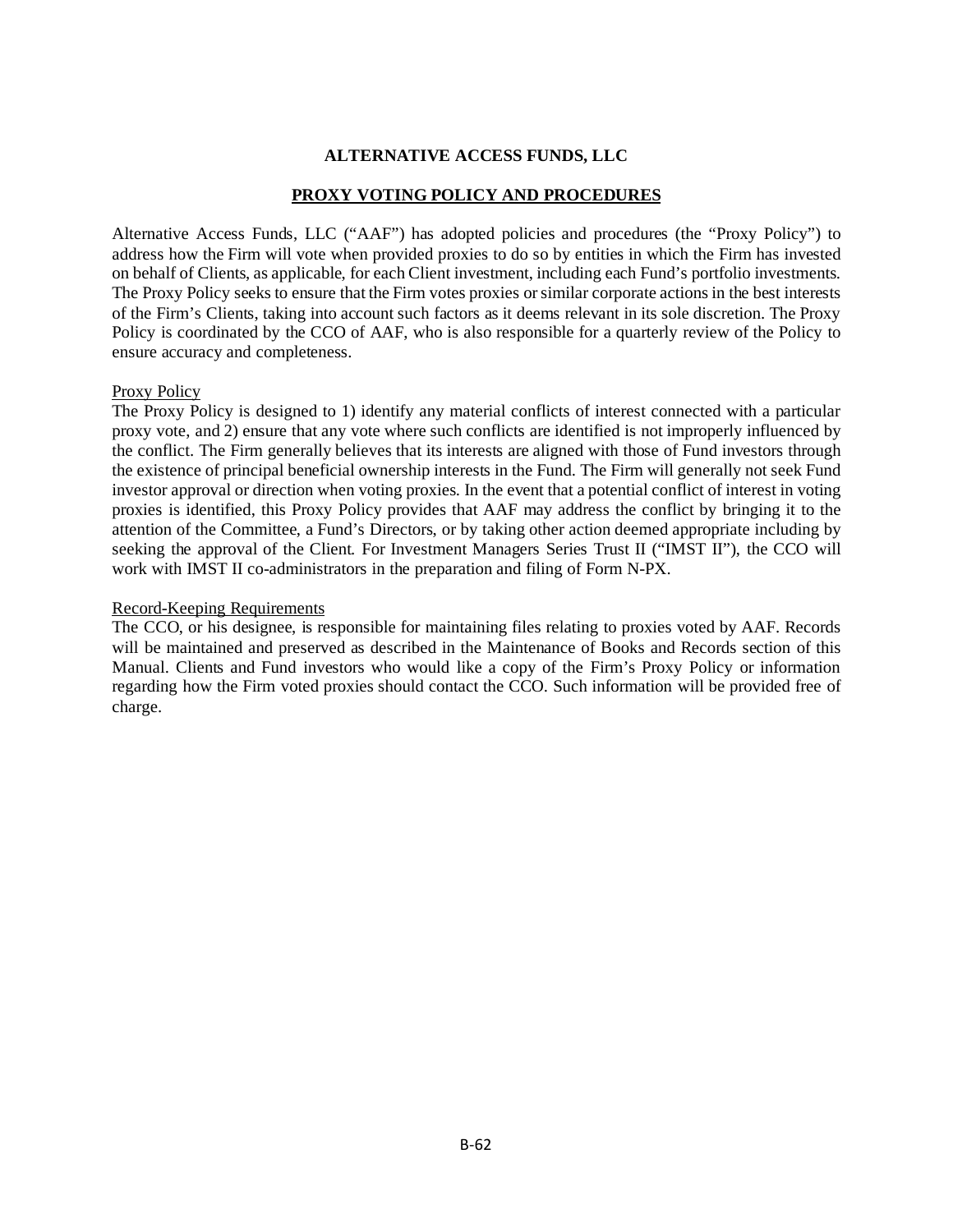**ALTERNATIVE ACCESS FUNDS, LLC**

**PROXY VOTING POLICY AND PROCEDURES**

Alternative Access Funds, LLC ("AAF") has adopted policies and procedures (the "Proxy Policy") to address how the Firm will vote when provided proxies to do so by entities in which the Firm has invested on behalf of Clients, as applicable, for each Client investment, including each Fund's portfolio investments. The Proxy Policy seeks to ensure that the Firm votes proxies or similar corporate actions in the best interests of the Firm's Clients, taking into account such factors as it deems relevant in its sole discretion. The Proxy Policy is coordinated by the CCO of AAF, who is also responsible for a quarterly review of the Policy to ensure accuracy and completeness.

Proxy Policy

The Proxy Policy is designed to 1) identify any material conflicts of interest connected with a particular proxy vote, and 2) ensure that any vote where such conflicts are identified is not improperly influenced by the conflict. The Firm generally believes that its interests are aligned with those of Fund investors through the existence of principal beneficial ownership interests in the Fund. The Firm will generally not seek Fund investor approval or direction when voting proxies. In the event that a potential conflict of interest in voting proxies is identified, this Proxy Policy provides that AAF may address the conflict by bringing it to the attention of the Committee, a Fund's Directors, or by taking other action deemed appropriate including by seeking the approval of the Client. For Investment Managers Series Trust II ("IMST II"), the CCO will work with IMST II co-administrators in the preparation and filing of Form N-PX.

Record-Keeping Requirements

The CCO, or his designee, is responsible for maintaining files relating to proxies voted by AAF. Records will be maintained and preserved as described in the Maintenance of Books and Records section of this Manual. Clients and Fund investors who would like a copy of the Firm's Proxy Policy or information regarding how the Firm voted proxies should contact the CCO. Such information will be provided free of charge.